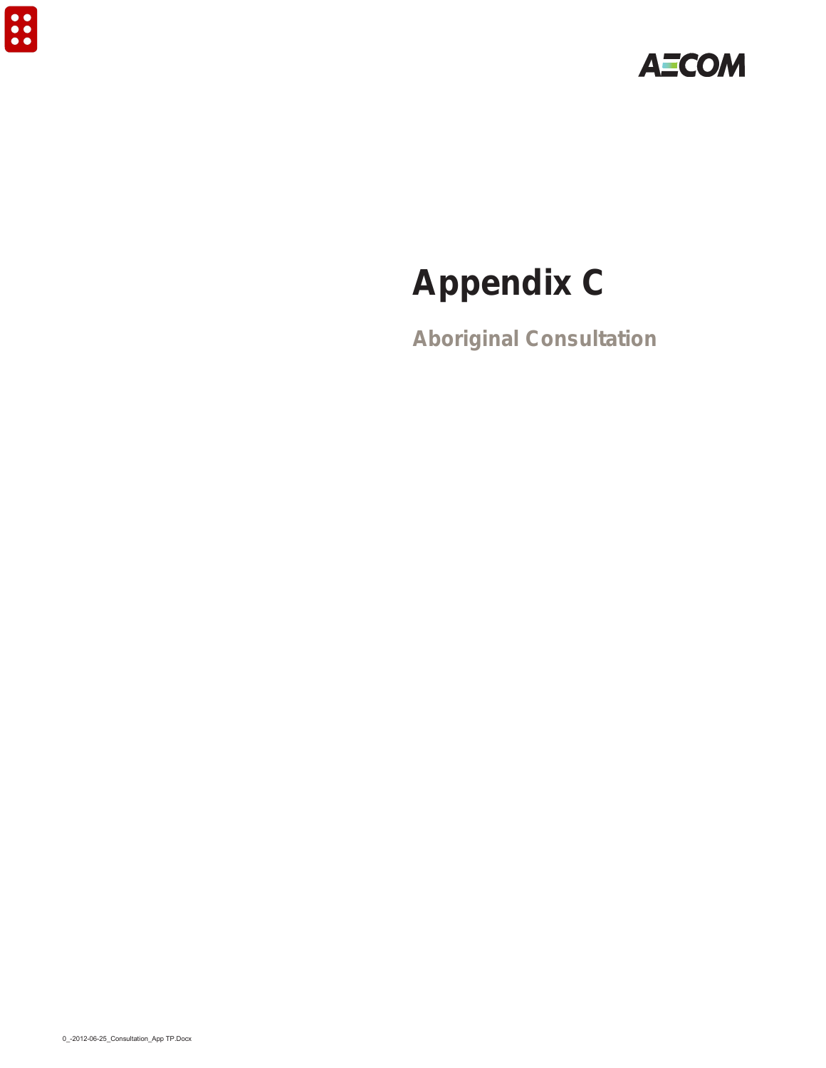# Appendix C

## Aboriginal Consultation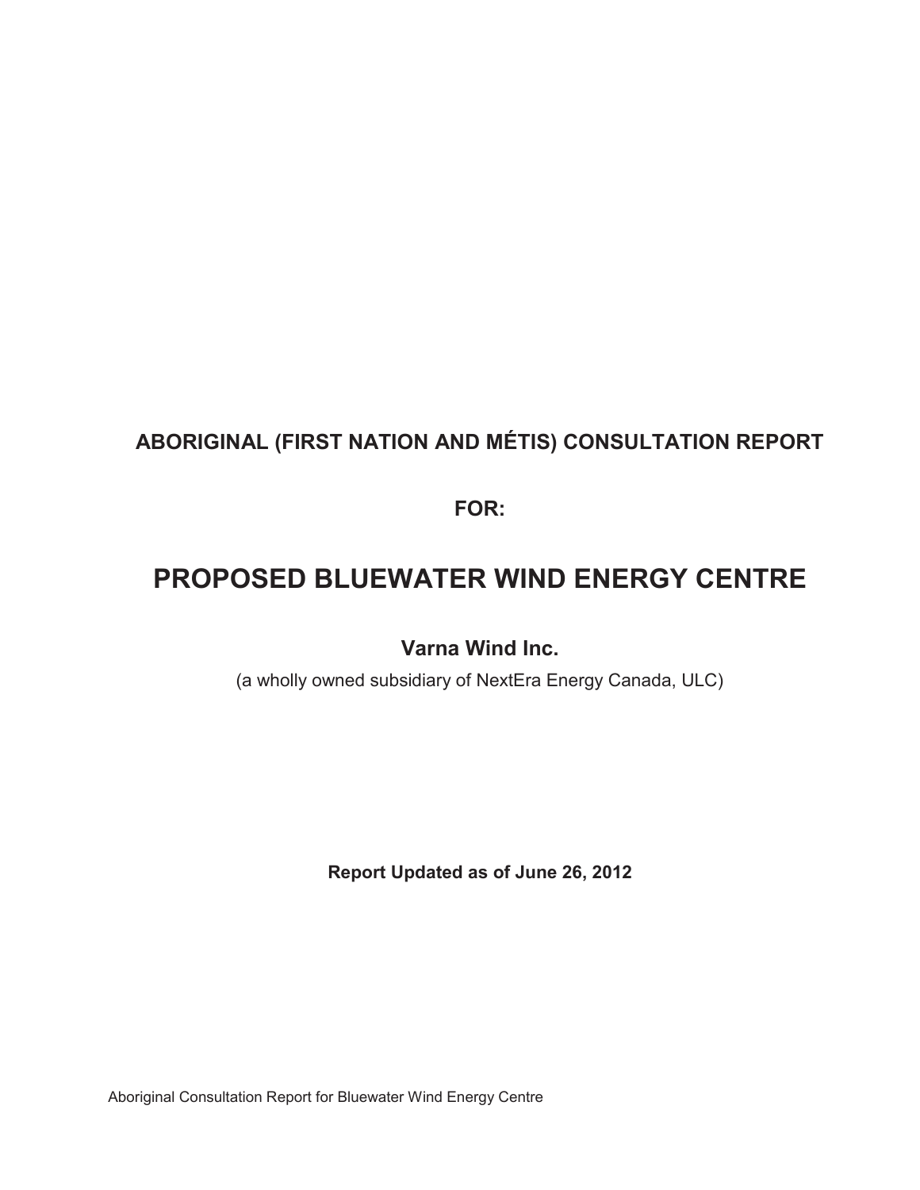# ABORIGINAL (FIRST NATION AND MÉTIS) CONSULTATION REPORT

**FOR:**

# PROPOSED BLUEWATER WIND ENERGY CENTRE

## Varna Wind Inc.

(a wholly owned subsidiary of NextEra Energy Canada, ULC)

**Report Updated as of June 26, 2012**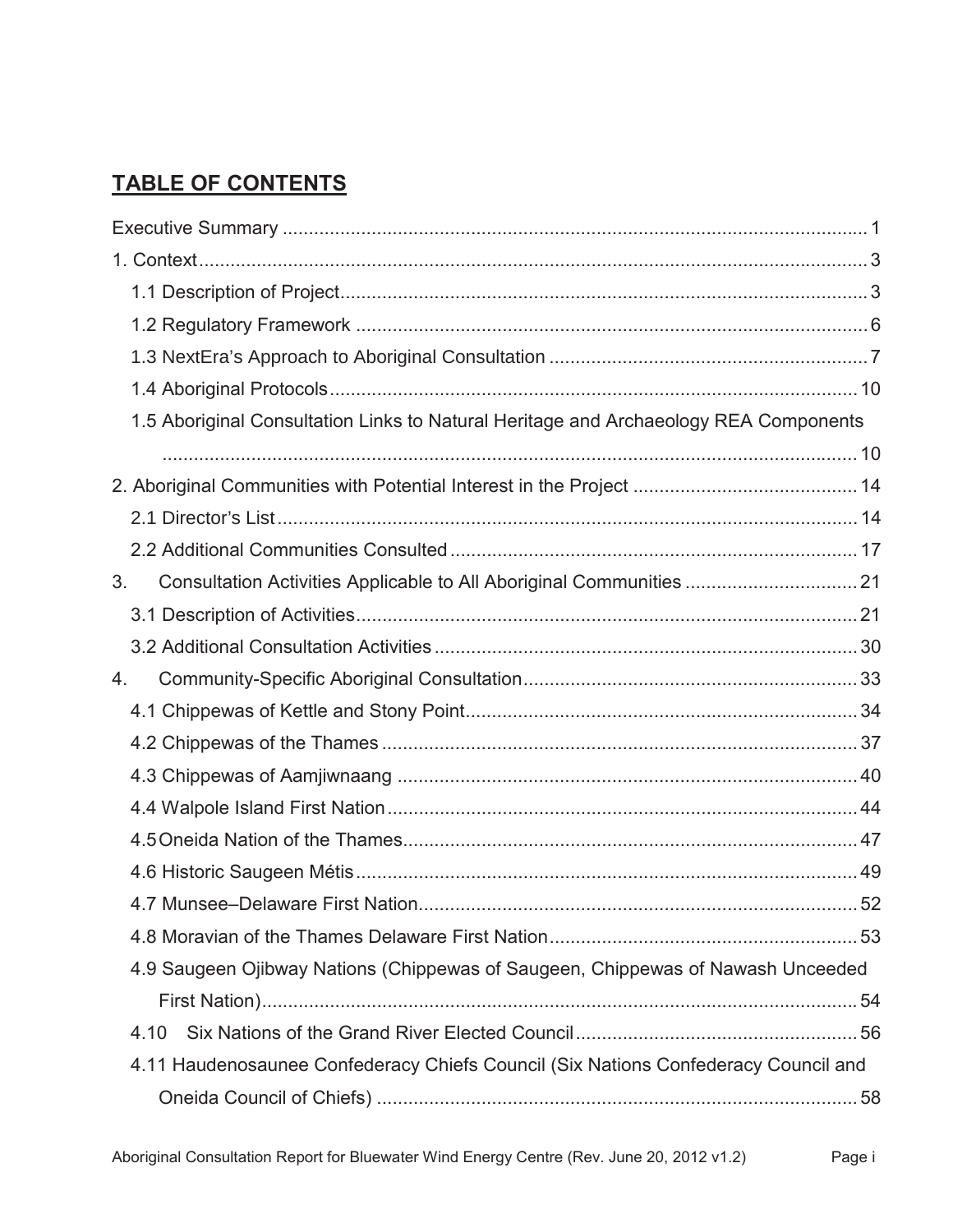## TABLE OF CONTENTS

Executive Summary ........................................................................................................ 1

1. Context ........................................................................................................................ 3

   1.1 Description of Project ............................................................................................ 3

   1.2 Regulatory Framework .......................................................................................... 6

   1.3 NextEra's Approach to Aboriginal Consultation ..................................................... 7

   1.4 Aboriginal Protocols ............................................................................................. 10

   1.5 Aboriginal Consultation Links to Natural Heritage and Archaeology REA Components ............................................................................................................... 10

2. Aboriginal Communities with Potential Interest in the Project ................................... 14

   2.1 Director's List ....................................................................................................... 14

   2.2 Additional Communities Consulted ...................................................................... 17

3. Consultation Activities Applicable to All Aboriginal Communities ................................ 21

   3.1 Description of Activities ........................................................................................ 21

   3.2 Additional Consultation Activities ......................................................................... 30

4. Community-Specific Aboriginal Consultation ............................................................ 33

   4.1 Chippewas of Kettle and Stony Point ................................................................... 34

   4.2 Chippewas of the Thames .................................................................................... 37

   4.3 Chippewas of Aamjiwnaang ................................................................................ 40

   4.4 Walpole Island First Nation .................................................................................. 44

   4.5 Oneida Nation of the Thames ............................................................................... 47

   4.6 Historic Saugeen Métis ......................................................................................... 49

   4.7 Munsee–Delaware First Nation ............................................................................. 52

   4.8 Moravian of the Thames Delaware First Nation .................................................... 53

   4.9 Saugeen Ojibway Nations (Chippewas of Saugeen, Chippewas of Nawash Unceeded First Nation) .......................................................................................................... 54

   4.10 Six Nations of the Grand River Elected Council .................................................. 56

   4.11 Haudenosaunee Confederacy Chiefs Council (Six Nations Confederacy Council and Oneida Council of Chiefs) ..................................................................................... 58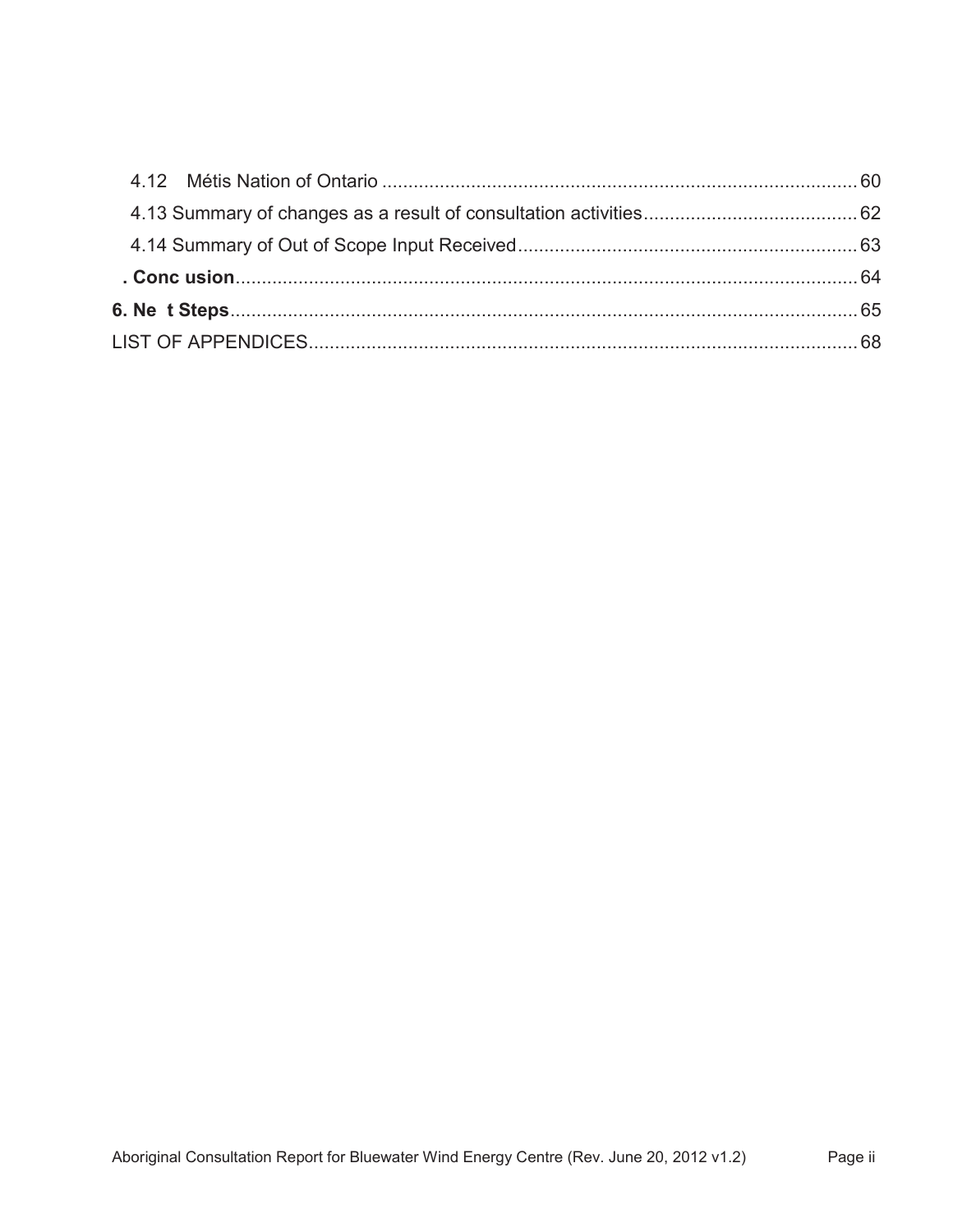4.12 Métis Nation of Ontario ........................................................................................... 60
4.13 Summary of changes as a result of consultation activities ........................................ 62
4.14 Summary of Out of Scope Input Received ................................................................ 63
**. Conc usion** ........................................................................................................................ 64
**6. Ne t Steps** ........................................................................................................................ 65
LIST OF APPENDICES ........................................................................................................... 68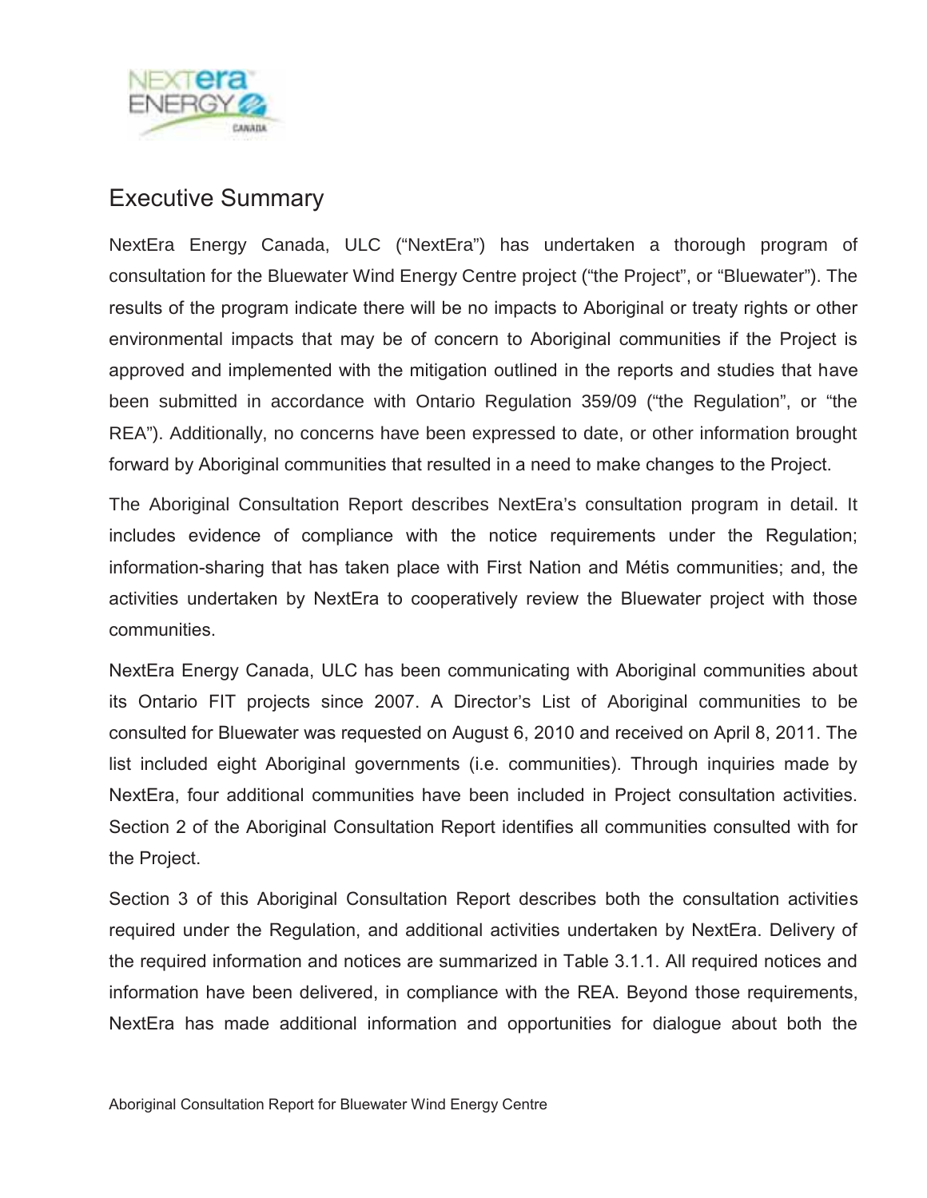## Executive Summary

NextEra Energy Canada, ULC ("NextEra") has undertaken a thorough program of consultation for the Bluewater Wind Energy Centre project ("the Project", or "Bluewater"). The results of the program indicate there will be no impacts to Aboriginal or treaty rights or other environmental impacts that may be of concern to Aboriginal communities if the Project is approved and implemented with the mitigation outlined in the reports and studies that have been submitted in accordance with Ontario Regulation 359/09 ("the Regulation", or "the REA"). Additionally, no concerns have been expressed to date, or other information brought forward by Aboriginal communities that resulted in a need to make changes to the Project.

The Aboriginal Consultation Report describes NextEra's consultation program in detail. It includes evidence of compliance with the notice requirements under the Regulation; information-sharing that has taken place with First Nation and Métis communities; and, the activities undertaken by NextEra to cooperatively review the Bluewater project with those communities.

NextEra Energy Canada, ULC has been communicating with Aboriginal communities about its Ontario FIT projects since 2007. A Director's List of Aboriginal communities to be consulted for Bluewater was requested on August 6, 2010 and received on April 8, 2011. The list included eight Aboriginal governments (i.e. communities). Through inquiries made by NextEra, four additional communities have been included in Project consultation activities. Section 2 of the Aboriginal Consultation Report identifies all communities consulted with for the Project.

Section 3 of this Aboriginal Consultation Report describes both the consultation activities required under the Regulation, and additional activities undertaken by NextEra. Delivery of the required information and notices are summarized in Table 3.1.1. All required notices and information have been delivered, in compliance with the REA. Beyond those requirements, NextEra has made additional information and opportunities for dialogue about both the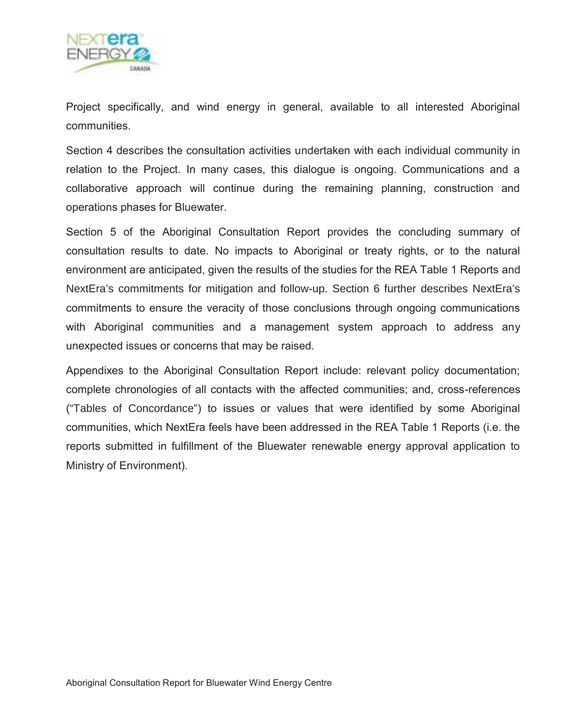Project specifically, and wind energy in general, available to all interested Aboriginal communities.

Section 4 describes the consultation activities undertaken with each individual community in relation to the Project. In many cases, this dialogue is ongoing. Communications and a collaborative approach will continue during the remaining planning, construction and operations phases for Bluewater.

Section 5 of the Aboriginal Consultation Report provides the concluding summary of consultation results to date. No impacts to Aboriginal or treaty rights, or to the natural environment are anticipated, given the results of the studies for the REA Table 1 Reports and NextEra's commitments for mitigation and follow-up. Section 6 further describes NextEra's commitments to ensure the veracity of those conclusions through ongoing communications with Aboriginal communities and a management system approach to address any unexpected issues or concerns that may be raised.

Appendixes to the Aboriginal Consultation Report include: relevant policy documentation; complete chronologies of all contacts with the affected communities; and, cross-references ("Tables of Concordance") to issues or values that were identified by some Aboriginal communities, which NextEra feels have been addressed in the REA Table 1 Reports (i.e. the reports submitted in fulfillment of the Bluewater renewable energy approval application to Ministry of Environment).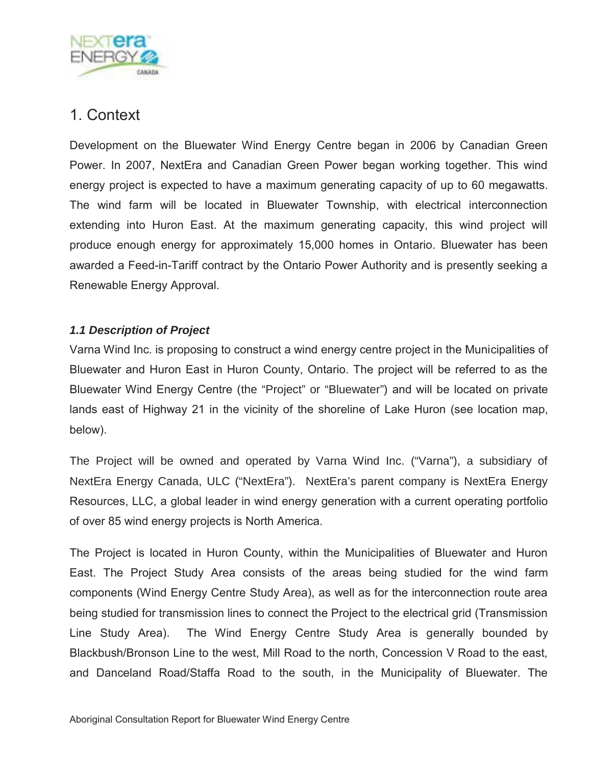# 1. Context

Development on the Bluewater Wind Energy Centre began in 2006 by Canadian Green Power. In 2007, NextEra and Canadian Green Power began working together. This wind energy project is expected to have a maximum generating capacity of up to 60 megawatts. The wind farm will be located in Bluewater Township, with electrical interconnection extending into Huron East. At the maximum generating capacity, this wind project will produce enough energy for approximately 15,000 homes in Ontario. Bluewater has been awarded a Feed-in-Tariff contract by the Ontario Power Authority and is presently seeking a Renewable Energy Approval.

### *1.1 Description of Project*

Varna Wind Inc. is proposing to construct a wind energy centre project in the Municipalities of Bluewater and Huron East in Huron County, Ontario. The project will be referred to as the Bluewater Wind Energy Centre (the “Project” or “Bluewater”) and will be located on private lands east of Highway 21 in the vicinity of the shoreline of Lake Huron (see location map, below).

The Project will be owned and operated by Varna Wind Inc. (“Varna”), a subsidiary of NextEra Energy Canada, ULC (“NextEra”). NextEra’s parent company is NextEra Energy Resources, LLC, a global leader in wind energy generation with a current operating portfolio of over 85 wind energy projects is North America.

The Project is located in Huron County, within the Municipalities of Bluewater and Huron East. The Project Study Area consists of the areas being studied for the wind farm components (Wind Energy Centre Study Area), as well as for the interconnection route area being studied for transmission lines to connect the Project to the electrical grid (Transmission Line Study Area). The Wind Energy Centre Study Area is generally bounded by Blackbush/Bronson Line to the west, Mill Road to the north, Concession V Road to the east, and Danceland Road/Staffa Road to the south, in the Municipality of Bluewater. The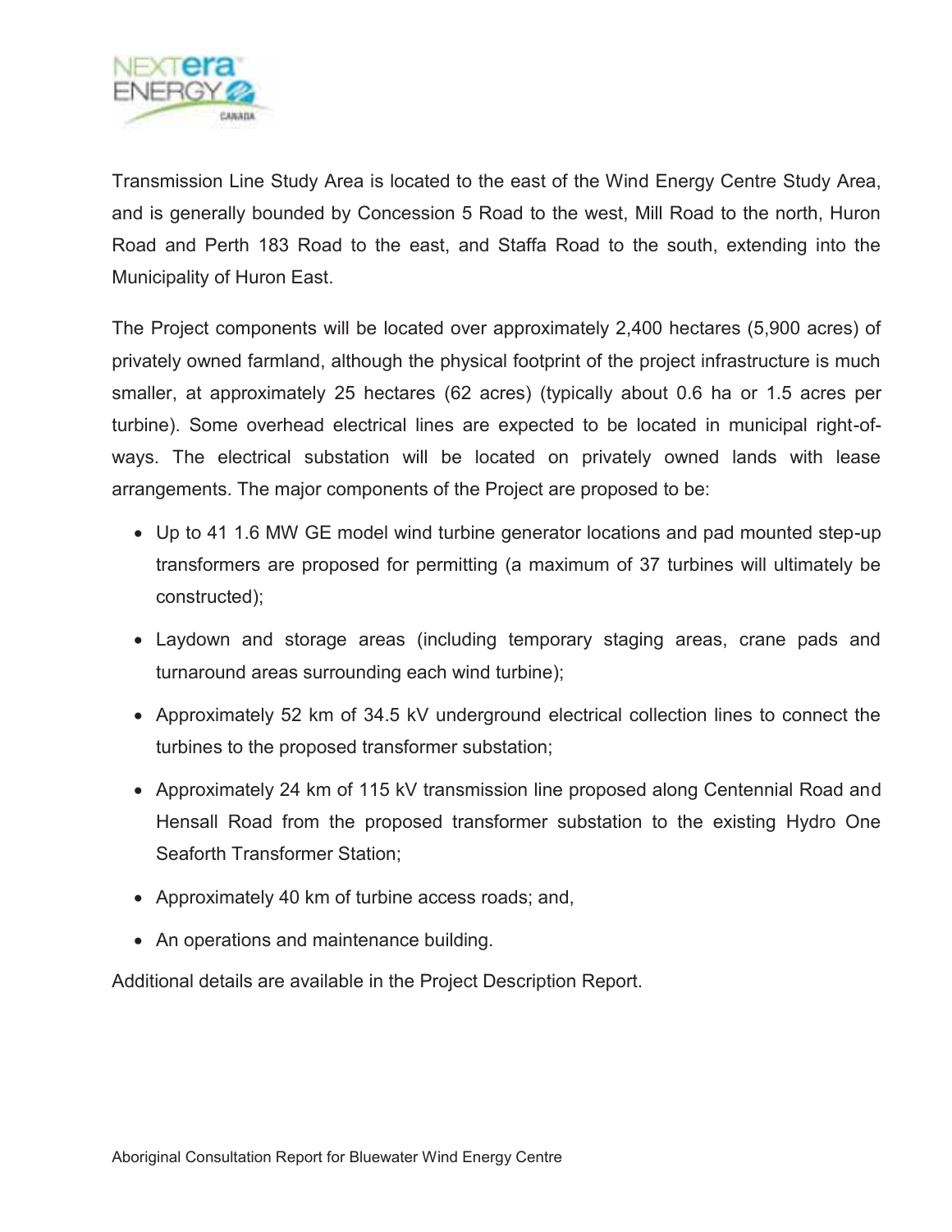Transmission Line Study Area is located to the east of the Wind Energy Centre Study Area, and is generally bounded by Concession 5 Road to the west, Mill Road to the north, Huron Road and Perth 183 Road to the east, and Staffa Road to the south, extending into the Municipality of Huron East.

The Project components will be located over approximately 2,400 hectares (5,900 acres) of privately owned farmland, although the physical footprint of the project infrastructure is much smaller, at approximately 25 hectares (62 acres) (typically about 0.6 ha or 1.5 acres per turbine). Some overhead electrical lines are expected to be located in municipal right-of-ways. The electrical substation will be located on privately owned lands with lease arrangements. The major components of the Project are proposed to be:

- Up to 41 1.6 MW GE model wind turbine generator locations and pad mounted step-up transformers are proposed for permitting (a maximum of 37 turbines will ultimately be constructed);
- Laydown and storage areas (including temporary staging areas, crane pads and turnaround areas surrounding each wind turbine);
- Approximately 52 km of 34.5 kV underground electrical collection lines to connect the turbines to the proposed transformer substation;
- Approximately 24 km of 115 kV transmission line proposed along Centennial Road and Hensall Road from the proposed transformer substation to the existing Hydro One Seaforth Transformer Station;
- Approximately 40 km of turbine access roads; and,
- An operations and maintenance building.

Additional details are available in the Project Description Report.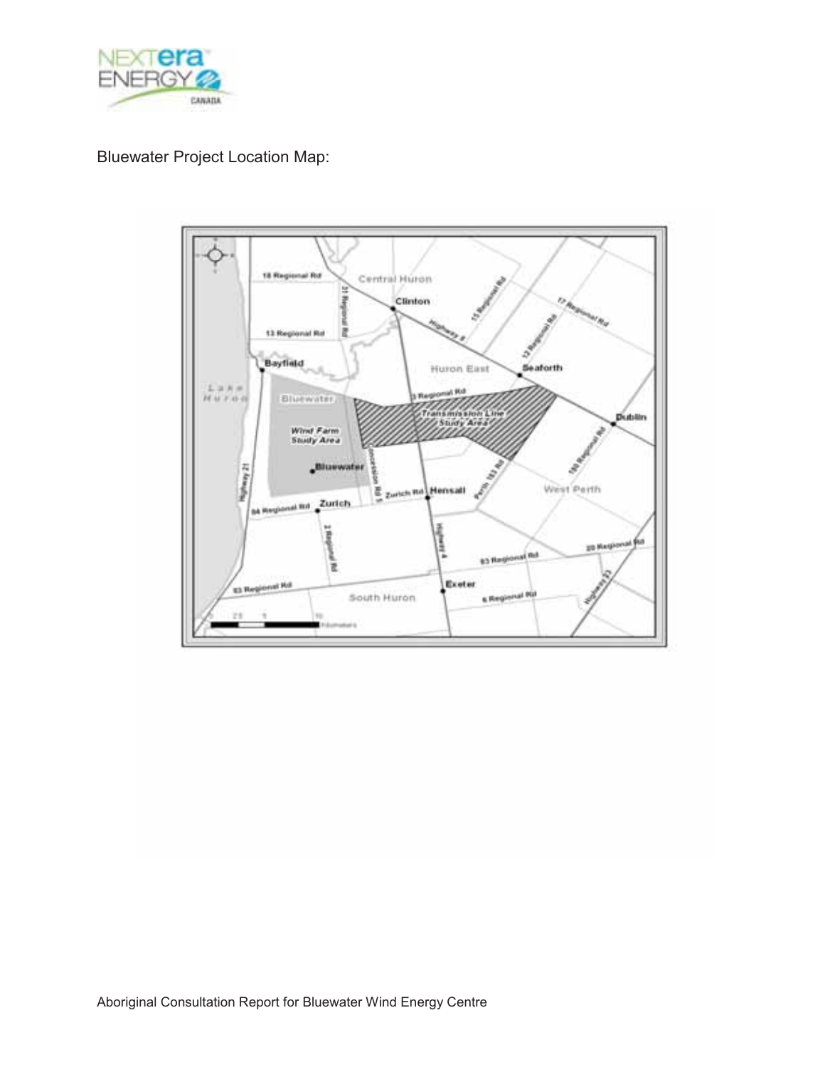Bluewater Project Location Map: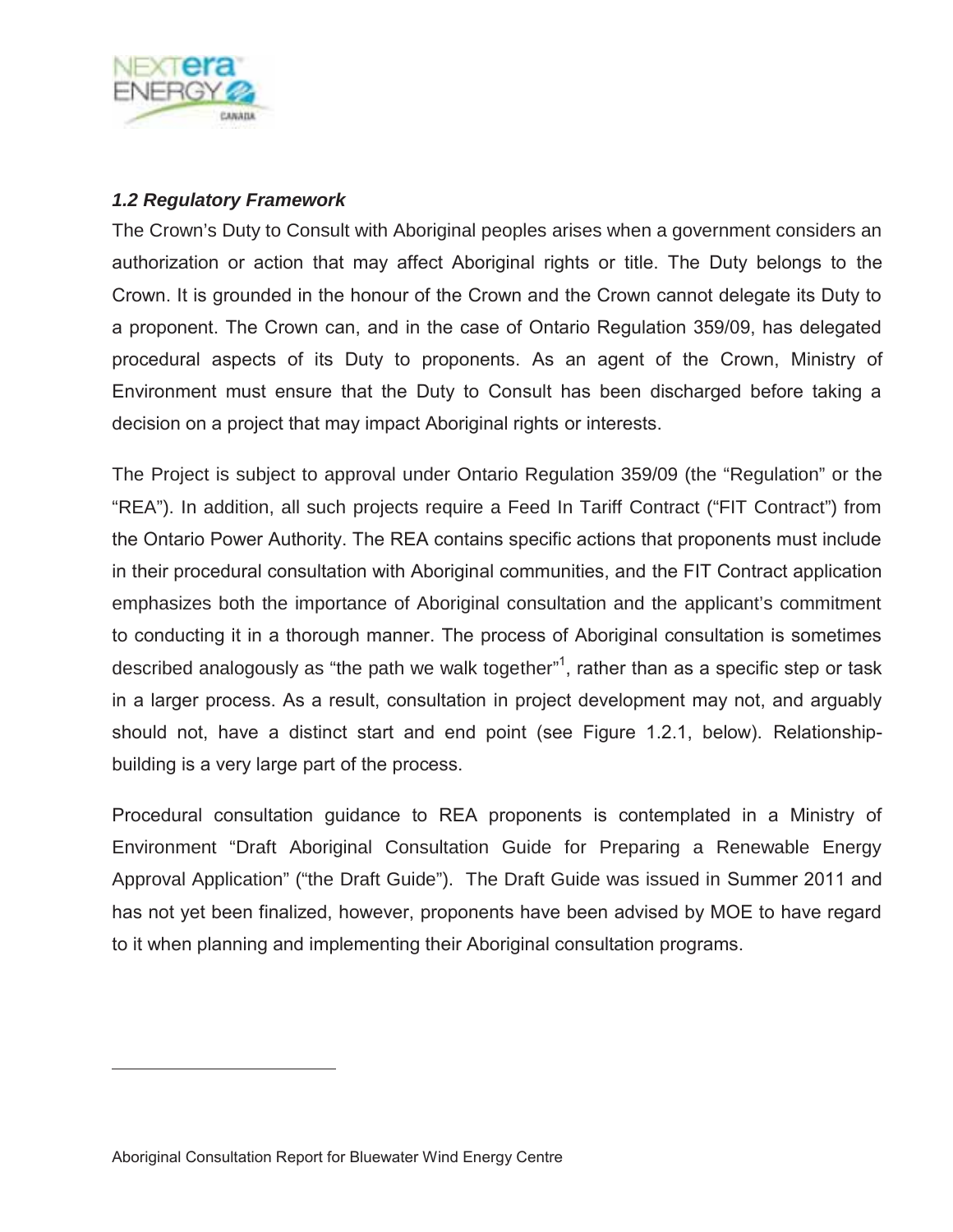### *1.2 Regulatory Framework*

The Crown's Duty to Consult with Aboriginal peoples arises when a government considers an authorization or action that may affect Aboriginal rights or title. The Duty belongs to the Crown. It is grounded in the honour of the Crown and the Crown cannot delegate its Duty to a proponent. The Crown can, and in the case of Ontario Regulation 359/09, has delegated procedural aspects of its Duty to proponents. As an agent of the Crown, Ministry of Environment must ensure that the Duty to Consult has been discharged before taking a decision on a project that may impact Aboriginal rights or interests.

The Project is subject to approval under Ontario Regulation 359/09 (the "Regulation" or the "REA"). In addition, all such projects require a Feed In Tariff Contract ("FIT Contract") from the Ontario Power Authority. The REA contains specific actions that proponents must include in their procedural consultation with Aboriginal communities, and the FIT Contract application emphasizes both the importance of Aboriginal consultation and the applicant's commitment to conducting it in a thorough manner. The process of Aboriginal consultation is sometimes described analogously as "the path we walk together"[1], rather than as a specific step or task in a larger process. As a result, consultation in project development may not, and arguably should not, have a distinct start and end point (see Figure 1.2.1, below). Relationship-building is a very large part of the process.

Procedural consultation guidance to REA proponents is contemplated in a Ministry of Environment "Draft Aboriginal Consultation Guide for Preparing a Renewable Energy Approval Application" ("the Draft Guide"). The Draft Guide was issued in Summer 2011 and has not yet been finalized, however, proponents have been advised by MOE to have regard to it when planning and implementing their Aboriginal consultation programs.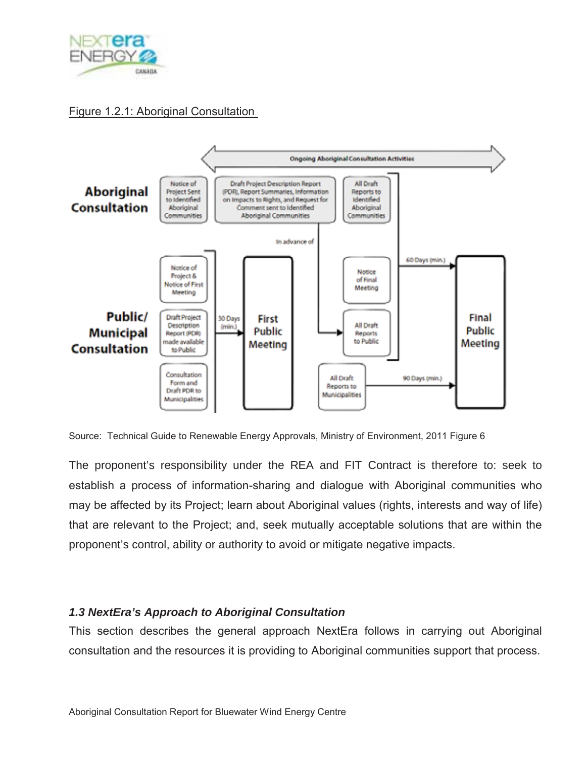Figure 1.2.1: Aboriginal Consultation

Source: Technical Guide to Renewable Energy Approvals, Ministry of Environment, 2011 Figure 6

The proponent's responsibility under the REA and FIT Contract is therefore to: seek to establish a process of information-sharing and dialogue with Aboriginal communities who may be affected by its Project; learn about Aboriginal values (rights, interests and way of life) that are relevant to the Project; and, seek mutually acceptable solutions that are within the proponent's control, ability or authority to avoid or mitigate negative impacts.

### *1.3 NextEra's Approach to Aboriginal Consultation*

This section describes the general approach NextEra follows in carrying out Aboriginal consultation and the resources it is providing to Aboriginal communities support that process.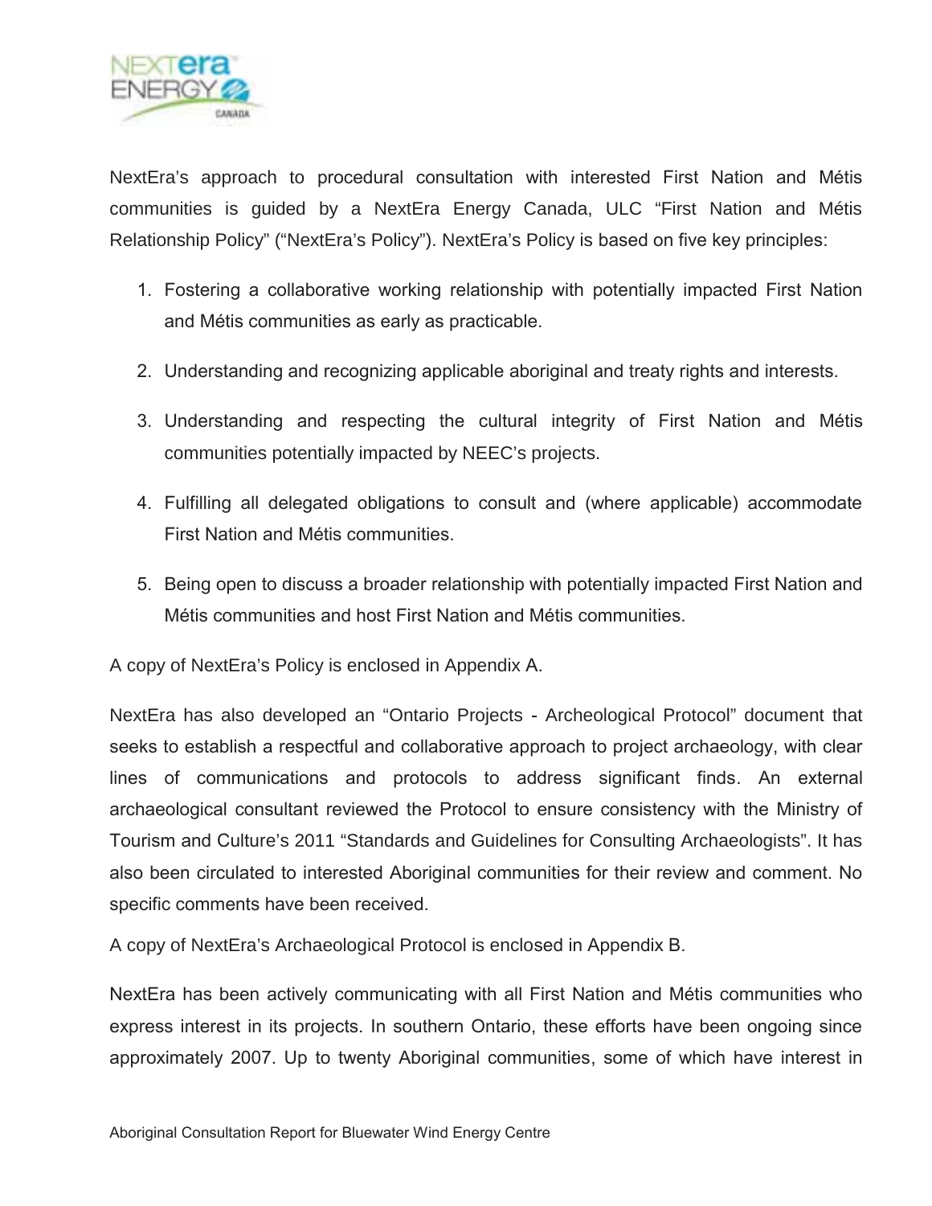NextEra's approach to procedural consultation with interested First Nation and Métis communities is guided by a NextEra Energy Canada, ULC "First Nation and Métis Relationship Policy" ("NextEra's Policy"). NextEra's Policy is based on five key principles:

1. Fostering a collaborative working relationship with potentially impacted First Nation and Métis communities as early as practicable.
2. Understanding and recognizing applicable aboriginal and treaty rights and interests.
3. Understanding and respecting the cultural integrity of First Nation and Métis communities potentially impacted by NEEC's projects.
4. Fulfilling all delegated obligations to consult and (where applicable) accommodate First Nation and Métis communities.
5. Being open to discuss a broader relationship with potentially impacted First Nation and Métis communities and host First Nation and Métis communities.

A copy of NextEra's Policy is enclosed in Appendix A.

NextEra has also developed an "Ontario Projects - Archeological Protocol" document that seeks to establish a respectful and collaborative approach to project archaeology, with clear lines of communications and protocols to address significant finds. An external archaeological consultant reviewed the Protocol to ensure consistency with the Ministry of Tourism and Culture's 2011 "Standards and Guidelines for Consulting Archaeologists". It has also been circulated to interested Aboriginal communities for their review and comment. No specific comments have been received.

A copy of NextEra's Archaeological Protocol is enclosed in Appendix B.

NextEra has been actively communicating with all First Nation and Métis communities who express interest in its projects. In southern Ontario, these efforts have been ongoing since approximately 2007. Up to twenty Aboriginal communities, some of which have interest in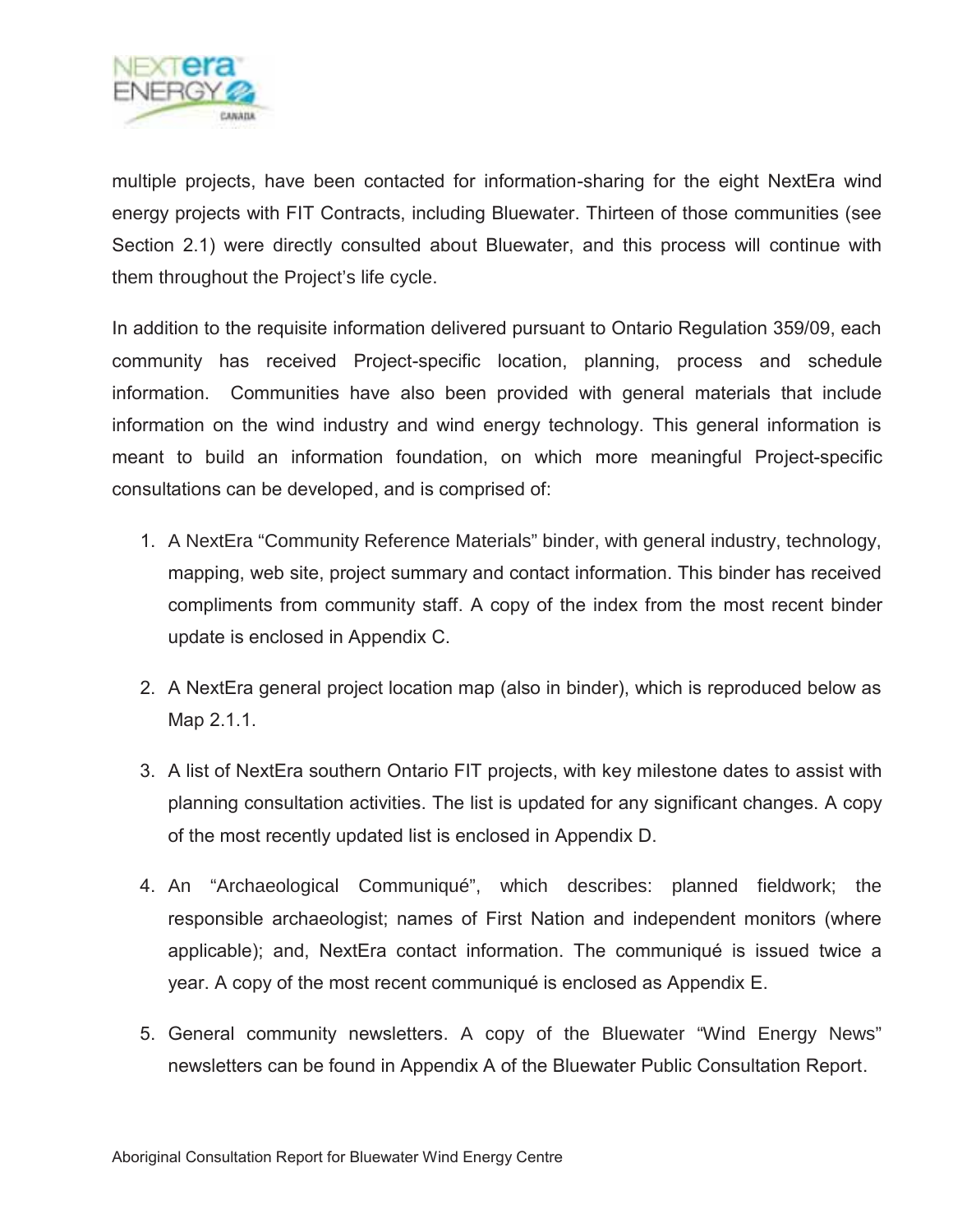multiple projects, have been contacted for information-sharing for the eight NextEra wind energy projects with FIT Contracts, including Bluewater. Thirteen of those communities (see Section 2.1) were directly consulted about Bluewater, and this process will continue with them throughout the Project's life cycle.

In addition to the requisite information delivered pursuant to Ontario Regulation 359/09, each community has received Project-specific location, planning, process and schedule information. Communities have also been provided with general materials that include information on the wind industry and wind energy technology. This general information is meant to build an information foundation, on which more meaningful Project-specific consultations can be developed, and is comprised of:

1. A NextEra "Community Reference Materials" binder, with general industry, technology, mapping, web site, project summary and contact information. This binder has received compliments from community staff. A copy of the index from the most recent binder update is enclosed in Appendix C.

2. A NextEra general project location map (also in binder), which is reproduced below as Map 2.1.1.

3. A list of NextEra southern Ontario FIT projects, with key milestone dates to assist with planning consultation activities. The list is updated for any significant changes. A copy of the most recently updated list is enclosed in Appendix D.

4. An "Archaeological Communiqué", which describes: planned fieldwork; the responsible archaeologist; names of First Nation and independent monitors (where applicable); and, NextEra contact information. The communiqué is issued twice a year. A copy of the most recent communiqué is enclosed as Appendix E.

5. General community newsletters. A copy of the Bluewater "Wind Energy News" newsletters can be found in Appendix A of the Bluewater Public Consultation Report.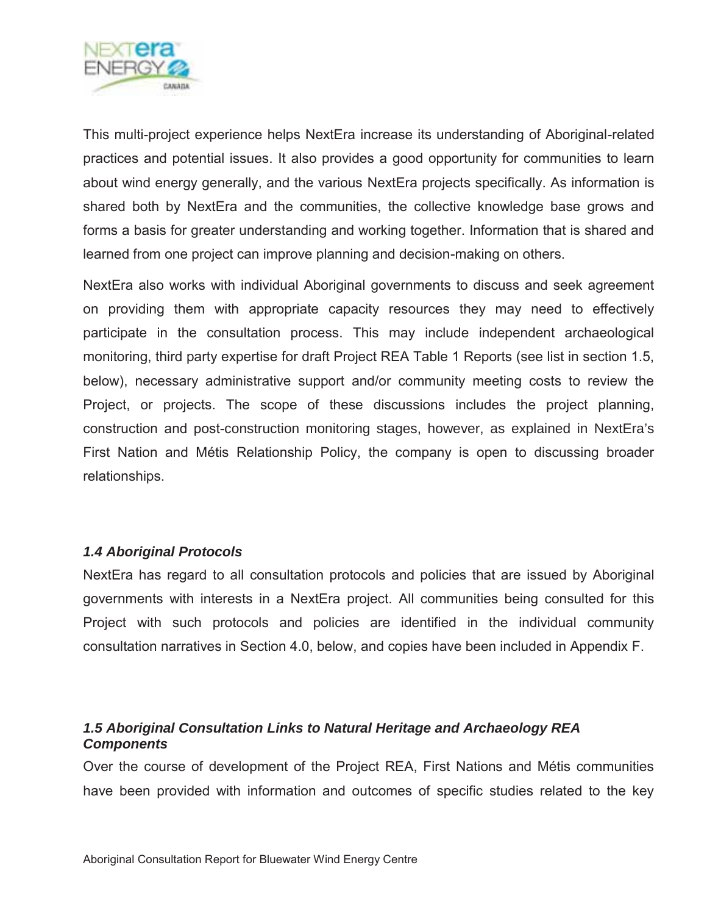This multi-project experience helps NextEra increase its understanding of Aboriginal-related practices and potential issues. It also provides a good opportunity for communities to learn about wind energy generally, and the various NextEra projects specifically. As information is shared both by NextEra and the communities, the collective knowledge base grows and forms a basis for greater understanding and working together. Information that is shared and learned from one project can improve planning and decision-making on others.

NextEra also works with individual Aboriginal governments to discuss and seek agreement on providing them with appropriate capacity resources they may need to effectively participate in the consultation process. This may include independent archaeological monitoring, third party expertise for draft Project REA Table 1 Reports (see list in section 1.5, below), necessary administrative support and/or community meeting costs to review the Project, or projects. The scope of these discussions includes the project planning, construction and post-construction monitoring stages, however, as explained in NextEra's First Nation and Métis Relationship Policy, the company is open to discussing broader relationships.

### *1.4 Aboriginal Protocols*

NextEra has regard to all consultation protocols and policies that are issued by Aboriginal governments with interests in a NextEra project. All communities being consulted for this Project with such protocols and policies are identified in the individual community consultation narratives in Section 4.0, below, and copies have been included in Appendix F.

### *1.5 Aboriginal Consultation Links to Natural Heritage and Archaeology REA Components*

Over the course of development of the Project REA, First Nations and Métis communities have been provided with information and outcomes of specific studies related to the key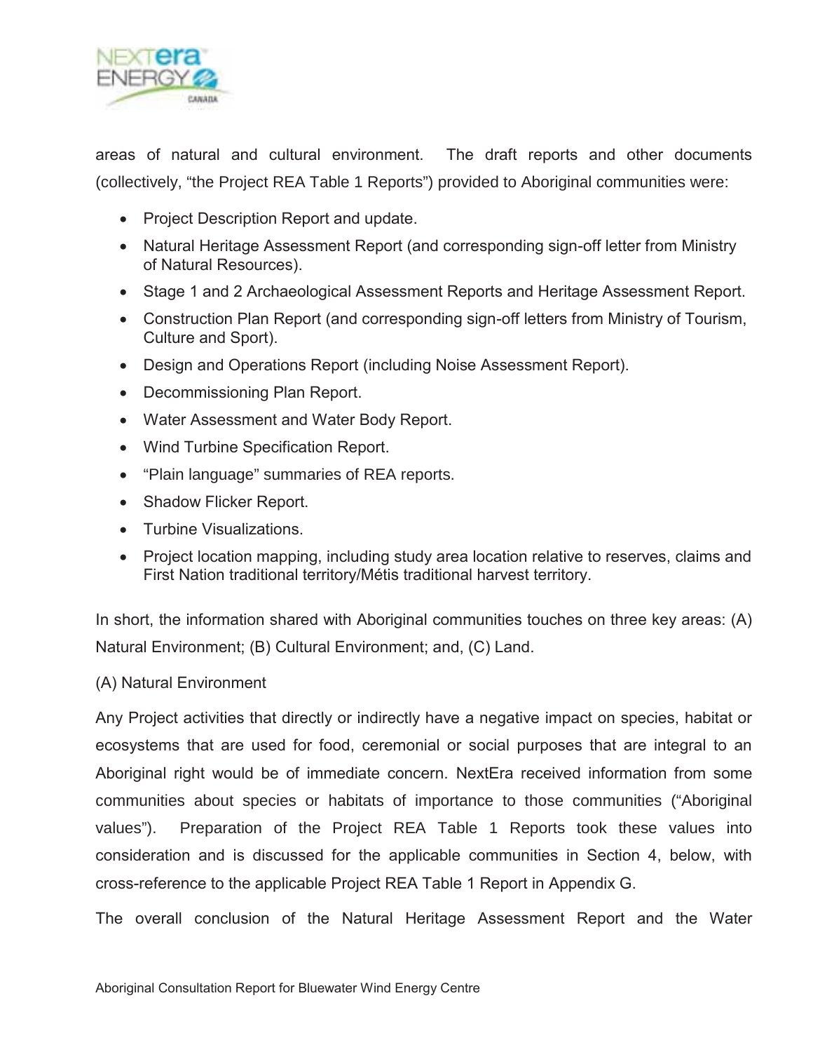areas of natural and cultural environment. The draft reports and other documents (collectively, "the Project REA Table 1 Reports") provided to Aboriginal communities were:

- Project Description Report and update.
- Natural Heritage Assessment Report (and corresponding sign-off letter from Ministry of Natural Resources).
- Stage 1 and 2 Archaeological Assessment Reports and Heritage Assessment Report.
- Construction Plan Report (and corresponding sign-off letters from Ministry of Tourism, Culture and Sport).
- Design and Operations Report (including Noise Assessment Report).
- Decommissioning Plan Report.
- Water Assessment and Water Body Report.
- Wind Turbine Specification Report.
- "Plain language" summaries of REA reports.
- Shadow Flicker Report.
- Turbine Visualizations.
- Project location mapping, including study area location relative to reserves, claims and First Nation traditional territory/Métis traditional harvest territory.

In short, the information shared with Aboriginal communities touches on three key areas: (A) Natural Environment; (B) Cultural Environment; and, (C) Land.

(A) Natural Environment

Any Project activities that directly or indirectly have a negative impact on species, habitat or ecosystems that are used for food, ceremonial or social purposes that are integral to an Aboriginal right would be of immediate concern. NextEra received information from some communities about species or habitats of importance to those communities ("Aboriginal values"). Preparation of the Project REA Table 1 Reports took these values into consideration and is discussed for the applicable communities in Section 4, below, with cross-reference to the applicable Project REA Table 1 Report in Appendix G.

The overall conclusion of the Natural Heritage Assessment Report and the Water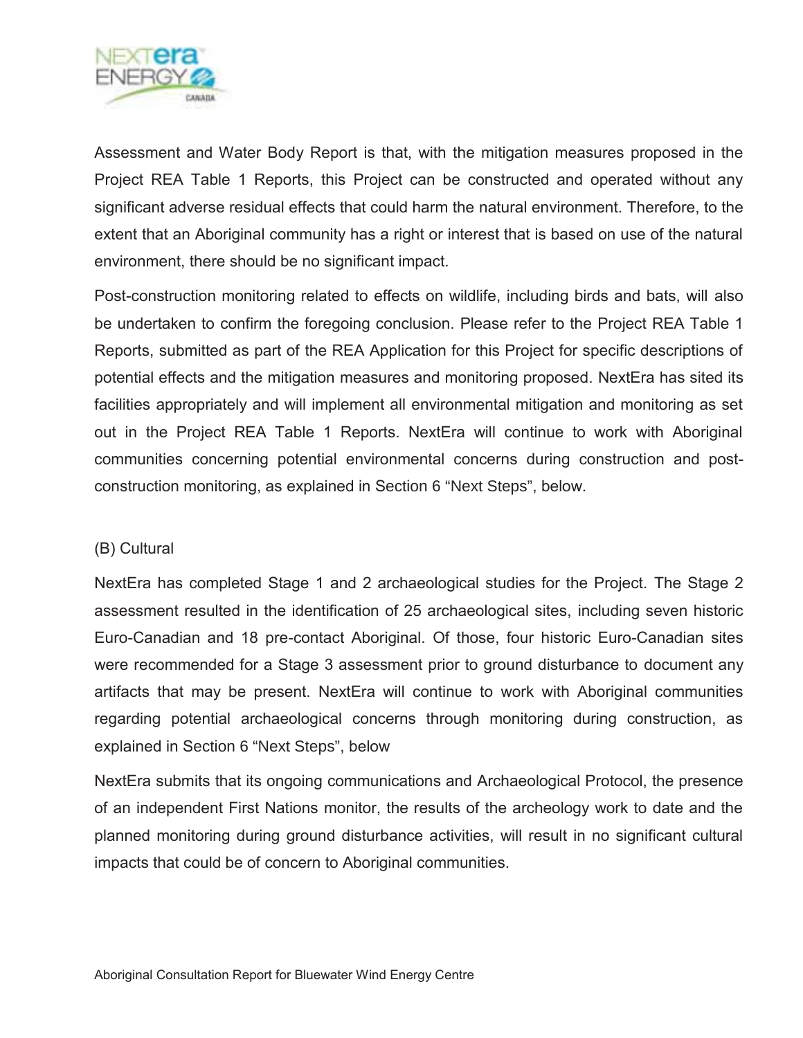Assessment and Water Body Report is that, with the mitigation measures proposed in the Project REA Table 1 Reports, this Project can be constructed and operated without any significant adverse residual effects that could harm the natural environment. Therefore, to the extent that an Aboriginal community has a right or interest that is based on use of the natural environment, there should be no significant impact.

Post-construction monitoring related to effects on wildlife, including birds and bats, will also be undertaken to confirm the foregoing conclusion. Please refer to the Project REA Table 1 Reports, submitted as part of the REA Application for this Project for specific descriptions of potential effects and the mitigation measures and monitoring proposed. NextEra has sited its facilities appropriately and will implement all environmental mitigation and monitoring as set out in the Project REA Table 1 Reports. NextEra will continue to work with Aboriginal communities concerning potential environmental concerns during construction and post-construction monitoring, as explained in Section 6 "Next Steps", below.

(B) Cultural

NextEra has completed Stage 1 and 2 archaeological studies for the Project. The Stage 2 assessment resulted in the identification of 25 archaeological sites, including seven historic Euro-Canadian and 18 pre-contact Aboriginal. Of those, four historic Euro-Canadian sites were recommended for a Stage 3 assessment prior to ground disturbance to document any artifacts that may be present. NextEra will continue to work with Aboriginal communities regarding potential archaeological concerns through monitoring during construction, as explained in Section 6 "Next Steps", below

NextEra submits that its ongoing communications and Archaeological Protocol, the presence of an independent First Nations monitor, the results of the archeology work to date and the planned monitoring during ground disturbance activities, will result in no significant cultural impacts that could be of concern to Aboriginal communities.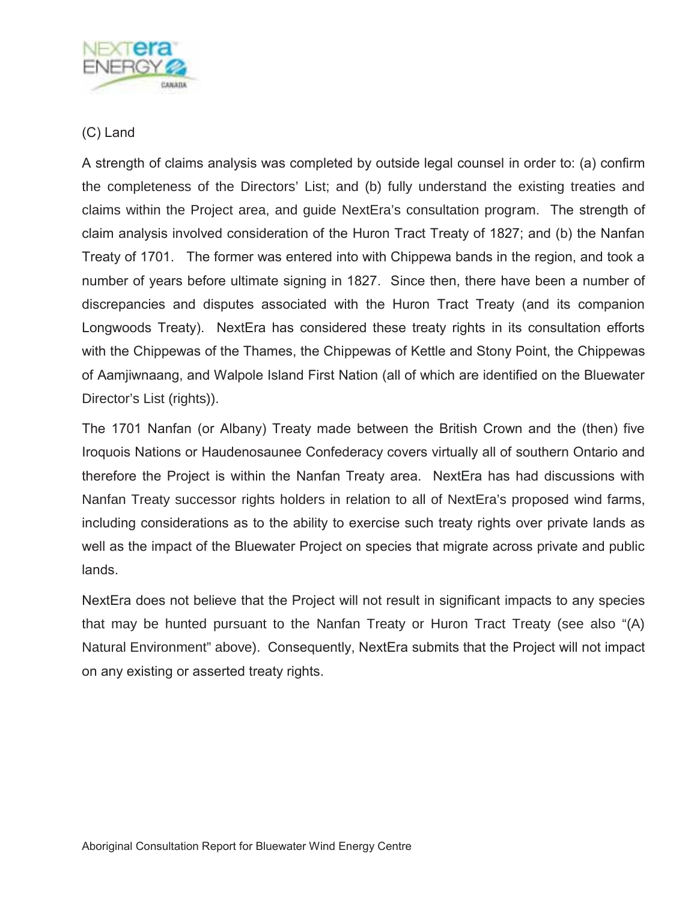(C) Land

A strength of claims analysis was completed by outside legal counsel in order to: (a) confirm the completeness of the Directors' List; and (b) fully understand the existing treaties and claims within the Project area, and guide NextEra's consultation program. The strength of claim analysis involved consideration of the Huron Tract Treaty of 1827; and (b) the Nanfan Treaty of 1701. The former was entered into with Chippewa bands in the region, and took a number of years before ultimate signing in 1827. Since then, there have been a number of discrepancies and disputes associated with the Huron Tract Treaty (and its companion Longwoods Treaty). NextEra has considered these treaty rights in its consultation efforts with the Chippewas of the Thames, the Chippewas of Kettle and Stony Point, the Chippewas of Aamjiwnaang, and Walpole Island First Nation (all of which are identified on the Bluewater Director's List (rights)).

The 1701 Nanfan (or Albany) Treaty made between the British Crown and the (then) five Iroquois Nations or Haudenosaunee Confederacy covers virtually all of southern Ontario and therefore the Project is within the Nanfan Treaty area. NextEra has had discussions with Nanfan Treaty successor rights holders in relation to all of NextEra's proposed wind farms, including considerations as to the ability to exercise such treaty rights over private lands as well as the impact of the Bluewater Project on species that migrate across private and public lands.

NextEra does not believe that the Project will not result in significant impacts to any species that may be hunted pursuant to the Nanfan Treaty or Huron Tract Treaty (see also "(A) Natural Environment" above). Consequently, NextEra submits that the Project will not impact on any existing or asserted treaty rights.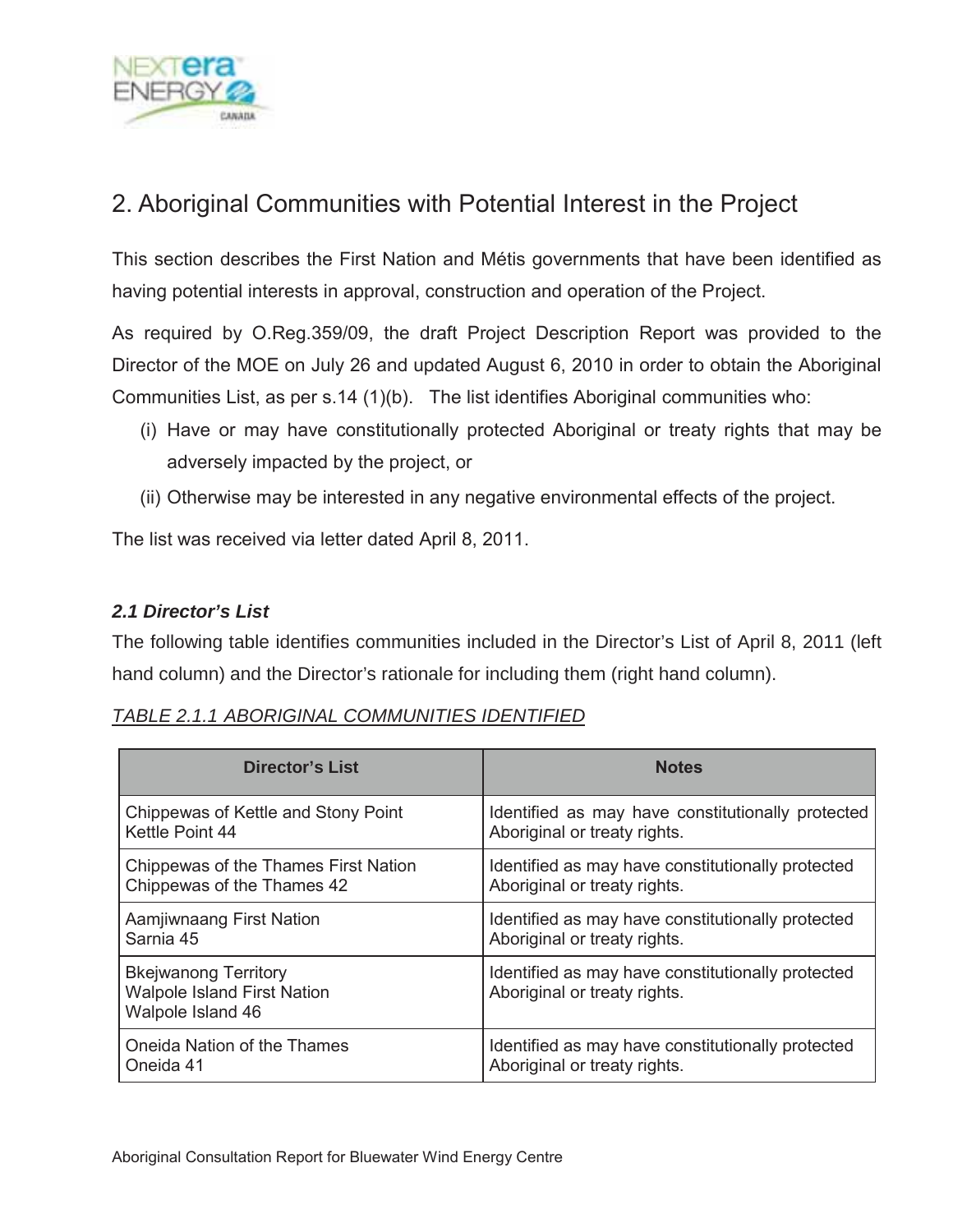# 2. Aboriginal Communities with Potential Interest in the Project

This section describes the First Nation and Métis governments that have been identified as having potential interests in approval, construction and operation of the Project.

As required by O.Reg.359/09, the draft Project Description Report was provided to the Director of the MOE on July 26 and updated August 6, 2010 in order to obtain the Aboriginal Communities List, as per s.14 (1)(b). The list identifies Aboriginal communities who:

(i) Have or may have constitutionally protected Aboriginal or treaty rights that may be adversely impacted by the project, or

(ii) Otherwise may be interested in any negative environmental effects of the project.

The list was received via letter dated April 8, 2011.

### *2.1 Director's List*

The following table identifies communities included in the Director's List of April 8, 2011 (left hand column) and the Director's rationale for including them (right hand column).

*TABLE 2.1.1 ABORIGINAL COMMUNITIES IDENTIFIED*

| Director's List | Notes |
| --- | --- |
| Chippewas of Kettle and Stony Point<br>Kettle Point 44 | Identified as may have constitutionally protected Aboriginal or treaty rights. |
| Chippewas of the Thames First Nation<br>Chippewas of the Thames 42 | Identified as may have constitutionally protected Aboriginal or treaty rights. |
| Aamjiwnaang First Nation<br>Sarnia 45 | Identified as may have constitutionally protected Aboriginal or treaty rights. |
| Bkejwanong Territory<br>Walpole Island First Nation<br>Walpole Island 46 | Identified as may have constitutionally protected Aboriginal or treaty rights. |
| Oneida Nation of the Thames<br>Oneida 41 | Identified as may have constitutionally protected Aboriginal or treaty rights. |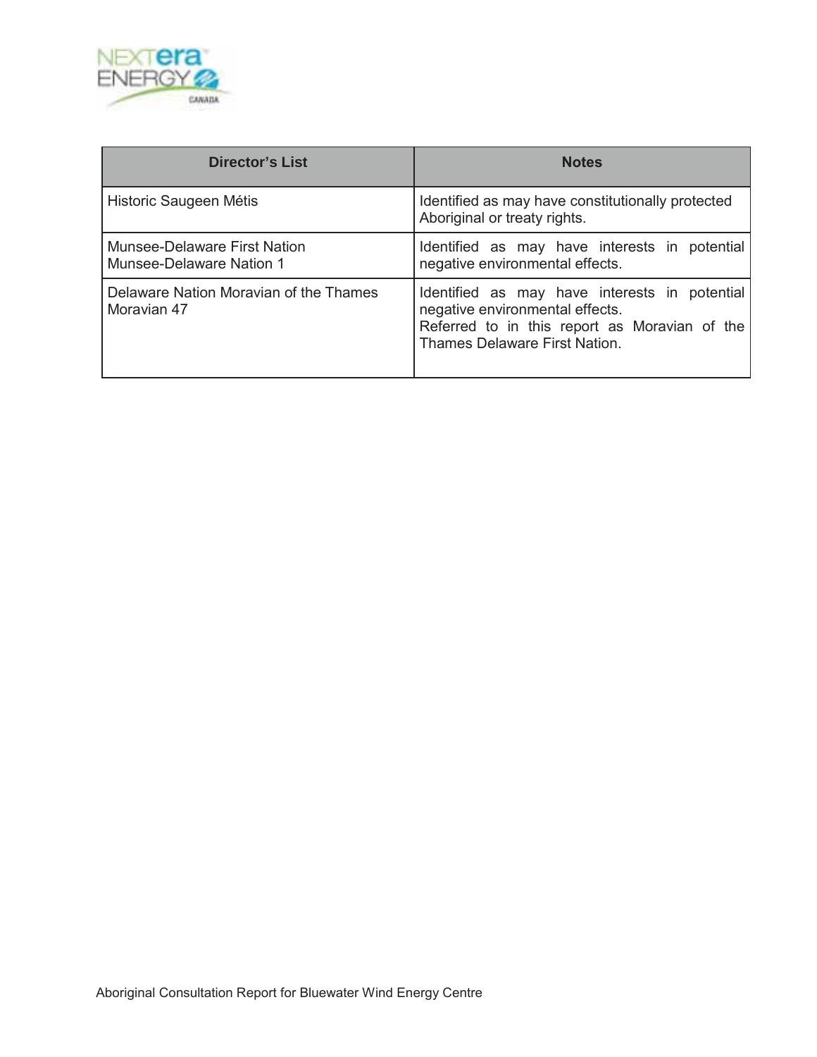| Director's List | Notes |
| --- | --- |
| Historic Saugeen Métis | Identified as may have constitutionally protected Aboriginal or treaty rights. |
| Munsee-Delaware First Nation<br>Munsee-Delaware Nation 1 | Identified as may have interests in potential negative environmental effects. |
| Delaware Nation Moravian of the Thames<br>Moravian 47 | Identified as may have interests in potential negative environmental effects.<br>Referred to in this report as Moravian of the Thames Delaware First Nation. |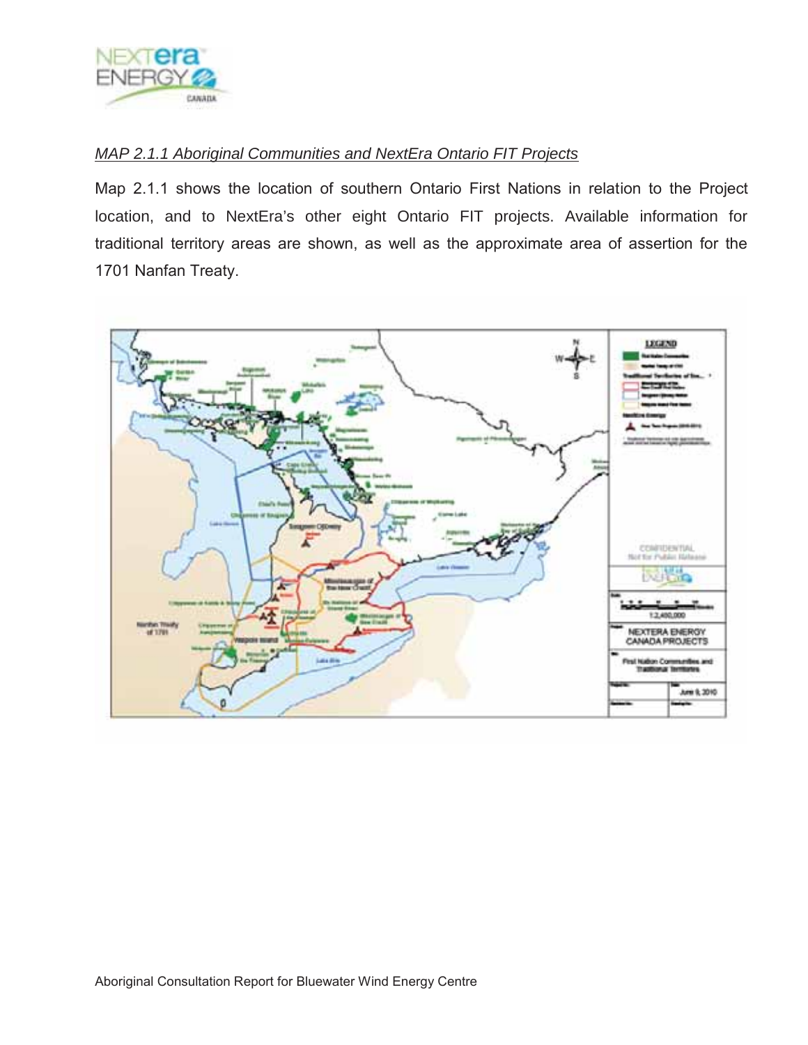*MAP 2.1.1 Aboriginal Communities and NextEra Ontario FIT Projects*

Map 2.1.1 shows the location of southern Ontario First Nations in relation to the Project location, and to NextEra's other eight Ontario FIT projects. Available information for traditional territory areas are shown, as well as the approximate area of assertion for the 1701 Nanfan Treaty.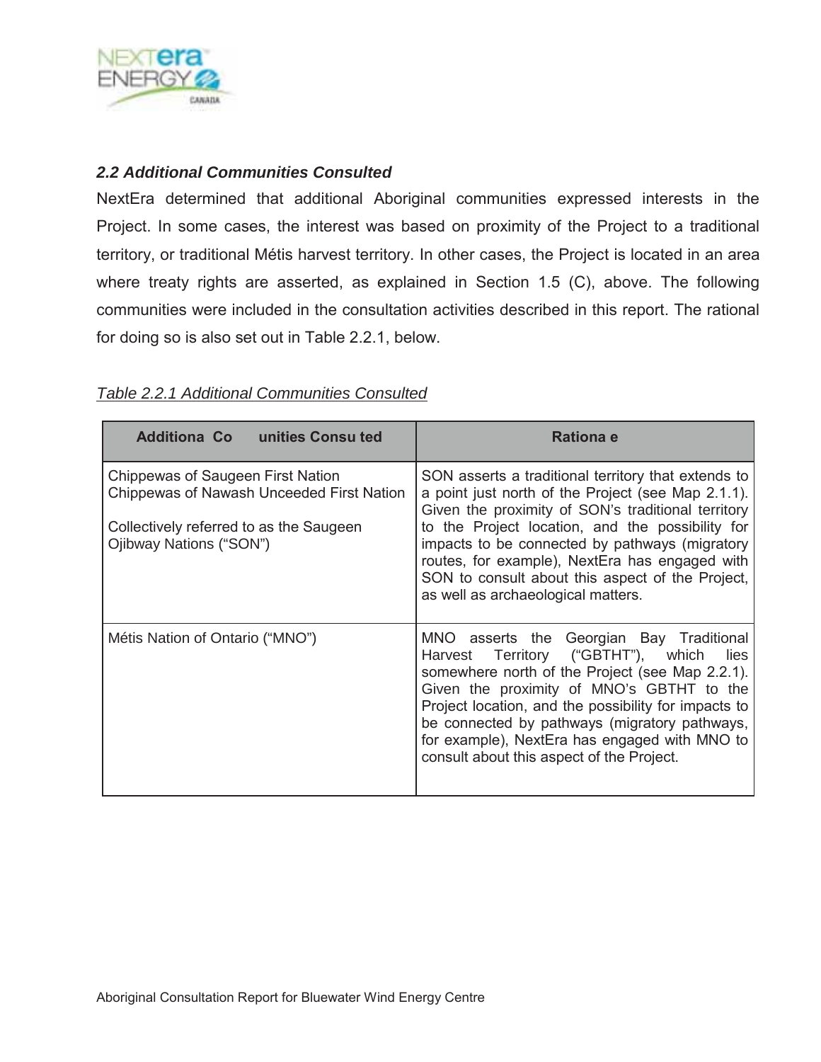### *2.2 Additional Communities Consulted*

NextEra determined that additional Aboriginal communities expressed interests in the Project. In some cases, the interest was based on proximity of the Project to a traditional territory, or traditional Métis harvest territory. In other cases, the Project is located in an area where treaty rights are asserted, as explained in Section 1.5 (C), above. The following communities were included in the consultation activities described in this report. The rational for doing so is also set out in Table 2.2.1, below.

*Table 2.2.1 Additional Communities Consulted*

| Additiona Co unities Consu ted | Rationa e |
| --- | --- |
| Chippewas of Saugeen First Nation<br>Chippewas of Nawash Unceeded First Nation<br><br>Collectively referred to as the Saugeen Ojibway Nations ("SON") | SON asserts a traditional territory that extends to a point just north of the Project (see Map 2.1.1). Given the proximity of SON's traditional territory to the Project location, and the possibility for impacts to be connected by pathways (migratory routes, for example), NextEra has engaged with SON to consult about this aspect of the Project, as well as archaeological matters. |
| Métis Nation of Ontario ("MNO") | MNO asserts the Georgian Bay Traditional Harvest Territory ("GBTHT"), which lies somewhere north of the Project (see Map 2.2.1). Given the proximity of MNO's GBTHT to the Project location, and the possibility for impacts to be connected by pathways (migratory pathways, for example), NextEra has engaged with MNO to consult about this aspect of the Project. |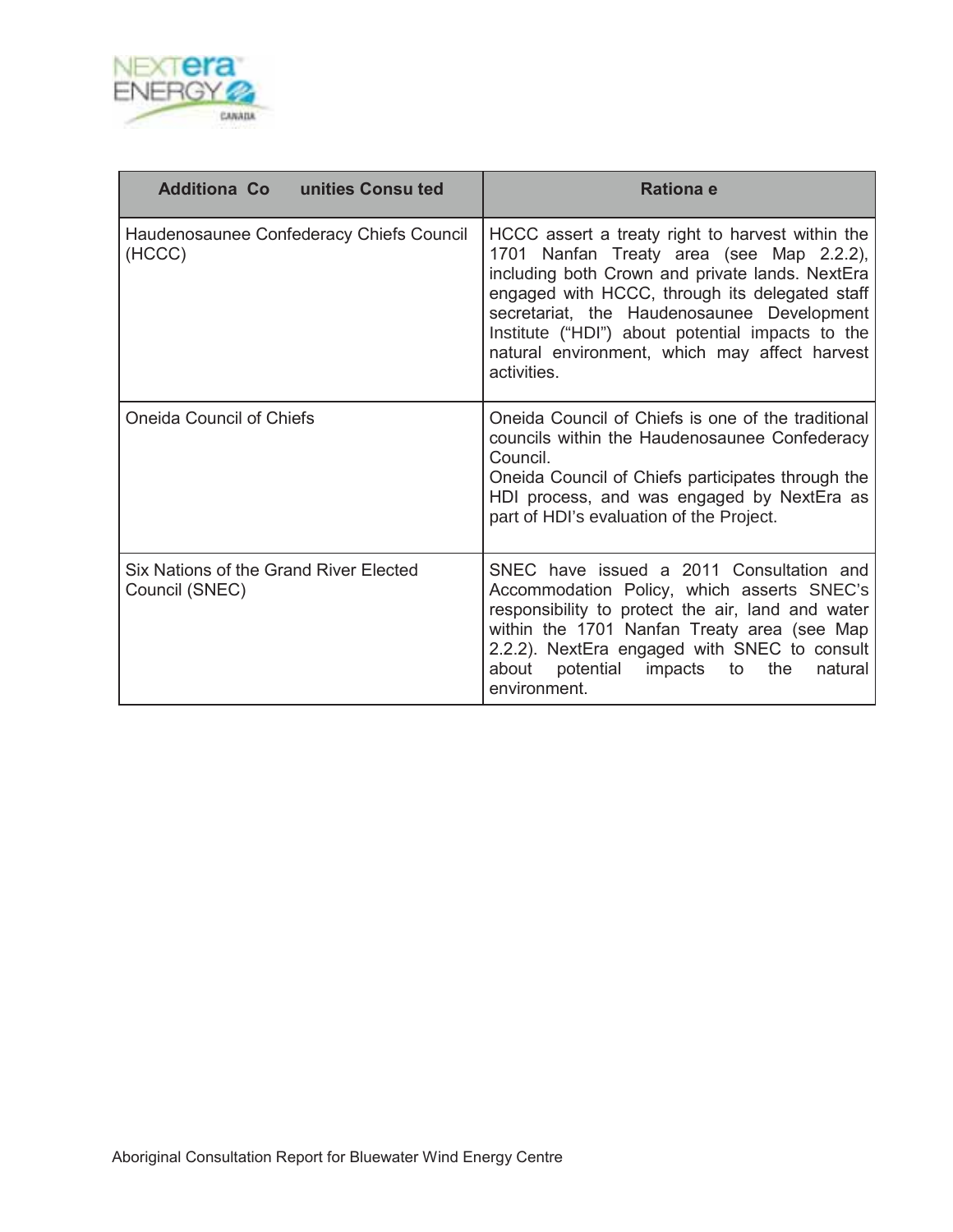| Additiona Co unities Consu ted | Rationa e |
|---|---|
| Haudenosaunee Confederacy Chiefs Council (HCCC) | HCCC assert a treaty right to harvest within the 1701 Nanfan Treaty area (see Map 2.2.2), including both Crown and private lands. NextEra engaged with HCCC, through its delegated staff secretariat, the Haudenosaunee Development Institute ("HDI") about potential impacts to the natural environment, which may affect harvest activities. |
| Oneida Council of Chiefs | Oneida Council of Chiefs is one of the traditional councils within the Haudenosaunee Confederacy Council.<br>Oneida Council of Chiefs participates through the HDI process, and was engaged by NextEra as part of HDI's evaluation of the Project. |
| Six Nations of the Grand River Elected Council (SNEC) | SNEC have issued a 2011 Consultation and Accommodation Policy, which asserts SNEC's responsibility to protect the air, land and water within the 1701 Nanfan Treaty area (see Map 2.2.2). NextEra engaged with SNEC to consult about potential impacts to the natural environment. |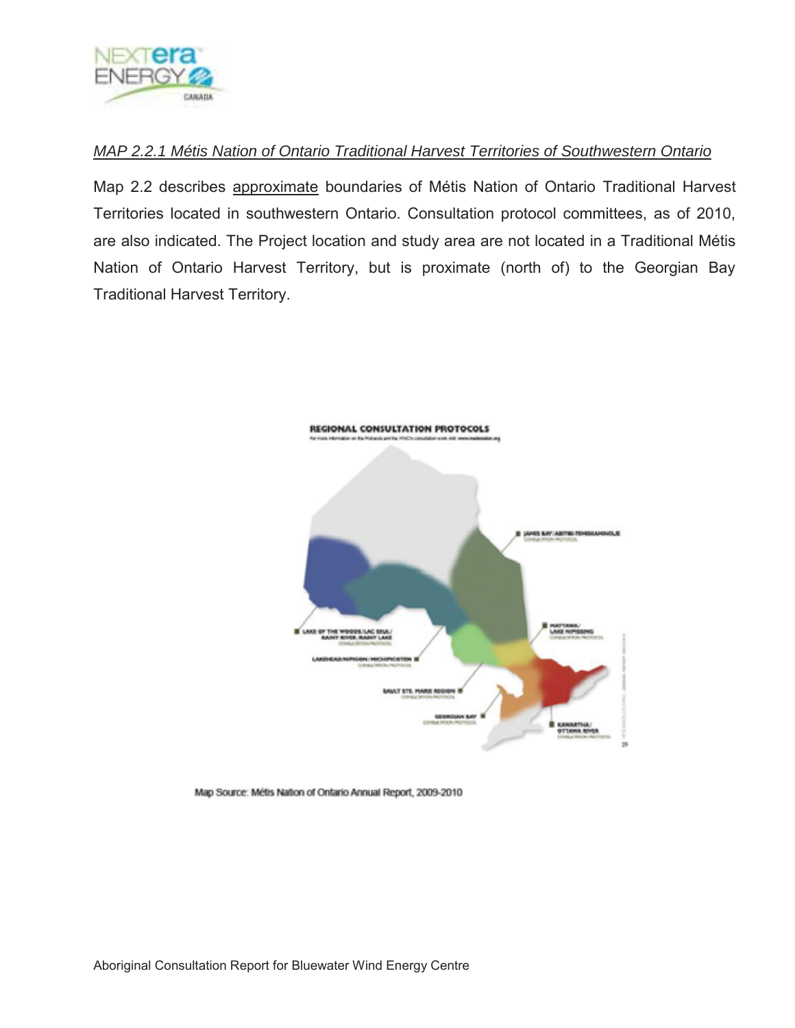*MAP 2.2.1 Métis Nation of Ontario Traditional Harvest Territories of Southwestern Ontario*

Map 2.2 describes approximate boundaries of Métis Nation of Ontario Traditional Harvest Territories located in southwestern Ontario. Consultation protocol committees, as of 2010, are also indicated. The Project location and study area are not located in a Traditional Métis Nation of Ontario Harvest Territory, but is proximate (north of) to the Georgian Bay Traditional Harvest Territory.

Map Source: Métis Nation of Ontario Annual Report, 2009-2010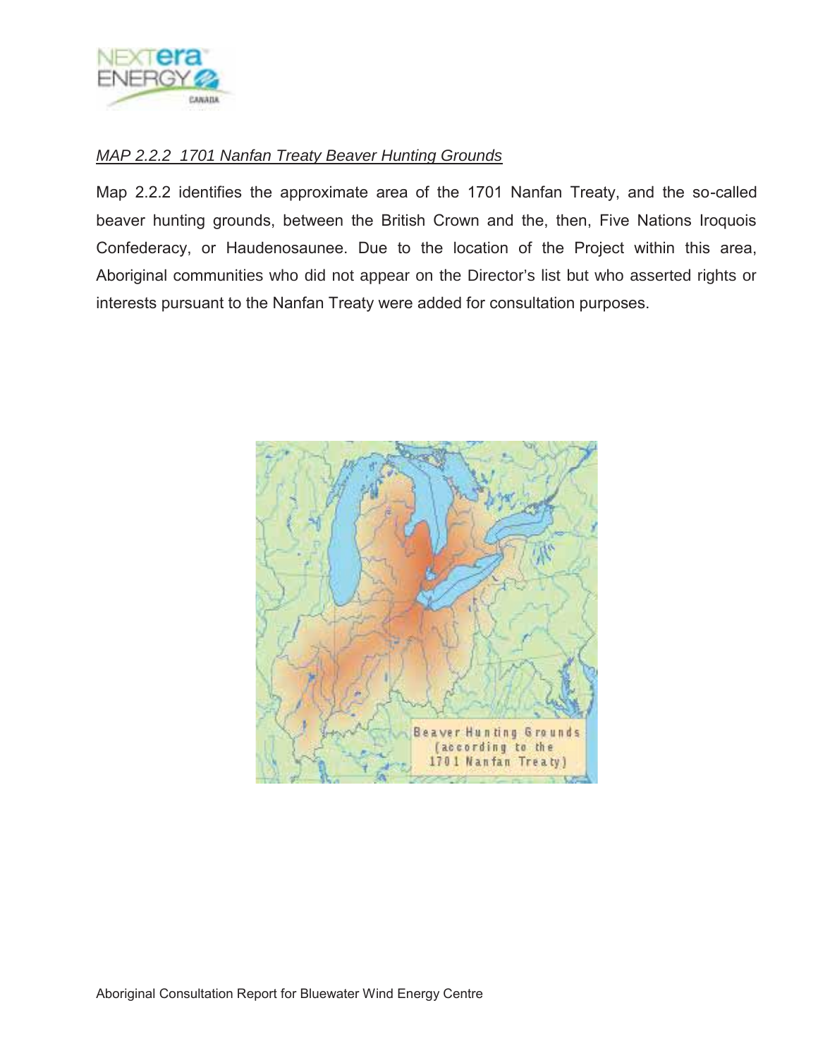*MAP 2.2.2 1701 Nanfan Treaty Beaver Hunting Grounds*

Map 2.2.2 identifies the approximate area of the 1701 Nanfan Treaty, and the so-called beaver hunting grounds, between the British Crown and the, then, Five Nations Iroquois Confederacy, or Haudenosaunee. Due to the location of the Project within this area, Aboriginal communities who did not appear on the Director's list but who asserted rights or interests pursuant to the Nanfan Treaty were added for consultation purposes.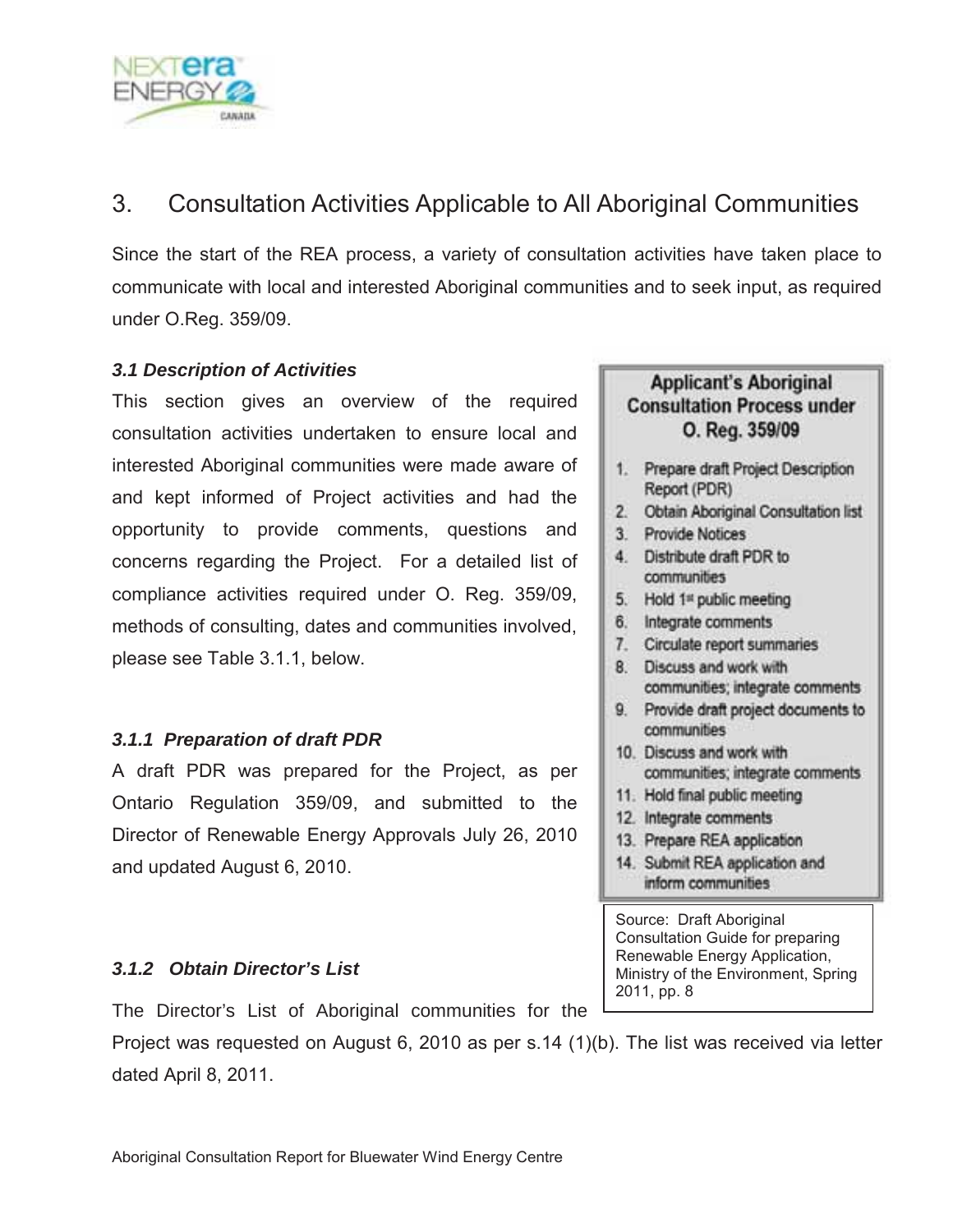# 3. Consultation Activities Applicable to All Aboriginal Communities

Since the start of the REA process, a variety of consultation activities have taken place to communicate with local and interested Aboriginal communities and to seek input, as required under O.Reg. 359/09.

### *3.1 Description of Activities*

This section gives an overview of the required consultation activities undertaken to ensure local and interested Aboriginal communities were made aware of and kept informed of Project activities and had the opportunity to provide comments, questions and concerns regarding the Project. For a detailed list of compliance activities required under O. Reg. 359/09, methods of consulting, dates and communities involved, please see Table 3.1.1, below.

**Applicant's Aboriginal Consultation Process under O. Reg. 359/09**

1. Prepare draft Project Description Report (PDR)
2. Obtain Aboriginal Consultation list
3. Provide Notices
4. Distribute draft PDR to communities
5. Hold 1st public meeting
6. Integrate comments
7. Circulate report summaries
8. Discuss and work with communities; integrate comments
9. Provide draft project documents to communities
10. Discuss and work with communities; integrate comments
11. Hold final public meeting
12. Integrate comments
13. Prepare REA application
14. Submit REA application and inform communities

Source: Draft Aboriginal Consultation Guide for preparing Renewable Energy Application, Ministry of the Environment, Spring 2011, pp. 8

#### *3.1.1 Preparation of draft PDR*

A draft PDR was prepared for the Project, as per Ontario Regulation 359/09, and submitted to the Director of Renewable Energy Approvals July 26, 2010 and updated August 6, 2010.

#### *3.1.2 Obtain Director's List*

The Director's List of Aboriginal communities for the Project was requested on August 6, 2010 as per s.14 (1)(b). The list was received via letter dated April 8, 2011.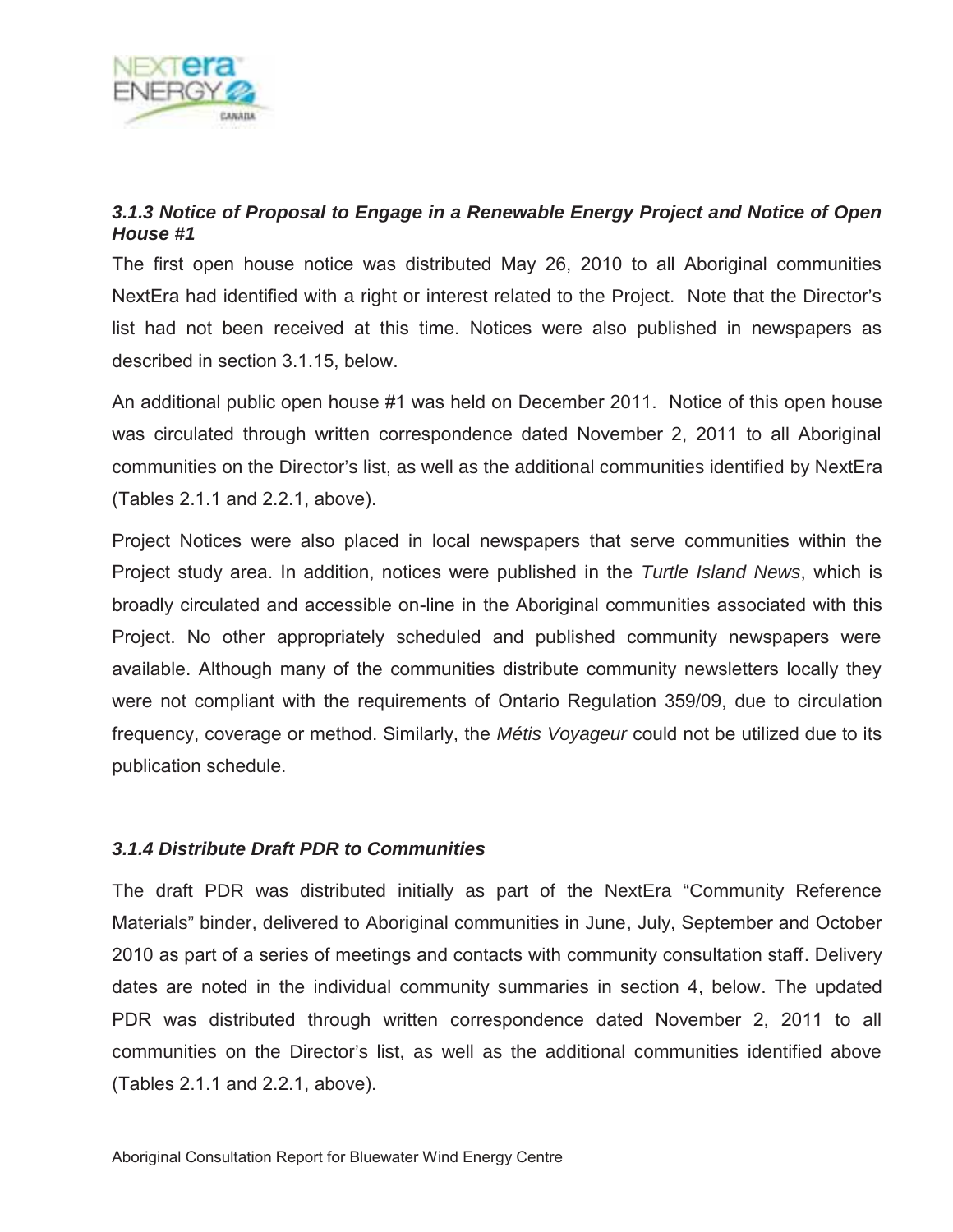### *3.1.3 Notice of Proposal to Engage in a Renewable Energy Project and Notice of Open House #1*

The first open house notice was distributed May 26, 2010 to all Aboriginal communities NextEra had identified with a right or interest related to the Project. Note that the Director's list had not been received at this time. Notices were also published in newspapers as described in section 3.1.15, below.

An additional public open house #1 was held on December 2011. Notice of this open house was circulated through written correspondence dated November 2, 2011 to all Aboriginal communities on the Director's list, as well as the additional communities identified by NextEra (Tables 2.1.1 and 2.2.1, above).

Project Notices were also placed in local newspapers that serve communities within the Project study area. In addition, notices were published in the *Turtle Island News*, which is broadly circulated and accessible on-line in the Aboriginal communities associated with this Project. No other appropriately scheduled and published community newspapers were available. Although many of the communities distribute community newsletters locally they were not compliant with the requirements of Ontario Regulation 359/09, due to circulation frequency, coverage or method. Similarly, the *Métis Voyageur* could not be utilized due to its publication schedule.

### *3.1.4 Distribute Draft PDR to Communities*

The draft PDR was distributed initially as part of the NextEra "Community Reference Materials" binder, delivered to Aboriginal communities in June, July, September and October 2010 as part of a series of meetings and contacts with community consultation staff. Delivery dates are noted in the individual community summaries in section 4, below. The updated PDR was distributed through written correspondence dated November 2, 2011 to all communities on the Director's list, as well as the additional communities identified above (Tables 2.1.1 and 2.2.1, above).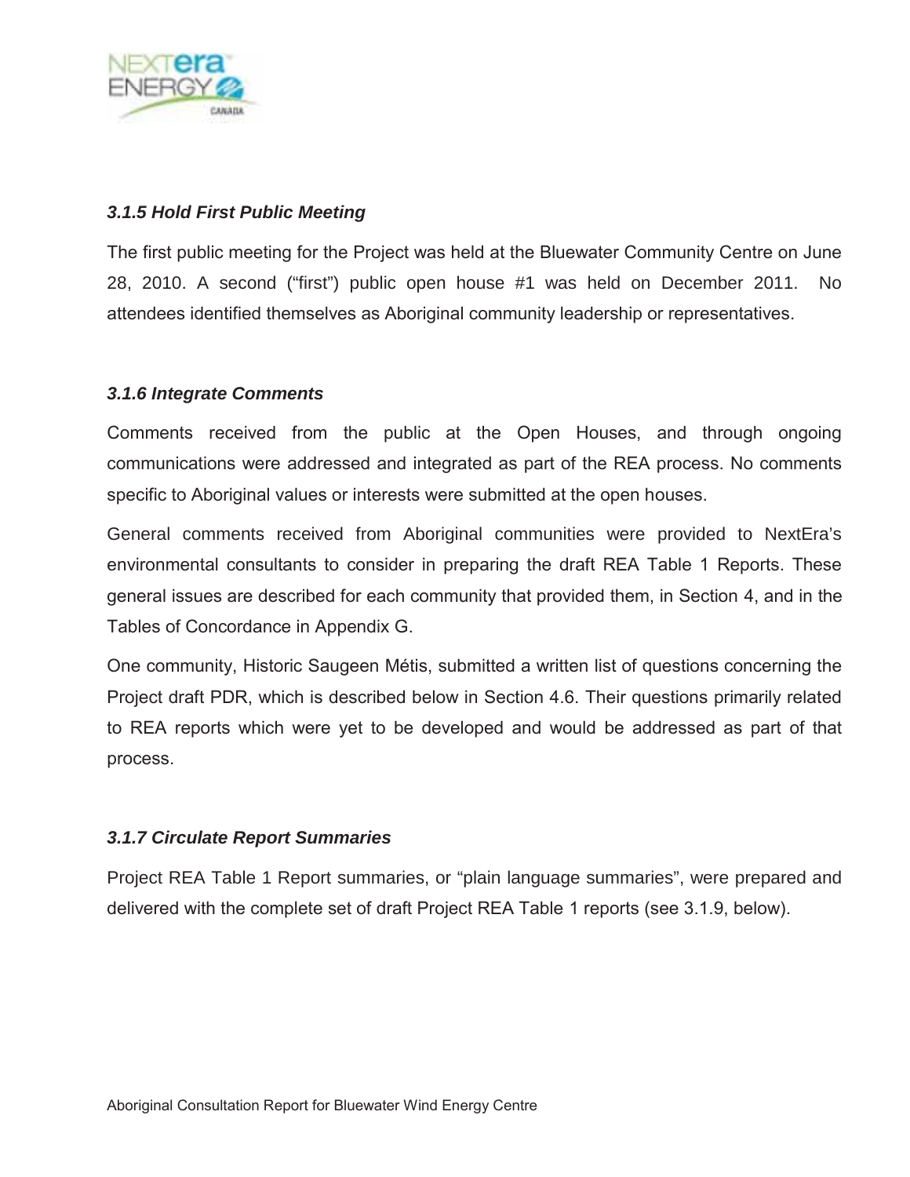### *3.1.5 Hold First Public Meeting*

The first public meeting for the Project was held at the Bluewater Community Centre on June 28, 2010. A second ("first") public open house #1 was held on December 2011. No attendees identified themselves as Aboriginal community leadership or representatives.

### *3.1.6 Integrate Comments*

Comments received from the public at the Open Houses, and through ongoing communications were addressed and integrated as part of the REA process. No comments specific to Aboriginal values or interests were submitted at the open houses.

General comments received from Aboriginal communities were provided to NextEra's environmental consultants to consider in preparing the draft REA Table 1 Reports. These general issues are described for each community that provided them, in Section 4, and in the Tables of Concordance in Appendix G.

One community, Historic Saugeen Métis, submitted a written list of questions concerning the Project draft PDR, which is described below in Section 4.6. Their questions primarily related to REA reports which were yet to be developed and would be addressed as part of that process.

### *3.1.7 Circulate Report Summaries*

Project REA Table 1 Report summaries, or "plain language summaries", were prepared and delivered with the complete set of draft Project REA Table 1 reports (see 3.1.9, below).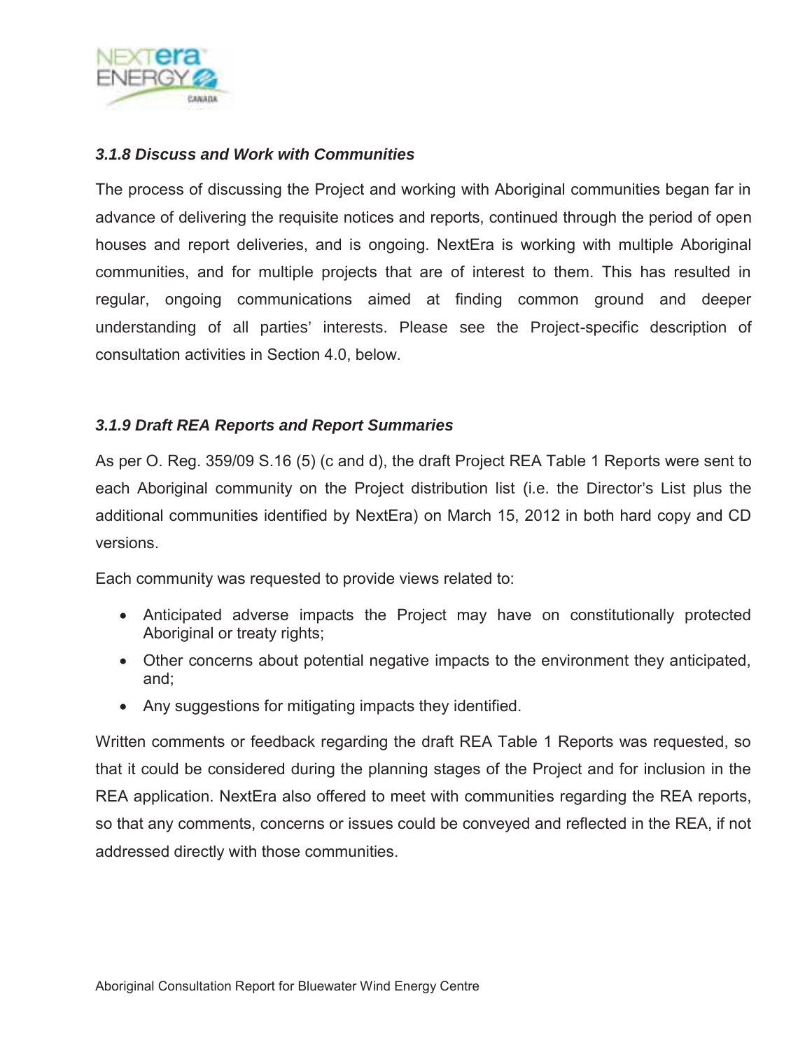### *3.1.8 Discuss and Work with Communities*

The process of discussing the Project and working with Aboriginal communities began far in advance of delivering the requisite notices and reports, continued through the period of open houses and report deliveries, and is ongoing. NextEra is working with multiple Aboriginal communities, and for multiple projects that are of interest to them. This has resulted in regular, ongoing communications aimed at finding common ground and deeper understanding of all parties' interests. Please see the Project-specific description of consultation activities in Section 4.0, below.

### *3.1.9 Draft REA Reports and Report Summaries*

As per O. Reg. 359/09 S.16 (5) (c and d), the draft Project REA Table 1 Reports were sent to each Aboriginal community on the Project distribution list (i.e. the Director's List plus the additional communities identified by NextEra) on March 15, 2012 in both hard copy and CD versions.

Each community was requested to provide views related to:

- Anticipated adverse impacts the Project may have on constitutionally protected Aboriginal or treaty rights;
- Other concerns about potential negative impacts to the environment they anticipated, and;
- Any suggestions for mitigating impacts they identified.

Written comments or feedback regarding the draft REA Table 1 Reports was requested, so that it could be considered during the planning stages of the Project and for inclusion in the REA application. NextEra also offered to meet with communities regarding the REA reports, so that any comments, concerns or issues could be conveyed and reflected in the REA, if not addressed directly with those communities.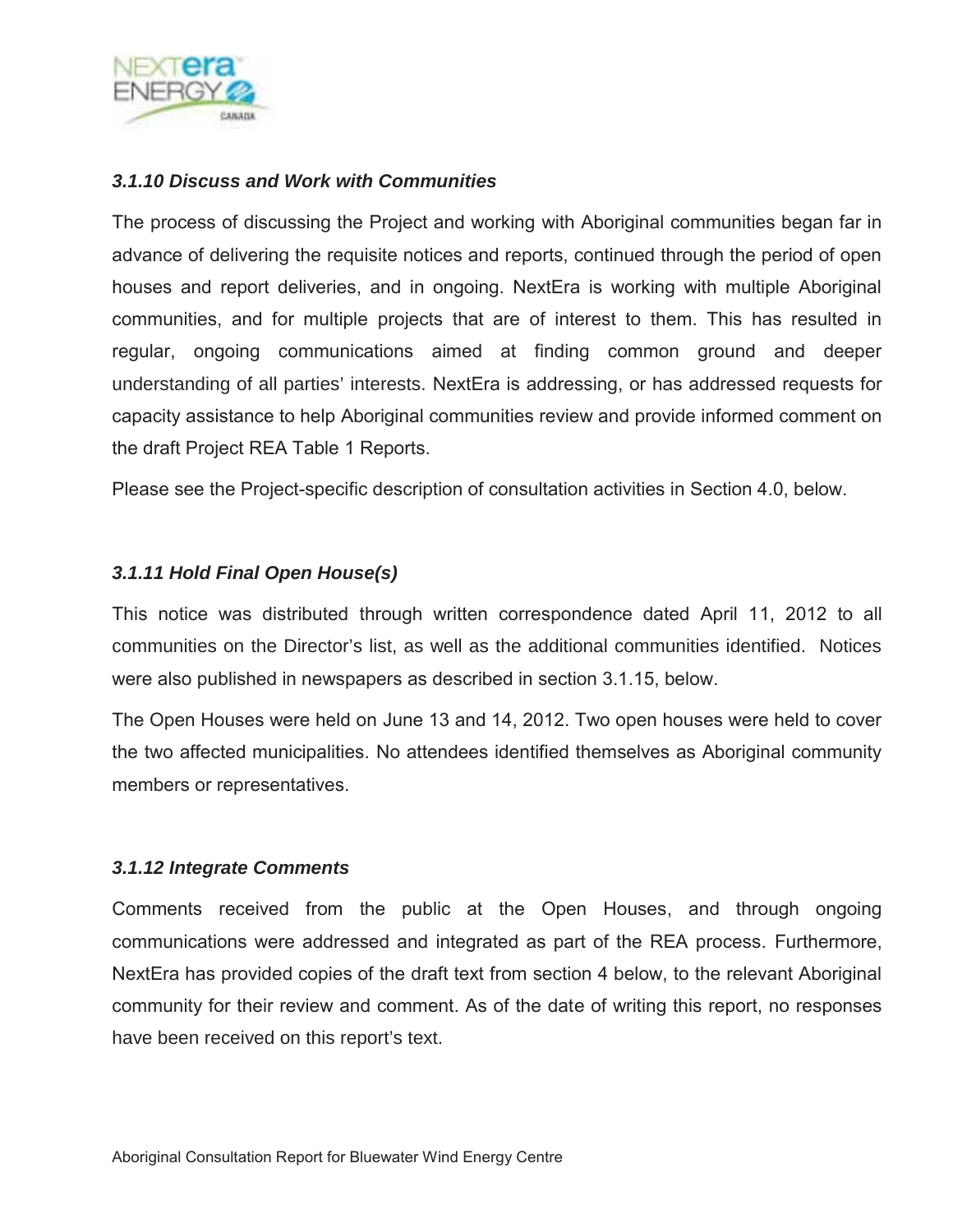### *3.1.10 Discuss and Work with Communities*

The process of discussing the Project and working with Aboriginal communities began far in advance of delivering the requisite notices and reports, continued through the period of open houses and report deliveries, and in ongoing. NextEra is working with multiple Aboriginal communities, and for multiple projects that are of interest to them. This has resulted in regular, ongoing communications aimed at finding common ground and deeper understanding of all parties' interests. NextEra is addressing, or has addressed requests for capacity assistance to help Aboriginal communities review and provide informed comment on the draft Project REA Table 1 Reports.

Please see the Project-specific description of consultation activities in Section 4.0, below.

### *3.1.11 Hold Final Open House(s)*

This notice was distributed through written correspondence dated April 11, 2012 to all communities on the Director's list, as well as the additional communities identified. Notices were also published in newspapers as described in section 3.1.15, below.

The Open Houses were held on June 13 and 14, 2012. Two open houses were held to cover the two affected municipalities. No attendees identified themselves as Aboriginal community members or representatives.

### *3.1.12 Integrate Comments*

Comments received from the public at the Open Houses, and through ongoing communications were addressed and integrated as part of the REA process. Furthermore, NextEra has provided copies of the draft text from section 4 below, to the relevant Aboriginal community for their review and comment. As of the date of writing this report, no responses have been received on this report's text.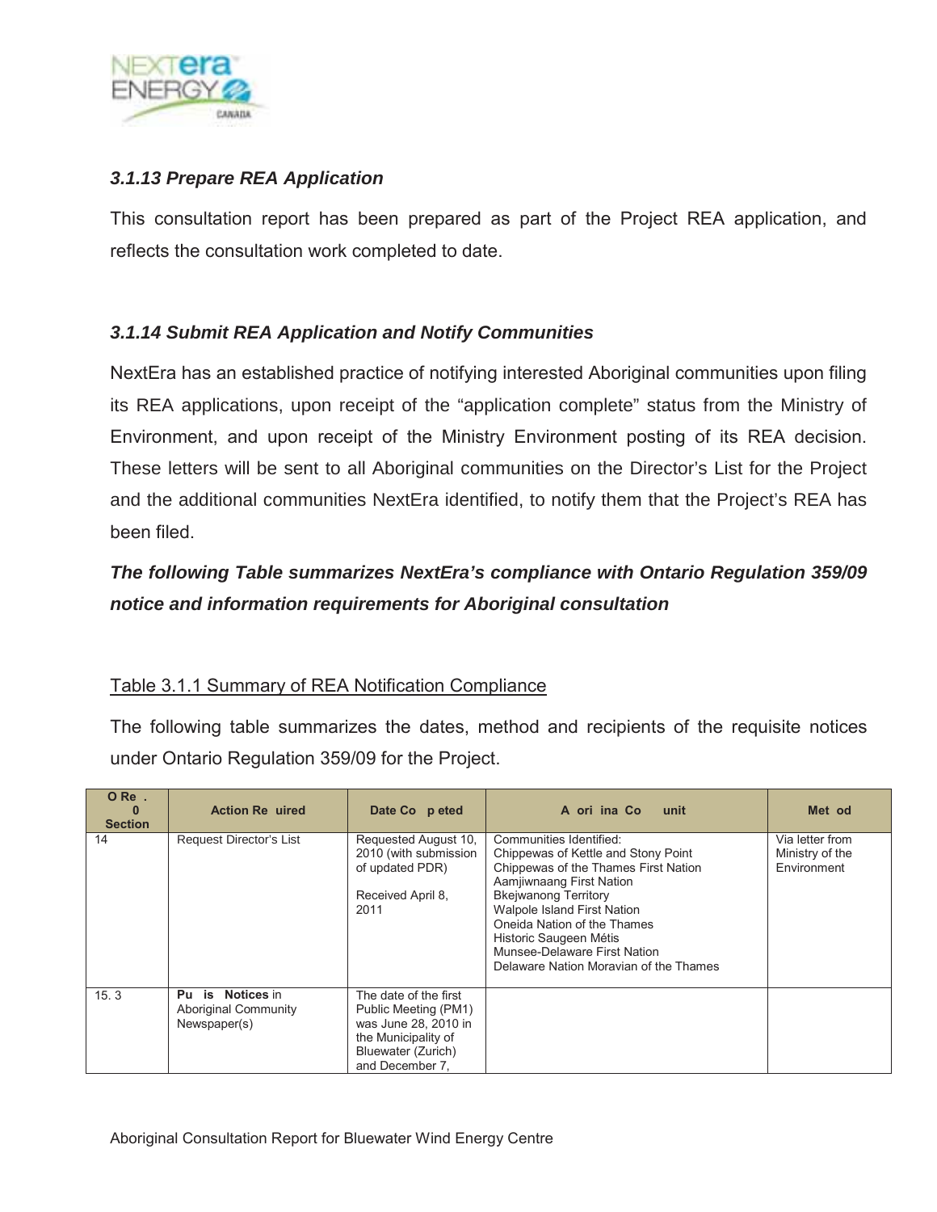### *3.1.13 Prepare REA Application*

This consultation report has been prepared as part of the Project REA application, and reflects the consultation work completed to date.

### *3.1.14 Submit REA Application and Notify Communities*

NextEra has an established practice of notifying interested Aboriginal communities upon filing its REA applications, upon receipt of the "application complete" status from the Ministry of Environment, and upon receipt of the Ministry Environment posting of its REA decision. These letters will be sent to all Aboriginal communities on the Director's List for the Project and the additional communities NextEra identified, to notify them that the Project's REA has been filed.

***The following Table summarizes NextEra's compliance with Ontario Regulation 359/09 notice and information requirements for Aboriginal consultation***

Table 3.1.1 Summary of REA Notification Compliance

The following table summarizes the dates, method and recipients of the requisite notices under Ontario Regulation 359/09 for the Project.

| O Re . 0 Section | Action Re uired | Date Co p eted | A ori ina Co unit | Met od |
|---|---|---|---|---|
| 14 | Request Director's List | Requested August 10, 2010 (with submission of updated PDR)<br><br>Received April 8, 2011 | Communities Identified:<br>Chippewas of Kettle and Stony Point<br>Chippewas of the Thames First Nation<br>Aamjiwnaang First Nation<br>Bkejwanong Territory<br>Walpole Island First Nation<br>Oneida Nation of the Thames<br>Historic Saugeen Métis<br>Munsee-Delaware First Nation<br>Delaware Nation Moravian of the Thames | Via letter from Ministry of the Environment |
| 15. 3 | **Pu is Notices** in Aboriginal Community Newspaper(s) | The date of the first Public Meeting (PM1) was June 28, 2010 in the Municipality of Bluewater (Zurich) and December 7, | | |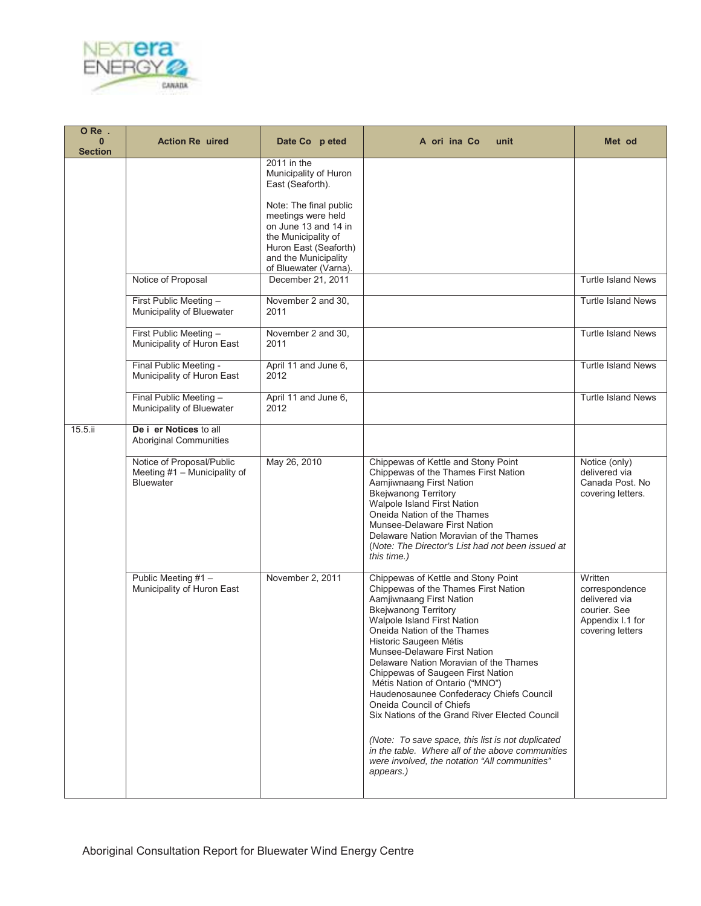| O Re . 0 Section | Action Re uired | Date Co p eted | A ori ina Co unit | Met od |
|---|---|---|---|---|
| | | 2011 in the Municipality of Huron East (Seaforth).<br><br>Note: The final public meetings were held on June 13 and 14 in the Municipality of Huron East (Seaforth) and the Municipality of Bluewater (Varna). | | |
| | Notice of Proposal | December 21, 2011 | | Turtle Island News |
| | First Public Meeting – Municipality of Bluewater | November 2 and 30, 2011 | | Turtle Island News |
| | First Public Meeting – Municipality of Huron East | November 2 and 30, 2011 | | Turtle Island News |
| | Final Public Meeting - Municipality of Huron East | April 11 and June 6, 2012 | | Turtle Island News |
| | Final Public Meeting – Municipality of Bluewater | April 11 and June 6, 2012 | | Turtle Island News |
| 15.5.ii | **De i er Notices** to all Aboriginal Communities | | | |
| | Notice of Proposal/Public Meeting #1 – Municipality of Bluewater | May 26, 2010 | Chippewas of Kettle and Stony Point<br>Chippewas of the Thames First Nation<br>Aamjiwnaang First Nation<br>Bkejwanong Territory<br>Walpole Island First Nation<br>Oneida Nation of the Thames<br>Munsee-Delaware First Nation<br>Delaware Nation Moravian of the Thames<br>(*Note: The Director's List had not been issued at this time.)* | Notice (only) delivered via Canada Post. No covering letters. |
| | Public Meeting #1 – Municipality of Huron East | November 2, 2011 | Chippewas of Kettle and Stony Point<br>Chippewas of the Thames First Nation<br>Aamjiwnaang First Nation<br>Bkejwanong Territory<br>Walpole Island First Nation<br>Oneida Nation of the Thames<br>Historic Saugeen Métis<br>Munsee-Delaware First Nation<br>Delaware Nation Moravian of the Thames<br>Chippewas of Saugeen First Nation<br>Métis Nation of Ontario ("MNO")<br>Haudenosaunee Confederacy Chiefs Council<br>Oneida Council of Chiefs<br>Six Nations of the Grand River Elected Council<br><br>*(Note: To save space, this list is not duplicated in the table. Where all of the above communities were involved, the notation "All communities" appears.)* | Written correspondence delivered via courier. See Appendix I.1 for covering letters |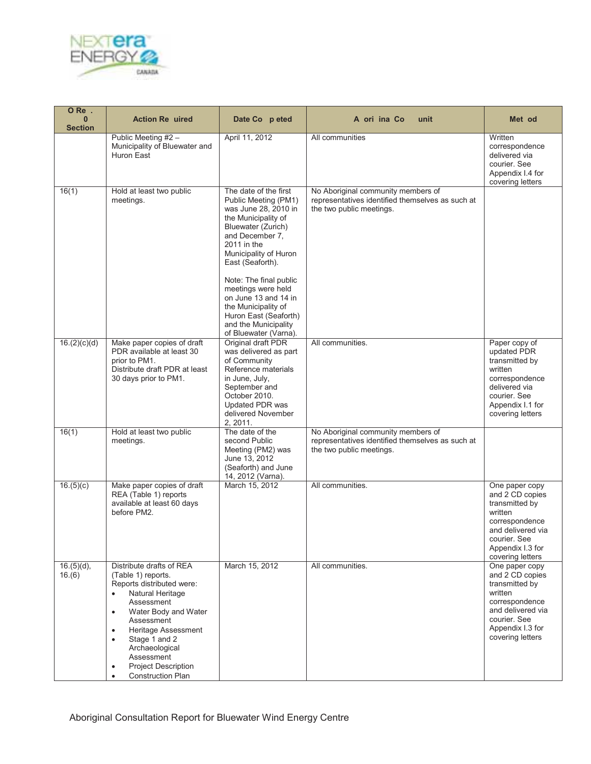| O Re . 0 Section | Action Re uired | Date Co p eted | A ori ina Co unit | Met od |
|---|---|---|---|---|
| | Public Meeting #2 – Municipality of Bluewater and Huron East | April 11, 2012 | All communities | Written correspondence delivered via courier. See Appendix I.4 for covering letters |
| 16(1) | Hold at least two public meetings. | The date of the first Public Meeting (PM1) was June 28, 2010 in the Municipality of Bluewater (Zurich) and December 7, 2011 in the Municipality of Huron East (Seaforth).<br><br>Note: The final public meetings were held on June 13 and 14 in the Municipality of Huron East (Seaforth) and the Municipality of Bluewater (Varna). | No Aboriginal community members of representatives identified themselves as such at the two public meetings. | |
| 16.(2)(c)(d) | Make paper copies of draft PDR available at least 30 prior to PM1.<br>Distribute draft PDR at least 30 days prior to PM1. | Original draft PDR was delivered as part of Community Reference materials in June, July, September and October 2010. Updated PDR was delivered November 2, 2011. | All communities. | Paper copy of updated PDR transmitted by written correspondence delivered via courier. See Appendix I.1 for covering letters |
| 16(1) | Hold at least two public meetings. | The date of the second Public Meeting (PM2) was June 13, 2012 (Seaforth) and June 14, 2012 (Varna). | No Aboriginal community members of representatives identified themselves as such at the two public meetings. | |
| 16.(5)(c) | Make paper copies of draft REA (Table 1) reports available at least 60 days before PM2. | March 15, 2012 | All communities. | One paper copy and 2 CD copies transmitted by written correspondence and delivered via courier. See Appendix I.3 for covering letters |
| 16.(5)(d), 16.(6) | Distribute drafts of REA (Table 1) reports.<br>Reports distributed were:<br>• Natural Heritage Assessment<br>• Water Body and Water Assessment<br>• Heritage Assessment<br>• Stage 1 and 2 Archaeological Assessment<br>• Project Description<br>• Construction Plan | March 15, 2012 | All communities. | One paper copy and 2 CD copies transmitted by written correspondence and delivered via courier. See Appendix I.3 for covering letters |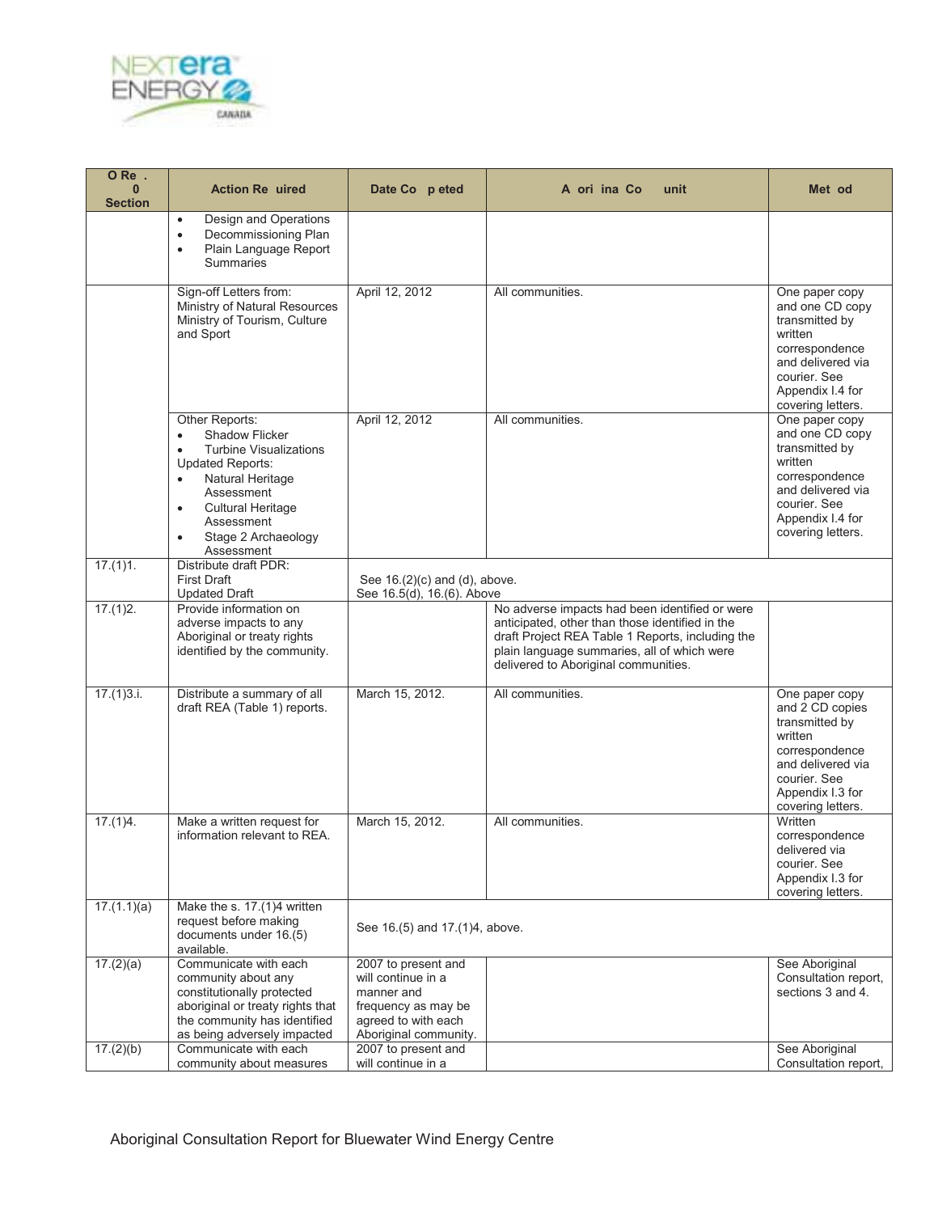| O Reg. 359/09 Section | Action Required | Date Completed | Aboriginal Community | Method |
|---|---|---|---|---|
| | • Design and Operations<br>• Decommissioning Plan<br>• Plain Language Report Summaries | | | |
| | Sign-off Letters from:<br>Ministry of Natural Resources<br>Ministry of Tourism, Culture and Sport | April 12, 2012 | All communities. | One paper copy and one CD copy transmitted by written correspondence and delivered via courier. See Appendix I.4 for covering letters. |
| | Other Reports:<br>• Shadow Flicker<br>• Turbine Visualizations<br>Updated Reports:<br>• Natural Heritage Assessment<br>• Cultural Heritage Assessment<br>• Stage 2 Archaeology Assessment | April 12, 2012 | All communities. | One paper copy and one CD copy transmitted by written correspondence and delivered via courier. See Appendix I.4 for covering letters. |
| 17.(1)1. | Distribute draft PDR:<br>First Draft<br>Updated Draft | See 16.(2)(c) and (d), above.<br>See 16.5(d), 16.(6). Above | | |
| 17.(1)2. | Provide information on adverse impacts to any Aboriginal or treaty rights identified by the community. | | No adverse impacts had been identified or were anticipated, other than those identified in the draft Project REA Table 1 Reports, including the plain language summaries, all of which were delivered to Aboriginal communities. | |
| 17.(1)3.i. | Distribute a summary of all draft REA (Table 1) reports. | March 15, 2012. | All communities. | One paper copy and 2 CD copies transmitted by written correspondence and delivered via courier. See Appendix I.3 for covering letters. |
| 17.(1)4. | Make a written request for information relevant to REA. | March 15, 2012. | All communities. | Written correspondence delivered via courier. See Appendix I.3 for covering letters. |
| 17.(1.1)(a) | Make the s. 17.(1)4 written request before making documents under 16.(5) available. | See 16.(5) and 17.(1)4, above. | | |
| 17.(2)(a) | Communicate with each community about any constitutionally protected aboriginal or treaty rights that the community has identified as being adversely impacted | 2007 to present and will continue in a manner and frequency as may be agreed to with each Aboriginal community. | | See Aboriginal Consultation report, sections 3 and 4. |
| 17.(2)(b) | Communicate with each community about measures | 2007 to present and will continue in a | | See Aboriginal Consultation report, |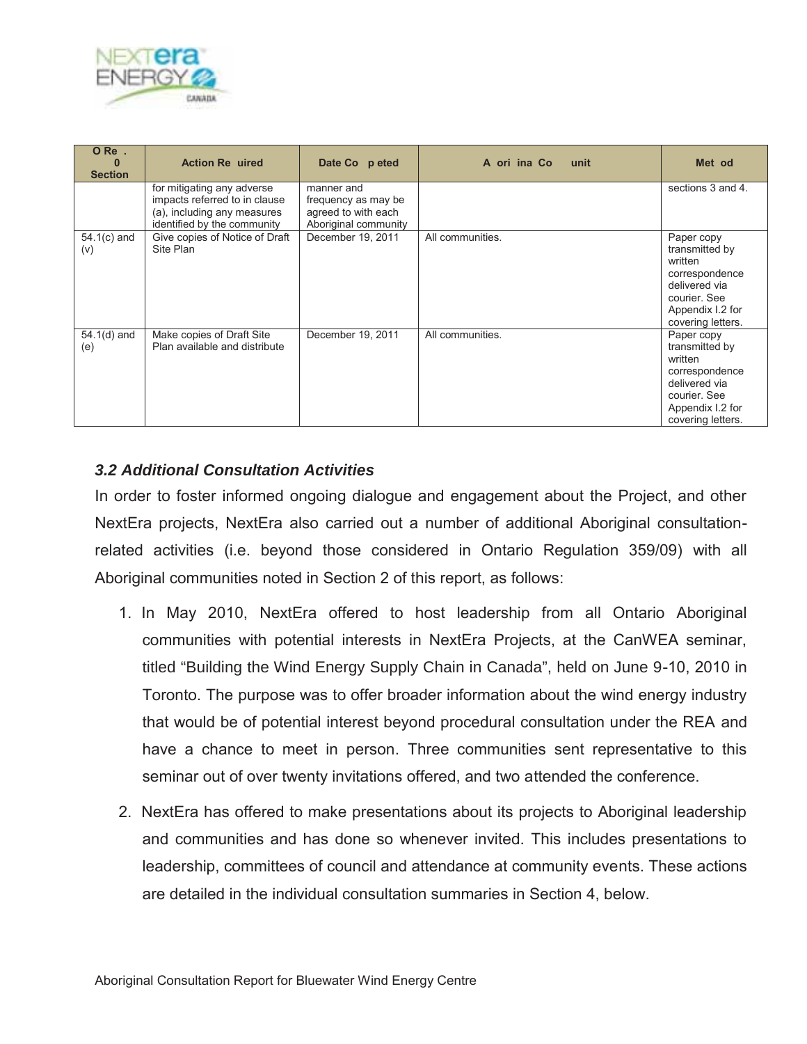| O Re . 0 Section | Action Re uired | Date Co p eted | A ori ina Co unit | Met od |
|---|---|---|---|---|
| | for mitigating any adverse impacts referred to in clause (a), including any measures identified by the community | manner and frequency as may be agreed to with each Aboriginal community | | sections 3 and 4. |
| 54.1(c) and (v) | Give copies of Notice of Draft Site Plan | December 19, 2011 | All communities. | Paper copy transmitted by written correspondence delivered via courier. See Appendix I.2 for covering letters. |
| 54.1(d) and (e) | Make copies of Draft Site Plan available and distribute | December 19, 2011 | All communities. | Paper copy transmitted by written correspondence delivered via courier. See Appendix I.2 for covering letters. |

### *3.2 Additional Consultation Activities*

In order to foster informed ongoing dialogue and engagement about the Project, and other NextEra projects, NextEra also carried out a number of additional Aboriginal consultation-related activities (i.e. beyond those considered in Ontario Regulation 359/09) with all Aboriginal communities noted in Section 2 of this report, as follows:

1. In May 2010, NextEra offered to host leadership from all Ontario Aboriginal communities with potential interests in NextEra Projects, at the CanWEA seminar, titled "Building the Wind Energy Supply Chain in Canada", held on June 9-10, 2010 in Toronto. The purpose was to offer broader information about the wind energy industry that would be of potential interest beyond procedural consultation under the REA and have a chance to meet in person. Three communities sent representative to this seminar out of over twenty invitations offered, and two attended the conference.

2. NextEra has offered to make presentations about its projects to Aboriginal leadership and communities and has done so whenever invited. This includes presentations to leadership, committees of council and attendance at community events. These actions are detailed in the individual consultation summaries in Section 4, below.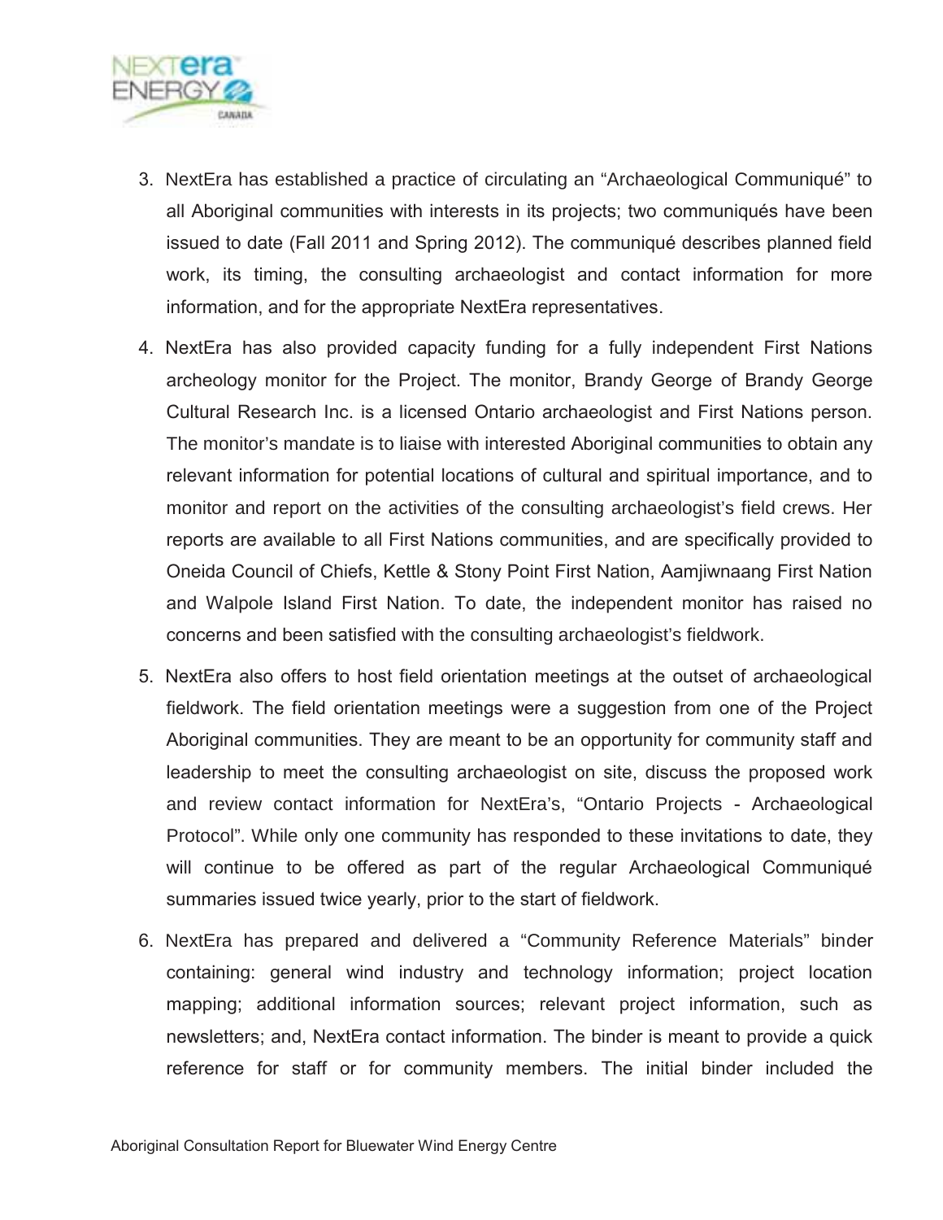3. NextEra has established a practice of circulating an "Archaeological Communiqué" to all Aboriginal communities with interests in its projects; two communiqués have been issued to date (Fall 2011 and Spring 2012). The communiqué describes planned field work, its timing, the consulting archaeologist and contact information for more information, and for the appropriate NextEra representatives.

4. NextEra has also provided capacity funding for a fully independent First Nations archeology monitor for the Project. The monitor, Brandy George of Brandy George Cultural Research Inc. is a licensed Ontario archaeologist and First Nations person. The monitor's mandate is to liaise with interested Aboriginal communities to obtain any relevant information for potential locations of cultural and spiritual importance, and to monitor and report on the activities of the consulting archaeologist's field crews. Her reports are available to all First Nations communities, and are specifically provided to Oneida Council of Chiefs, Kettle & Stony Point First Nation, Aamjiwnaang First Nation and Walpole Island First Nation. To date, the independent monitor has raised no concerns and been satisfied with the consulting archaeologist's fieldwork.

5. NextEra also offers to host field orientation meetings at the outset of archaeological fieldwork. The field orientation meetings were a suggestion from one of the Project Aboriginal communities. They are meant to be an opportunity for community staff and leadership to meet the consulting archaeologist on site, discuss the proposed work and review contact information for NextEra's, "Ontario Projects - Archaeological Protocol". While only one community has responded to these invitations to date, they will continue to be offered as part of the regular Archaeological Communiqué summaries issued twice yearly, prior to the start of fieldwork.

6. NextEra has prepared and delivered a "Community Reference Materials" binder containing: general wind industry and technology information; project location mapping; additional information sources; relevant project information, such as newsletters; and, NextEra contact information. The binder is meant to provide a quick reference for staff or for community members. The initial binder included the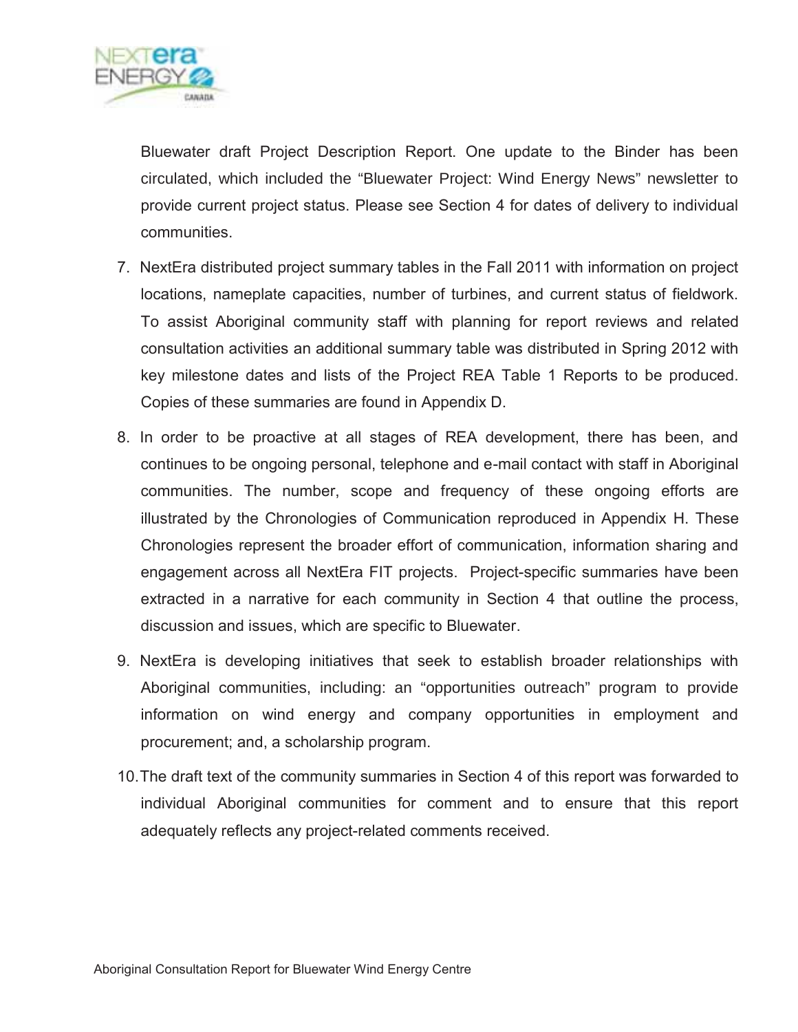Bluewater draft Project Description Report. One update to the Binder has been circulated, which included the "Bluewater Project: Wind Energy News" newsletter to provide current project status. Please see Section 4 for dates of delivery to individual communities.

7. NextEra distributed project summary tables in the Fall 2011 with information on project locations, nameplate capacities, number of turbines, and current status of fieldwork. To assist Aboriginal community staff with planning for report reviews and related consultation activities an additional summary table was distributed in Spring 2012 with key milestone dates and lists of the Project REA Table 1 Reports to be produced. Copies of these summaries are found in Appendix D.
8. In order to be proactive at all stages of REA development, there has been, and continues to be ongoing personal, telephone and e-mail contact with staff in Aboriginal communities. The number, scope and frequency of these ongoing efforts are illustrated by the Chronologies of Communication reproduced in Appendix H. These Chronologies represent the broader effort of communication, information sharing and engagement across all NextEra FIT projects. Project-specific summaries have been extracted in a narrative for each community in Section 4 that outline the process, discussion and issues, which are specific to Bluewater.
9. NextEra is developing initiatives that seek to establish broader relationships with Aboriginal communities, including: an "opportunities outreach" program to provide information on wind energy and company opportunities in employment and procurement; and, a scholarship program.
10. The draft text of the community summaries in Section 4 of this report was forwarded to individual Aboriginal communities for comment and to ensure that this report adequately reflects any project-related comments received.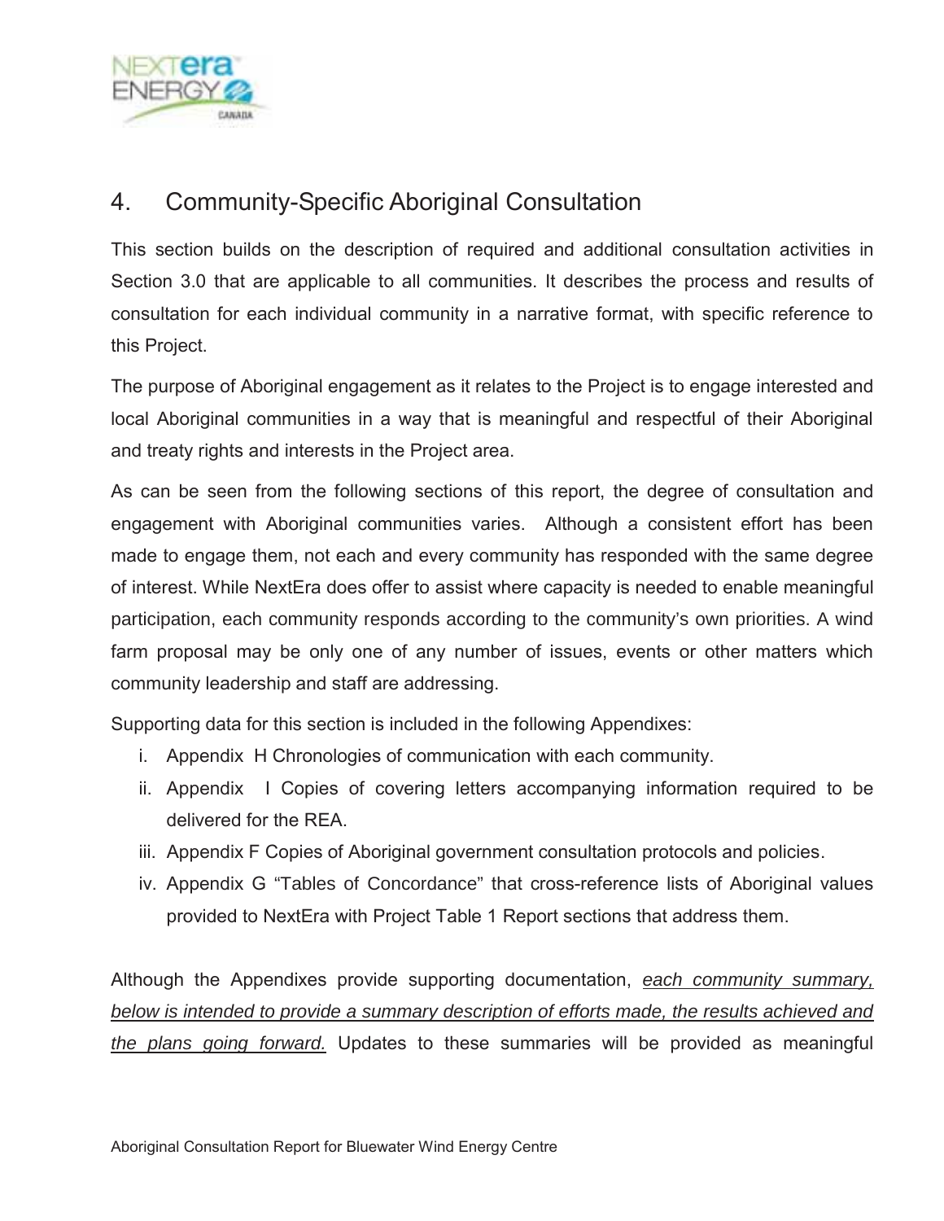# 4. Community-Specific Aboriginal Consultation

This section builds on the description of required and additional consultation activities in Section 3.0 that are applicable to all communities. It describes the process and results of consultation for each individual community in a narrative format, with specific reference to this Project.

The purpose of Aboriginal engagement as it relates to the Project is to engage interested and local Aboriginal communities in a way that is meaningful and respectful of their Aboriginal and treaty rights and interests in the Project area.

As can be seen from the following sections of this report, the degree of consultation and engagement with Aboriginal communities varies. Although a consistent effort has been made to engage them, not each and every community has responded with the same degree of interest. While NextEra does offer to assist where capacity is needed to enable meaningful participation, each community responds according to the community's own priorities. A wind farm proposal may be only one of any number of issues, events or other matters which community leadership and staff are addressing.

Supporting data for this section is included in the following Appendixes:

i. Appendix H Chronologies of communication with each community.
ii. Appendix I Copies of covering letters accompanying information required to be delivered for the REA.
iii. Appendix F Copies of Aboriginal government consultation protocols and policies.
iv. Appendix G "Tables of Concordance" that cross-reference lists of Aboriginal values provided to NextEra with Project Table 1 Report sections that address them.

Although the Appendixes provide supporting documentation, *each community summary, below is intended to provide a summary description of efforts made, the results achieved and the plans going forward.* Updates to these summaries will be provided as meaningful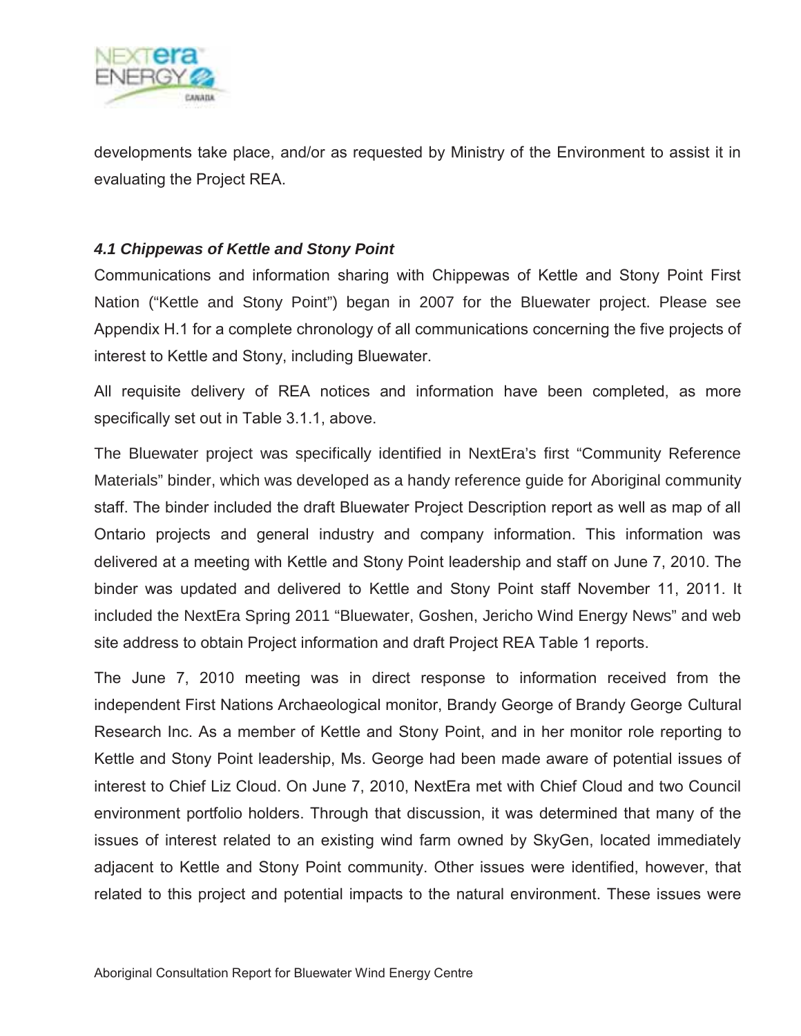developments take place, and/or as requested by Ministry of the Environment to assist it in evaluating the Project REA.

### *4.1 Chippewas of Kettle and Stony Point*

Communications and information sharing with Chippewas of Kettle and Stony Point First Nation ("Kettle and Stony Point") began in 2007 for the Bluewater project. Please see Appendix H.1 for a complete chronology of all communications concerning the five projects of interest to Kettle and Stony, including Bluewater.

All requisite delivery of REA notices and information have been completed, as more specifically set out in Table 3.1.1, above.

The Bluewater project was specifically identified in NextEra's first "Community Reference Materials" binder, which was developed as a handy reference guide for Aboriginal community staff. The binder included the draft Bluewater Project Description report as well as map of all Ontario projects and general industry and company information. This information was delivered at a meeting with Kettle and Stony Point leadership and staff on June 7, 2010. The binder was updated and delivered to Kettle and Stony Point staff November 11, 2011. It included the NextEra Spring 2011 "Bluewater, Goshen, Jericho Wind Energy News" and web site address to obtain Project information and draft Project REA Table 1 reports.

The June 7, 2010 meeting was in direct response to information received from the independent First Nations Archaeological monitor, Brandy George of Brandy George Cultural Research Inc. As a member of Kettle and Stony Point, and in her monitor role reporting to Kettle and Stony Point leadership, Ms. George had been made aware of potential issues of interest to Chief Liz Cloud. On June 7, 2010, NextEra met with Chief Cloud and two Council environment portfolio holders. Through that discussion, it was determined that many of the issues of interest related to an existing wind farm owned by SkyGen, located immediately adjacent to Kettle and Stony Point community. Other issues were identified, however, that related to this project and potential impacts to the natural environment. These issues were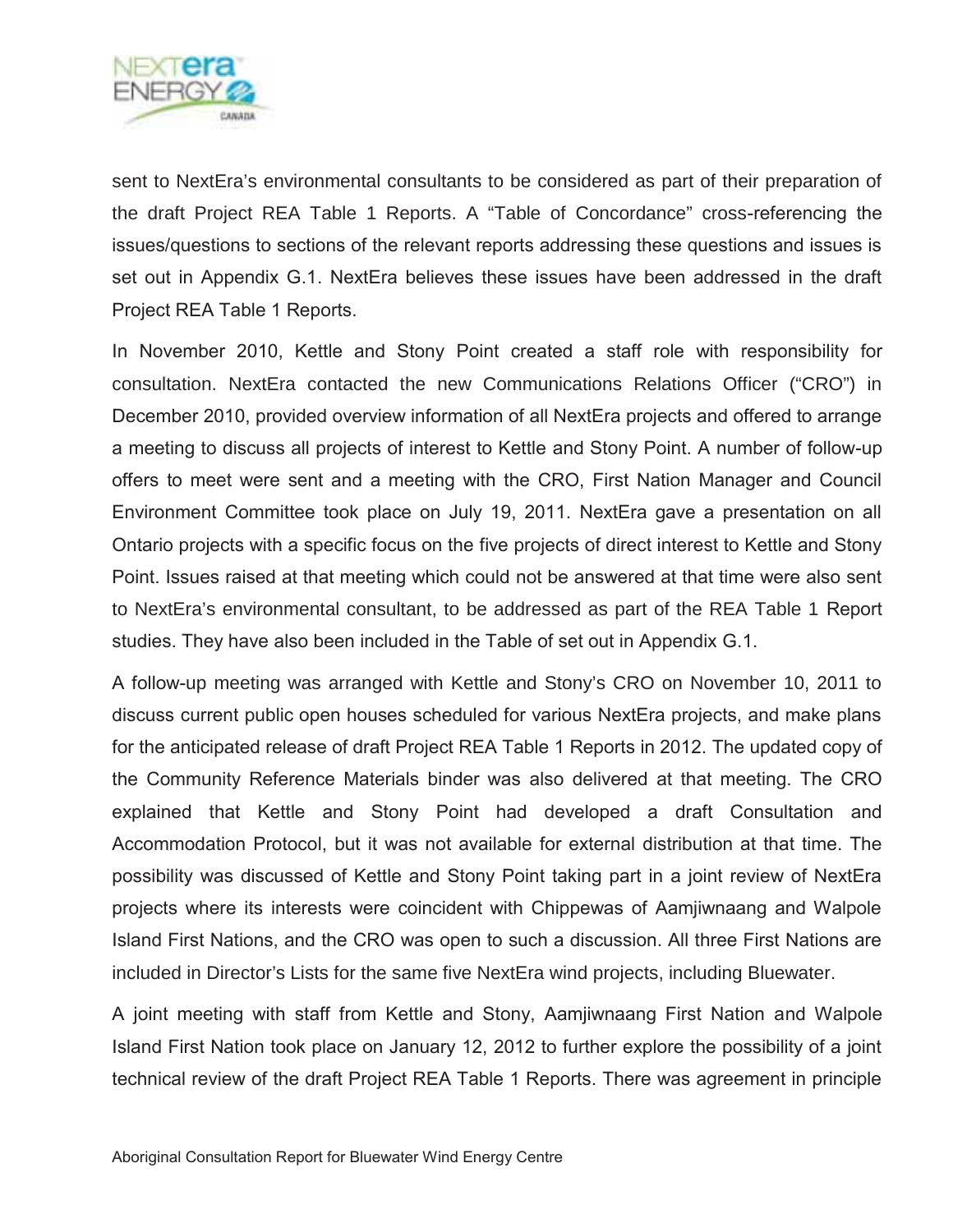sent to NextEra's environmental consultants to be considered as part of their preparation of the draft Project REA Table 1 Reports. A "Table of Concordance" cross-referencing the issues/questions to sections of the relevant reports addressing these questions and issues is set out in Appendix G.1. NextEra believes these issues have been addressed in the draft Project REA Table 1 Reports.

In November 2010, Kettle and Stony Point created a staff role with responsibility for consultation. NextEra contacted the new Communications Relations Officer ("CRO") in December 2010, provided overview information of all NextEra projects and offered to arrange a meeting to discuss all projects of interest to Kettle and Stony Point. A number of follow-up offers to meet were sent and a meeting with the CRO, First Nation Manager and Council Environment Committee took place on July 19, 2011. NextEra gave a presentation on all Ontario projects with a specific focus on the five projects of direct interest to Kettle and Stony Point. Issues raised at that meeting which could not be answered at that time were also sent to NextEra's environmental consultant, to be addressed as part of the REA Table 1 Report studies. They have also been included in the Table of set out in Appendix G.1.

A follow-up meeting was arranged with Kettle and Stony's CRO on November 10, 2011 to discuss current public open houses scheduled for various NextEra projects, and make plans for the anticipated release of draft Project REA Table 1 Reports in 2012. The updated copy of the Community Reference Materials binder was also delivered at that meeting. The CRO explained that Kettle and Stony Point had developed a draft Consultation and Accommodation Protocol, but it was not available for external distribution at that time. The possibility was discussed of Kettle and Stony Point taking part in a joint review of NextEra projects where its interests were coincident with Chippewas of Aamjiwnaang and Walpole Island First Nations, and the CRO was open to such a discussion. All three First Nations are included in Director's Lists for the same five NextEra wind projects, including Bluewater.

A joint meeting with staff from Kettle and Stony, Aamjiwnaang First Nation and Walpole Island First Nation took place on January 12, 2012 to further explore the possibility of a joint technical review of the draft Project REA Table 1 Reports. There was agreement in principle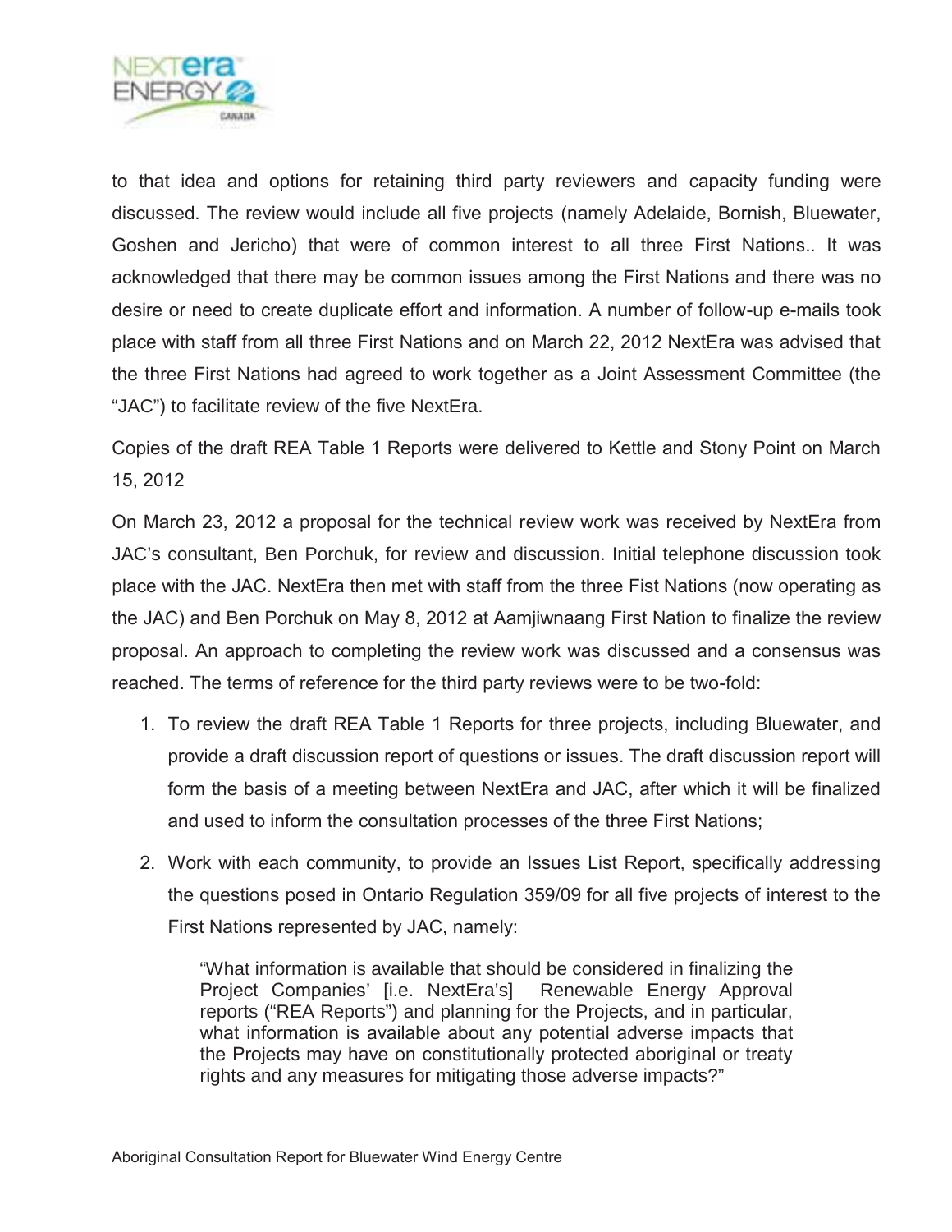to that idea and options for retaining third party reviewers and capacity funding were discussed. The review would include all five projects (namely Adelaide, Bornish, Bluewater, Goshen and Jericho) that were of common interest to all three First Nations.. It was acknowledged that there may be common issues among the First Nations and there was no desire or need to create duplicate effort and information. A number of follow-up e-mails took place with staff from all three First Nations and on March 22, 2012 NextEra was advised that the three First Nations had agreed to work together as a Joint Assessment Committee (the "JAC") to facilitate review of the five NextEra.

Copies of the draft REA Table 1 Reports were delivered to Kettle and Stony Point on March 15, 2012

On March 23, 2012 a proposal for the technical review work was received by NextEra from JAC's consultant, Ben Porchuk, for review and discussion. Initial telephone discussion took place with the JAC. NextEra then met with staff from the three Fist Nations (now operating as the JAC) and Ben Porchuk on May 8, 2012 at Aamjiwnaang First Nation to finalize the review proposal. An approach to completing the review work was discussed and a consensus was reached. The terms of reference for the third party reviews were to be two-fold:

1. To review the draft REA Table 1 Reports for three projects, including Bluewater, and provide a draft discussion report of questions or issues. The draft discussion report will form the basis of a meeting between NextEra and JAC, after which it will be finalized and used to inform the consultation processes of the three First Nations;
2. Work with each community, to provide an Issues List Report, specifically addressing the questions posed in Ontario Regulation 359/09 for all five projects of interest to the First Nations represented by JAC, namely:

   > "What information is available that should be considered in finalizing the Project Companies' [i.e. NextEra's] Renewable Energy Approval reports ("REA Reports") and planning for the Projects, and in particular, what information is available about any potential adverse impacts that the Projects may have on constitutionally protected aboriginal or treaty rights and any measures for mitigating those adverse impacts?"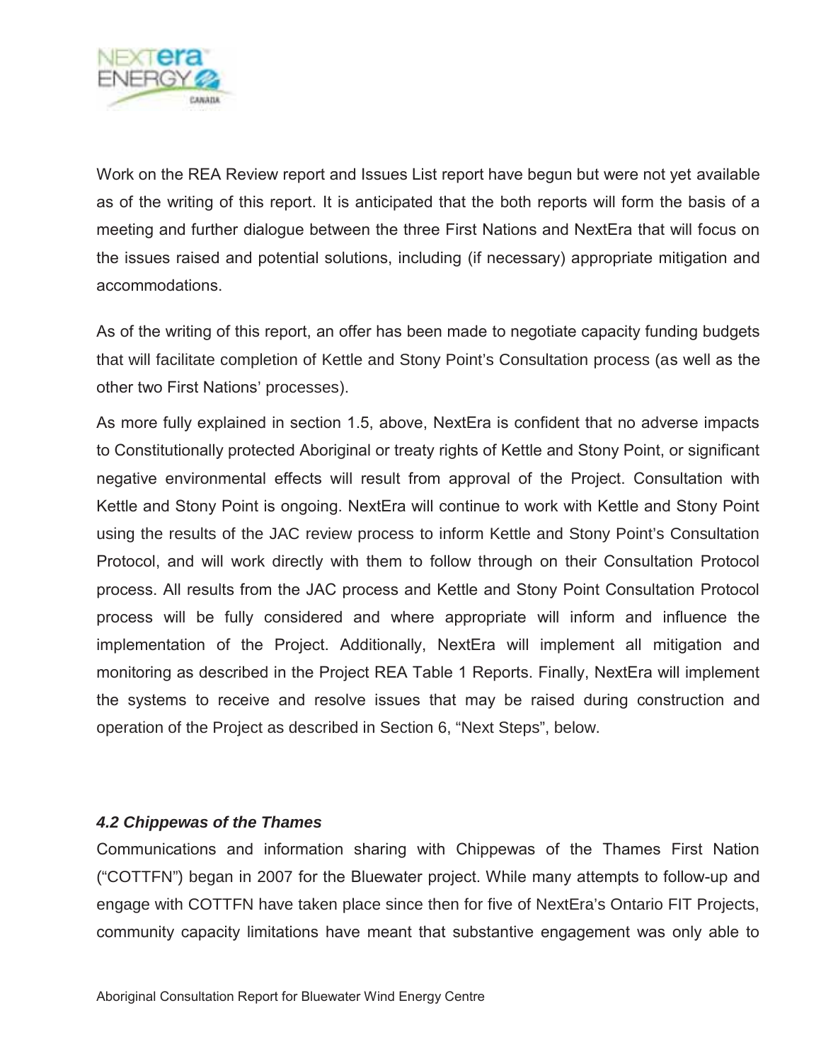Work on the REA Review report and Issues List report have begun but were not yet available as of the writing of this report. It is anticipated that the both reports will form the basis of a meeting and further dialogue between the three First Nations and NextEra that will focus on the issues raised and potential solutions, including (if necessary) appropriate mitigation and accommodations.

As of the writing of this report, an offer has been made to negotiate capacity funding budgets that will facilitate completion of Kettle and Stony Point's Consultation process (as well as the other two First Nations' processes).

As more fully explained in section 1.5, above, NextEra is confident that no adverse impacts to Constitutionally protected Aboriginal or treaty rights of Kettle and Stony Point, or significant negative environmental effects will result from approval of the Project. Consultation with Kettle and Stony Point is ongoing. NextEra will continue to work with Kettle and Stony Point using the results of the JAC review process to inform Kettle and Stony Point's Consultation Protocol, and will work directly with them to follow through on their Consultation Protocol process. All results from the JAC process and Kettle and Stony Point Consultation Protocol process will be fully considered and where appropriate will inform and influence the implementation of the Project. Additionally, NextEra will implement all mitigation and monitoring as described in the Project REA Table 1 Reports. Finally, NextEra will implement the systems to receive and resolve issues that may be raised during construction and operation of the Project as described in Section 6, "Next Steps", below.

### *4.2 Chippewas of the Thames*

Communications and information sharing with Chippewas of the Thames First Nation ("COTTFN") began in 2007 for the Bluewater project. While many attempts to follow-up and engage with COTTFN have taken place since then for five of NextEra's Ontario FIT Projects, community capacity limitations have meant that substantive engagement was only able to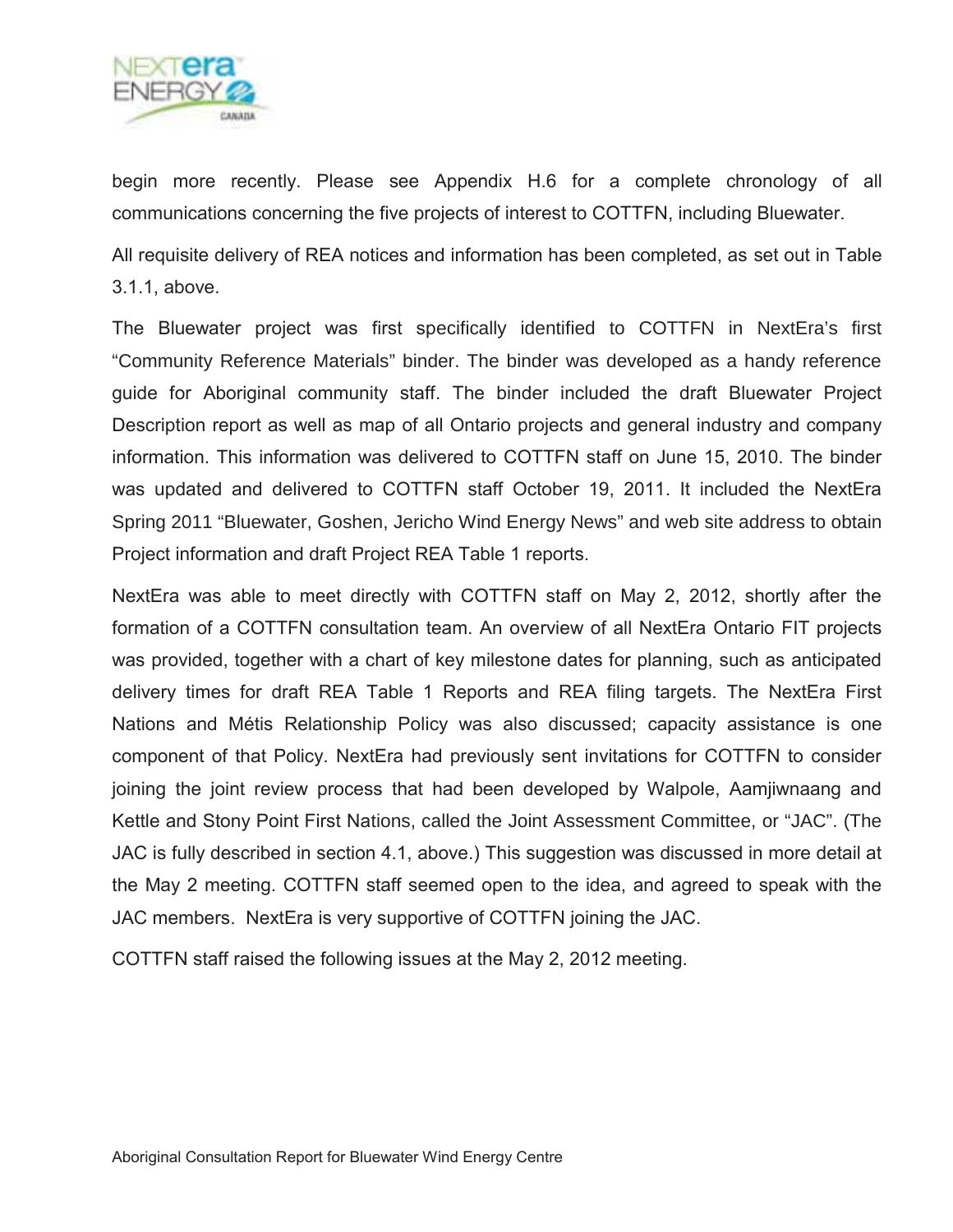begin more recently. Please see Appendix H.6 for a complete chronology of all communications concerning the five projects of interest to COTTFN, including Bluewater.

All requisite delivery of REA notices and information has been completed, as set out in Table 3.1.1, above.

The Bluewater project was first specifically identified to COTTFN in NextEra's first "Community Reference Materials" binder. The binder was developed as a handy reference guide for Aboriginal community staff. The binder included the draft Bluewater Project Description report as well as map of all Ontario projects and general industry and company information. This information was delivered to COTTFN staff on June 15, 2010. The binder was updated and delivered to COTTFN staff October 19, 2011. It included the NextEra Spring 2011 "Bluewater, Goshen, Jericho Wind Energy News" and web site address to obtain Project information and draft Project REA Table 1 reports.

NextEra was able to meet directly with COTTFN staff on May 2, 2012, shortly after the formation of a COTTFN consultation team. An overview of all NextEra Ontario FIT projects was provided, together with a chart of key milestone dates for planning, such as anticipated delivery times for draft REA Table 1 Reports and REA filing targets. The NextEra First Nations and Métis Relationship Policy was also discussed; capacity assistance is one component of that Policy. NextEra had previously sent invitations for COTTFN to consider joining the joint review process that had been developed by Walpole, Aamjiwnaang and Kettle and Stony Point First Nations, called the Joint Assessment Committee, or "JAC". (The JAC is fully described in section 4.1, above.) This suggestion was discussed in more detail at the May 2 meeting. COTTFN staff seemed open to the idea, and agreed to speak with the JAC members. NextEra is very supportive of COTTFN joining the JAC.

COTTFN staff raised the following issues at the May 2, 2012 meeting.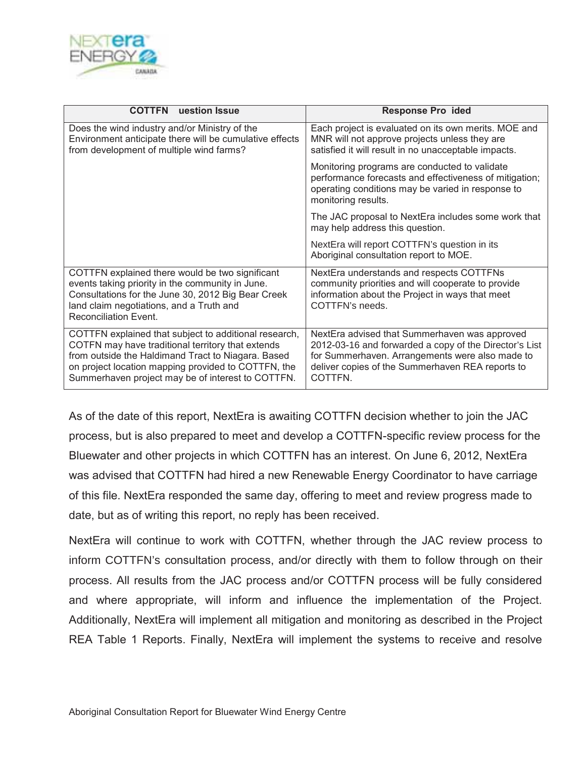| COTTFN uestion Issue | Response Pro ided |
|---|---|
| Does the wind industry and/or Ministry of the Environment anticipate there will be cumulative effects from development of multiple wind farms? | Each project is evaluated on its own merits. MOE and MNR will not approve projects unless they are satisfied it will result in no unacceptable impacts.<br><br>Monitoring programs are conducted to validate performance forecasts and effectiveness of mitigation; operating conditions may be varied in response to monitoring results.<br><br>The JAC proposal to NextEra includes some work that may help address this question.<br><br>NextEra will report COTTFN's question in its Aboriginal consultation report to MOE. |
| COTTFN explained there would be two significant events taking priority in the community in June. Consultations for the June 30, 2012 Big Bear Creek land claim negotiations, and a Truth and Reconciliation Event. | NextEra understands and respects COTTFNs community priorities and will cooperate to provide information about the Project in ways that meet COTTFN's needs. |
| COTTFN explained that subject to additional research, COTFN may have traditional territory that extends from outside the Haldimand Tract to Niagara. Based on project location mapping provided to COTTFN, the Summerhaven project may be of interest to COTTFN. | NextEra advised that Summerhaven was approved 2012-03-16 and forwarded a copy of the Director's List for Summerhaven. Arrangements were also made to deliver copies of the Summerhaven REA reports to COTTFN. |

As of the date of this report, NextEra is awaiting COTTFN decision whether to join the JAC process, but is also prepared to meet and develop a COTTFN-specific review process for the Bluewater and other projects in which COTTFN has an interest. On June 6, 2012, NextEra was advised that COTTFN had hired a new Renewable Energy Coordinator to have carriage of this file. NextEra responded the same day, offering to meet and review progress made to date, but as of writing this report, no reply has been received.

NextEra will continue to work with COTTFN, whether through the JAC review process to inform COTTFN's consultation process, and/or directly with them to follow through on their process. All results from the JAC process and/or COTTFN process will be fully considered and where appropriate, will inform and influence the implementation of the Project. Additionally, NextEra will implement all mitigation and monitoring as described in the Project REA Table 1 Reports. Finally, NextEra will implement the systems to receive and resolve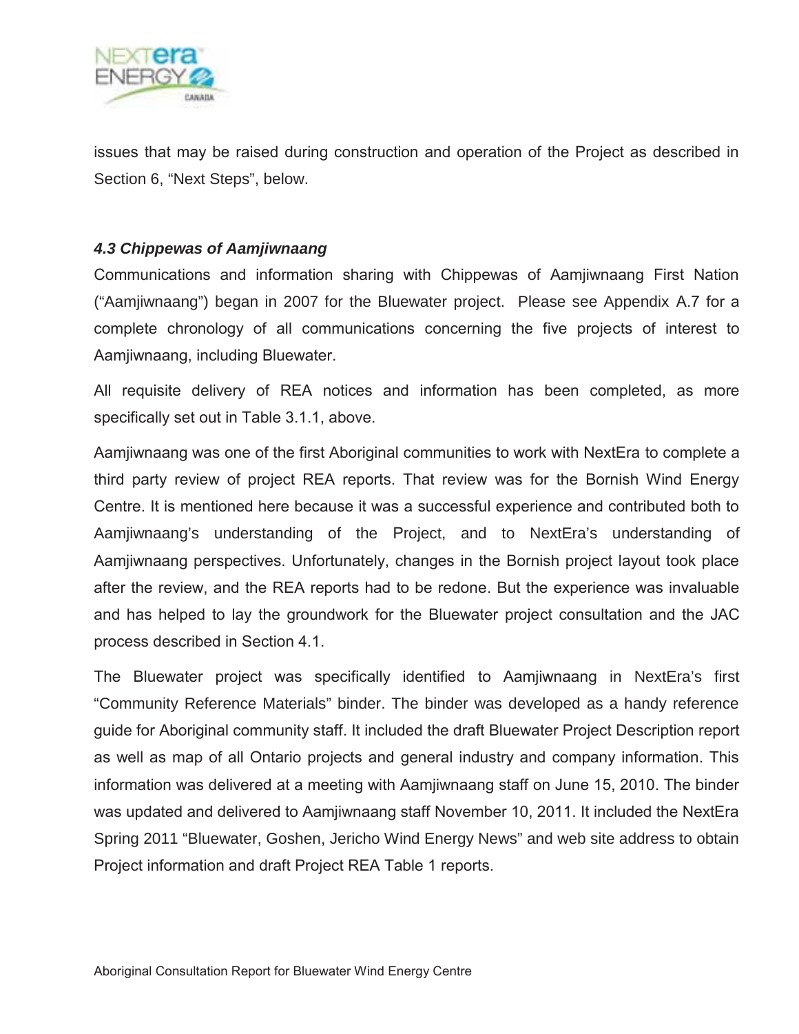issues that may be raised during construction and operation of the Project as described in Section 6, "Next Steps", below.

### *4.3 Chippewas of Aamjiwnaang*

Communications and information sharing with Chippewas of Aamjiwnaang First Nation ("Aamjiwnaang") began in 2007 for the Bluewater project. Please see Appendix A.7 for a complete chronology of all communications concerning the five projects of interest to Aamjiwnaang, including Bluewater.

All requisite delivery of REA notices and information has been completed, as more specifically set out in Table 3.1.1, above.

Aamjiwnaang was one of the first Aboriginal communities to work with NextEra to complete a third party review of project REA reports. That review was for the Bornish Wind Energy Centre. It is mentioned here because it was a successful experience and contributed both to Aamjiwnaang's understanding of the Project, and to NextEra's understanding of Aamjiwnaang perspectives. Unfortunately, changes in the Bornish project layout took place after the review, and the REA reports had to be redone. But the experience was invaluable and has helped to lay the groundwork for the Bluewater project consultation and the JAC process described in Section 4.1.

The Bluewater project was specifically identified to Aamjiwnaang in NextEra's first "Community Reference Materials" binder. The binder was developed as a handy reference guide for Aboriginal community staff. It included the draft Bluewater Project Description report as well as map of all Ontario projects and general industry and company information. This information was delivered at a meeting with Aamjiwnaang staff on June 15, 2010. The binder was updated and delivered to Aamjiwnaang staff November 10, 2011. It included the NextEra Spring 2011 "Bluewater, Goshen, Jericho Wind Energy News" and web site address to obtain Project information and draft Project REA Table 1 reports.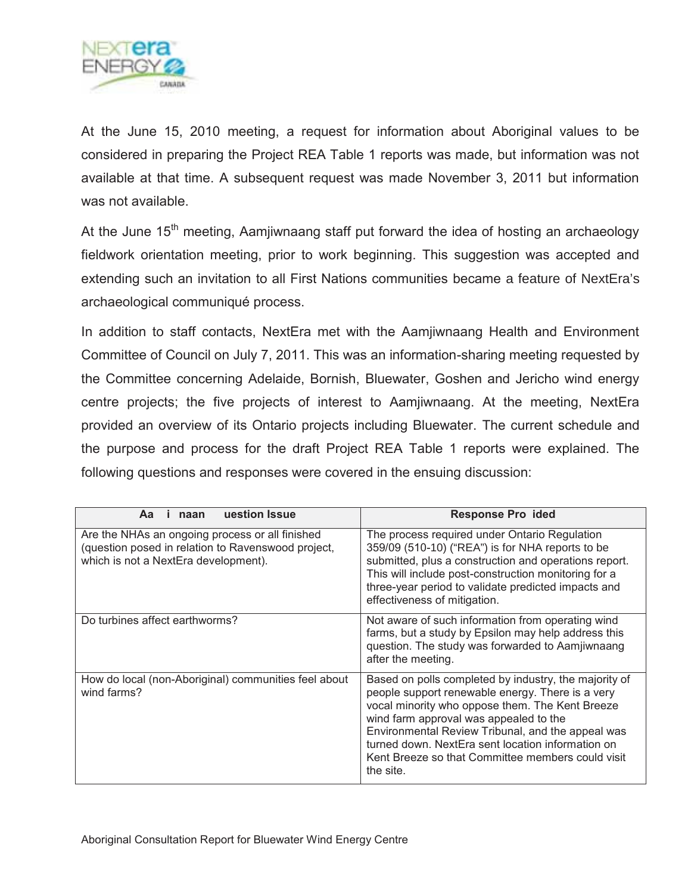At the June 15, 2010 meeting, a request for information about Aboriginal values to be considered in preparing the Project REA Table 1 reports was made, but information was not available at that time. A subsequent request was made November 3, 2011 but information was not available.

At the June 15th meeting, Aamjiwnaang staff put forward the idea of hosting an archaeology fieldwork orientation meeting, prior to work beginning. This suggestion was accepted and extending such an invitation to all First Nations communities became a feature of NextEra's archaeological communiqué process.

In addition to staff contacts, NextEra met with the Aamjiwnaang Health and Environment Committee of Council on July 7, 2011. This was an information-sharing meeting requested by the Committee concerning Adelaide, Bornish, Bluewater, Goshen and Jericho wind energy centre projects; the five projects of interest to Aamjiwnaang. At the meeting, NextEra provided an overview of its Ontario projects including Bluewater. The current schedule and the purpose and process for the draft Project REA Table 1 reports were explained. The following questions and responses were covered in the ensuing discussion:

| Aa i naan uestion Issue | Response Pro ided |
| --- | --- |
| Are the NHAs an ongoing process or all finished (question posed in relation to Ravenswood project, which is not a NextEra development). | The process required under Ontario Regulation 359/09 (510-10) ("REA") is for NHA reports to be submitted, plus a construction and operations report. This will include post-construction monitoring for a three-year period to validate predicted impacts and effectiveness of mitigation. |
| Do turbines affect earthworms? | Not aware of such information from operating wind farms, but a study by Epsilon may help address this question. The study was forwarded to Aamjiwnaang after the meeting. |
| How do local (non-Aboriginal) communities feel about wind farms? | Based on polls completed by industry, the majority of people support renewable energy. There is a very vocal minority who oppose them. The Kent Breeze wind farm approval was appealed to the Environmental Review Tribunal, and the appeal was turned down. NextEra sent location information on Kent Breeze so that Committee members could visit the site. |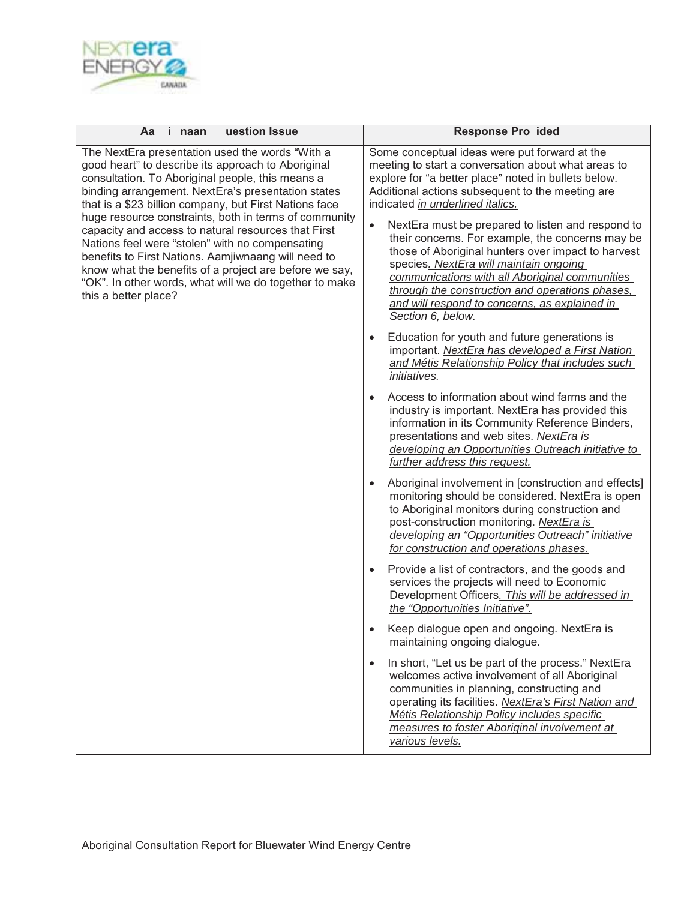| Aa i naan uestion Issue | Response Pro ided |
| --- | --- |
| The NextEra presentation used the words "With a good heart" to describe its approach to Aboriginal consultation. To Aboriginal people, this means a binding arrangement. NextEra's presentation states that is a $23 billion company, but First Nations face huge resource constraints, both in terms of community capacity and access to natural resources that First Nations feel were "stolen" with no compensating benefits to First Nations. Aamjiwnaang will need to know what the benefits of a project are before we say, "OK". In other words, what will we do together to make this a better place? | Some conceptual ideas were put forward at the meeting to start a conversation about what areas to explore for "a better place" noted in bullets below. Additional actions subsequent to the meeting are indicated *in underlined italics.*<br><br>• NextEra must be prepared to listen and respond to their concerns. For example, the concerns may be those of Aboriginal hunters over impact to harvest species*. NextEra will maintain ongoing communications with all Aboriginal communities through the construction and operations phases, and will respond to concerns, as explained in Section 6, below.*<br><br>• Education for youth and future generations is important. *NextEra has developed a First Nation and Métis Relationship Policy that includes such initiatives.*<br><br>• Access to information about wind farms and the industry is important. NextEra has provided this information in its Community Reference Binders, presentations and web sites. *NextEra is developing an Opportunities Outreach initiative to further address this request.*<br><br>• Aboriginal involvement in [construction and effects] monitoring should be considered. NextEra is open to Aboriginal monitors during construction and post-construction monitoring. *NextEra is developing an "Opportunities Outreach" initiative for construction and operations phases.*<br><br>• Provide a list of contractors, and the goods and services the projects will need to Economic Development Officers*. This will be addressed in the "Opportunities Initiative".*<br><br>• Keep dialogue open and ongoing. NextEra is maintaining ongoing dialogue.<br><br>• In short, "Let us be part of the process." NextEra welcomes active involvement of all Aboriginal communities in planning, constructing and operating its facilities. *NextEra's First Nation and Métis Relationship Policy includes specific measures to foster Aboriginal involvement at various levels.* |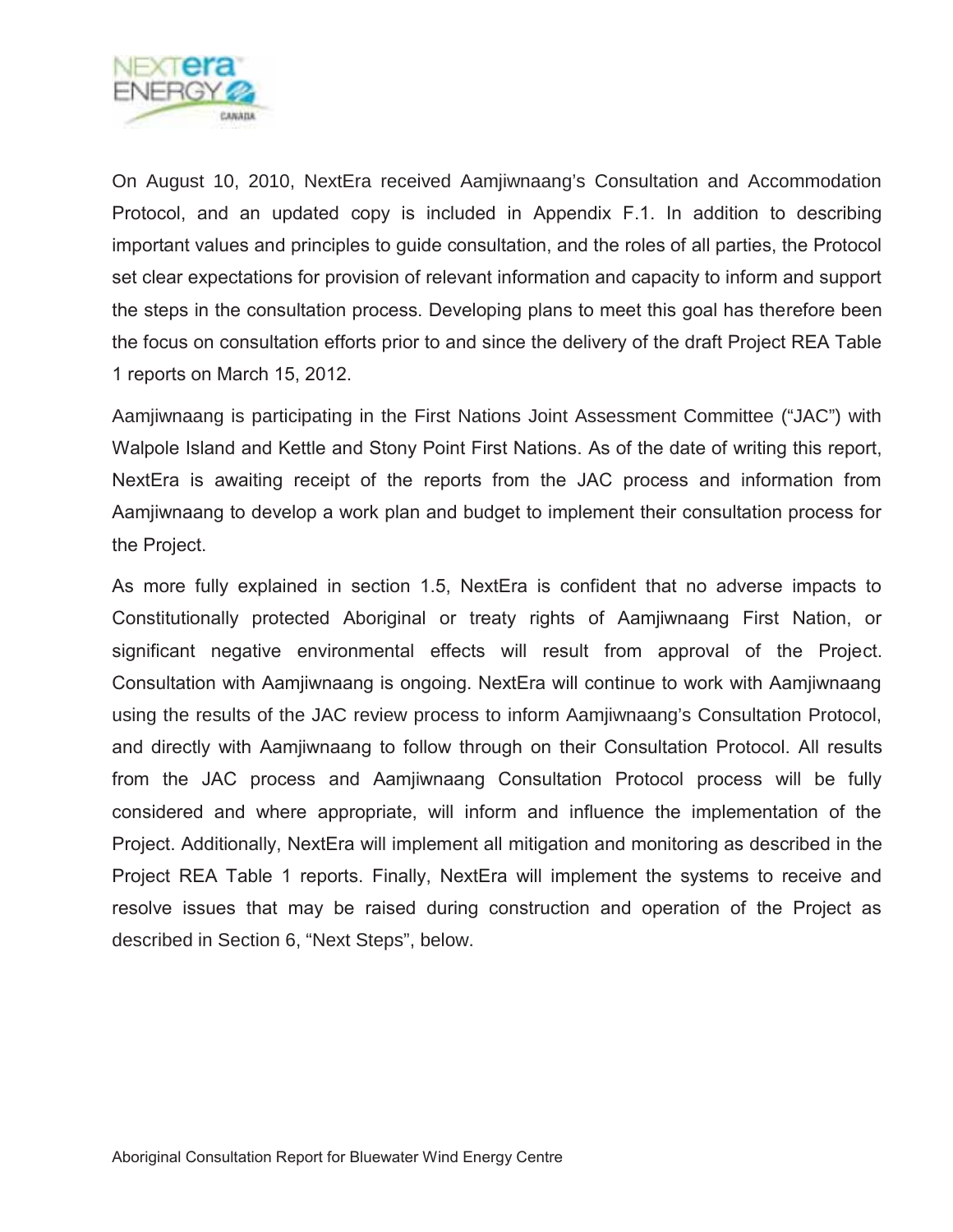On August 10, 2010, NextEra received Aamjiwnaang's Consultation and Accommodation Protocol, and an updated copy is included in Appendix F.1. In addition to describing important values and principles to guide consultation, and the roles of all parties, the Protocol set clear expectations for provision of relevant information and capacity to inform and support the steps in the consultation process. Developing plans to meet this goal has therefore been the focus on consultation efforts prior to and since the delivery of the draft Project REA Table 1 reports on March 15, 2012.

Aamjiwnaang is participating in the First Nations Joint Assessment Committee ("JAC") with Walpole Island and Kettle and Stony Point First Nations. As of the date of writing this report, NextEra is awaiting receipt of the reports from the JAC process and information from Aamjiwnaang to develop a work plan and budget to implement their consultation process for the Project.

As more fully explained in section 1.5, NextEra is confident that no adverse impacts to Constitutionally protected Aboriginal or treaty rights of Aamjiwnaang First Nation, or significant negative environmental effects will result from approval of the Project. Consultation with Aamjiwnaang is ongoing. NextEra will continue to work with Aamjiwnaang using the results of the JAC review process to inform Aamjiwnaang's Consultation Protocol, and directly with Aamjiwnaang to follow through on their Consultation Protocol. All results from the JAC process and Aamjiwnaang Consultation Protocol process will be fully considered and where appropriate, will inform and influence the implementation of the Project. Additionally, NextEra will implement all mitigation and monitoring as described in the Project REA Table 1 reports. Finally, NextEra will implement the systems to receive and resolve issues that may be raised during construction and operation of the Project as described in Section 6, "Next Steps", below.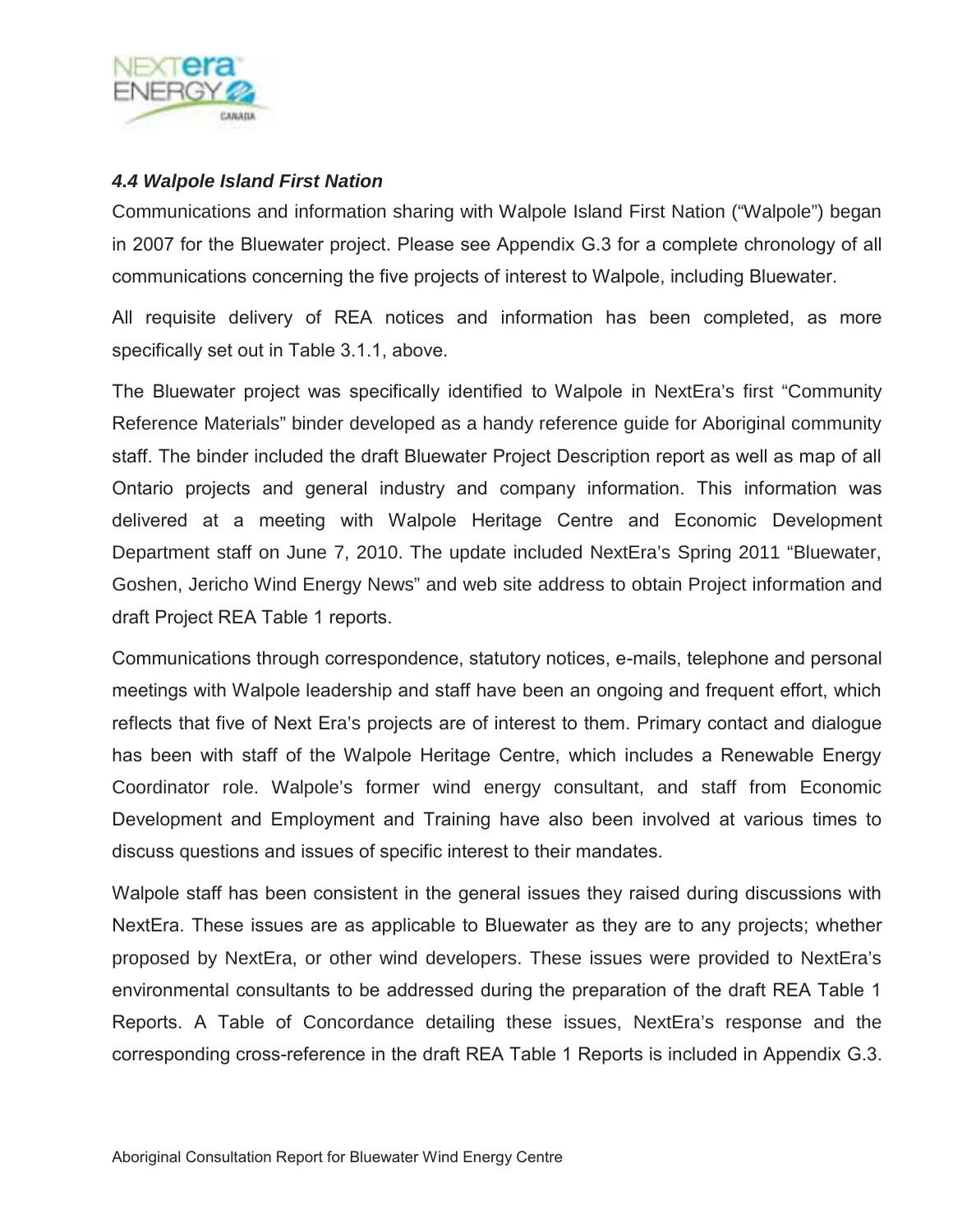### *4.4 Walpole Island First Nation*

Communications and information sharing with Walpole Island First Nation ("Walpole") began in 2007 for the Bluewater project. Please see Appendix G.3 for a complete chronology of all communications concerning the five projects of interest to Walpole, including Bluewater.

All requisite delivery of REA notices and information has been completed, as more specifically set out in Table 3.1.1, above.

The Bluewater project was specifically identified to Walpole in NextEra's first "Community Reference Materials" binder developed as a handy reference guide for Aboriginal community staff. The binder included the draft Bluewater Project Description report as well as map of all Ontario projects and general industry and company information. This information was delivered at a meeting with Walpole Heritage Centre and Economic Development Department staff on June 7, 2010. The update included NextEra's Spring 2011 "Bluewater, Goshen, Jericho Wind Energy News" and web site address to obtain Project information and draft Project REA Table 1 reports.

Communications through correspondence, statutory notices, e-mails, telephone and personal meetings with Walpole leadership and staff have been an ongoing and frequent effort, which reflects that five of Next Era's projects are of interest to them. Primary contact and dialogue has been with staff of the Walpole Heritage Centre, which includes a Renewable Energy Coordinator role. Walpole's former wind energy consultant, and staff from Economic Development and Employment and Training have also been involved at various times to discuss questions and issues of specific interest to their mandates.

Walpole staff has been consistent in the general issues they raised during discussions with NextEra. These issues are as applicable to Bluewater as they are to any projects; whether proposed by NextEra, or other wind developers. These issues were provided to NextEra's environmental consultants to be addressed during the preparation of the draft REA Table 1 Reports. A Table of Concordance detailing these issues, NextEra's response and the corresponding cross-reference in the draft REA Table 1 Reports is included in Appendix G.3.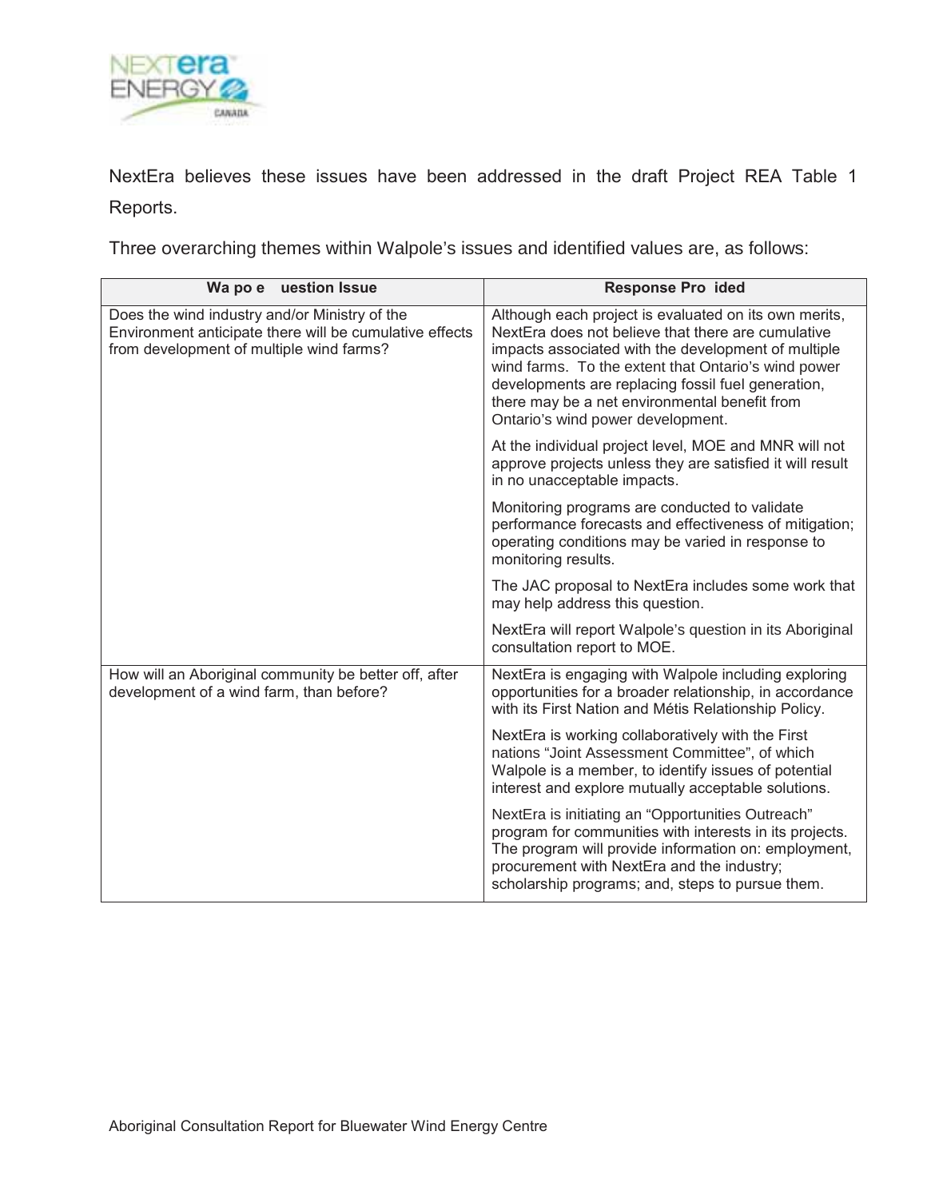NextEra believes these issues have been addressed in the draft Project REA Table 1 Reports.

Three overarching themes within Walpole's issues and identified values are, as follows:

| Wa po e uestion Issue | Response Pro ided |
| --- | --- |
| Does the wind industry and/or Ministry of the Environment anticipate there will be cumulative effects from development of multiple wind farms? | Although each project is evaluated on its own merits, NextEra does not believe that there are cumulative impacts associated with the development of multiple wind farms. To the extent that Ontario's wind power developments are replacing fossil fuel generation, there may be a net environmental benefit from Ontario's wind power development.<br><br>At the individual project level, MOE and MNR will not approve projects unless they are satisfied it will result in no unacceptable impacts.<br><br>Monitoring programs are conducted to validate performance forecasts and effectiveness of mitigation; operating conditions may be varied in response to monitoring results.<br><br>The JAC proposal to NextEra includes some work that may help address this question.<br><br>NextEra will report Walpole's question in its Aboriginal consultation report to MOE. |
| How will an Aboriginal community be better off, after development of a wind farm, than before? | NextEra is engaging with Walpole including exploring opportunities for a broader relationship, in accordance with its First Nation and Métis Relationship Policy.<br><br>NextEra is working collaboratively with the First nations "Joint Assessment Committee", of which Walpole is a member, to identify issues of potential interest and explore mutually acceptable solutions.<br><br>NextEra is initiating an "Opportunities Outreach" program for communities with interests in its projects. The program will provide information on: employment, procurement with NextEra and the industry; scholarship programs; and, steps to pursue them. |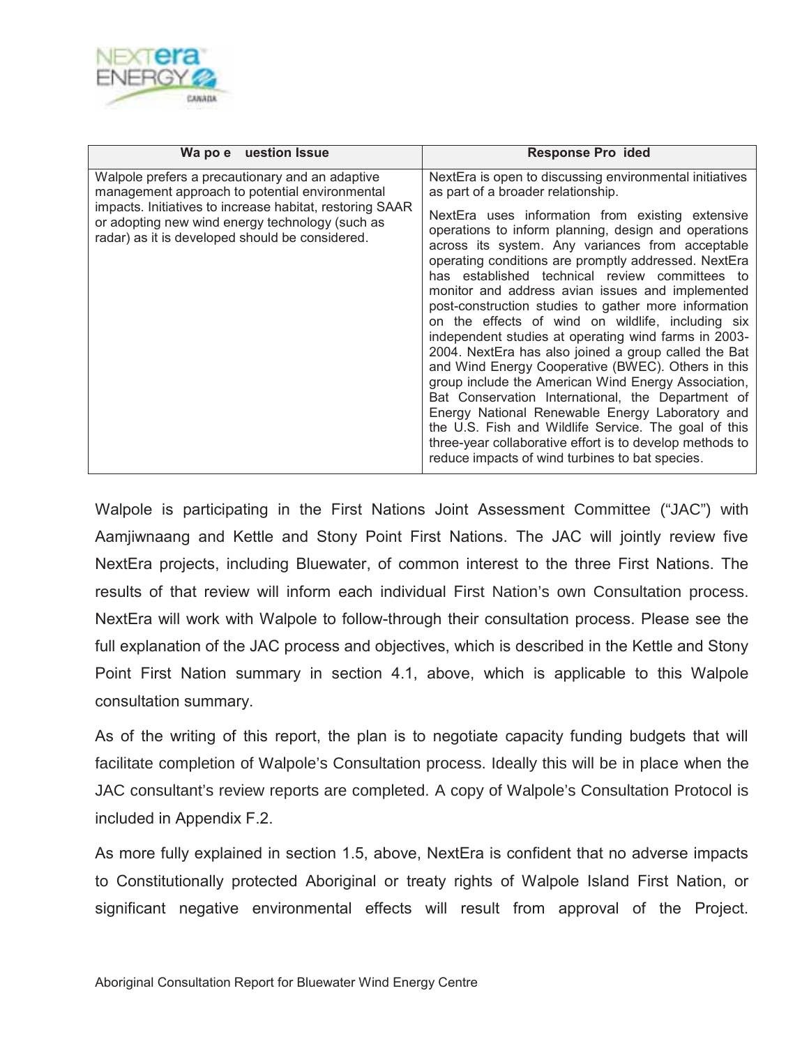| Wa po e uestion Issue | Response Pro ided |
|---|---|
| Walpole prefers a precautionary and an adaptive management approach to potential environmental impacts. Initiatives to increase habitat, restoring SAAR or adopting new wind energy technology (such as radar) as it is developed should be considered. | NextEra is open to discussing environmental initiatives as part of a broader relationship.<br><br>NextEra uses information from existing extensive operations to inform planning, design and operations across its system. Any variances from acceptable operating conditions are promptly addressed. NextEra has established technical review committees to monitor and address avian issues and implemented post-construction studies to gather more information on the effects of wind on wildlife, including six independent studies at operating wind farms in 2003-2004. NextEra has also joined a group called the Bat and Wind Energy Cooperative (BWEC). Others in this group include the American Wind Energy Association, Bat Conservation International, the Department of Energy National Renewable Energy Laboratory and the U.S. Fish and Wildlife Service. The goal of this three-year collaborative effort is to develop methods to reduce impacts of wind turbines to bat species. |

Walpole is participating in the First Nations Joint Assessment Committee ("JAC") with Aamjiwnaang and Kettle and Stony Point First Nations. The JAC will jointly review five NextEra projects, including Bluewater, of common interest to the three First Nations. The results of that review will inform each individual First Nation's own Consultation process. NextEra will work with Walpole to follow-through their consultation process. Please see the full explanation of the JAC process and objectives, which is described in the Kettle and Stony Point First Nation summary in section 4.1, above, which is applicable to this Walpole consultation summary.

As of the writing of this report, the plan is to negotiate capacity funding budgets that will facilitate completion of Walpole's Consultation process. Ideally this will be in place when the JAC consultant's review reports are completed. A copy of Walpole's Consultation Protocol is included in Appendix F.2.

As more fully explained in section 1.5, above, NextEra is confident that no adverse impacts to Constitutionally protected Aboriginal or treaty rights of Walpole Island First Nation, or significant negative environmental effects will result from approval of the Project.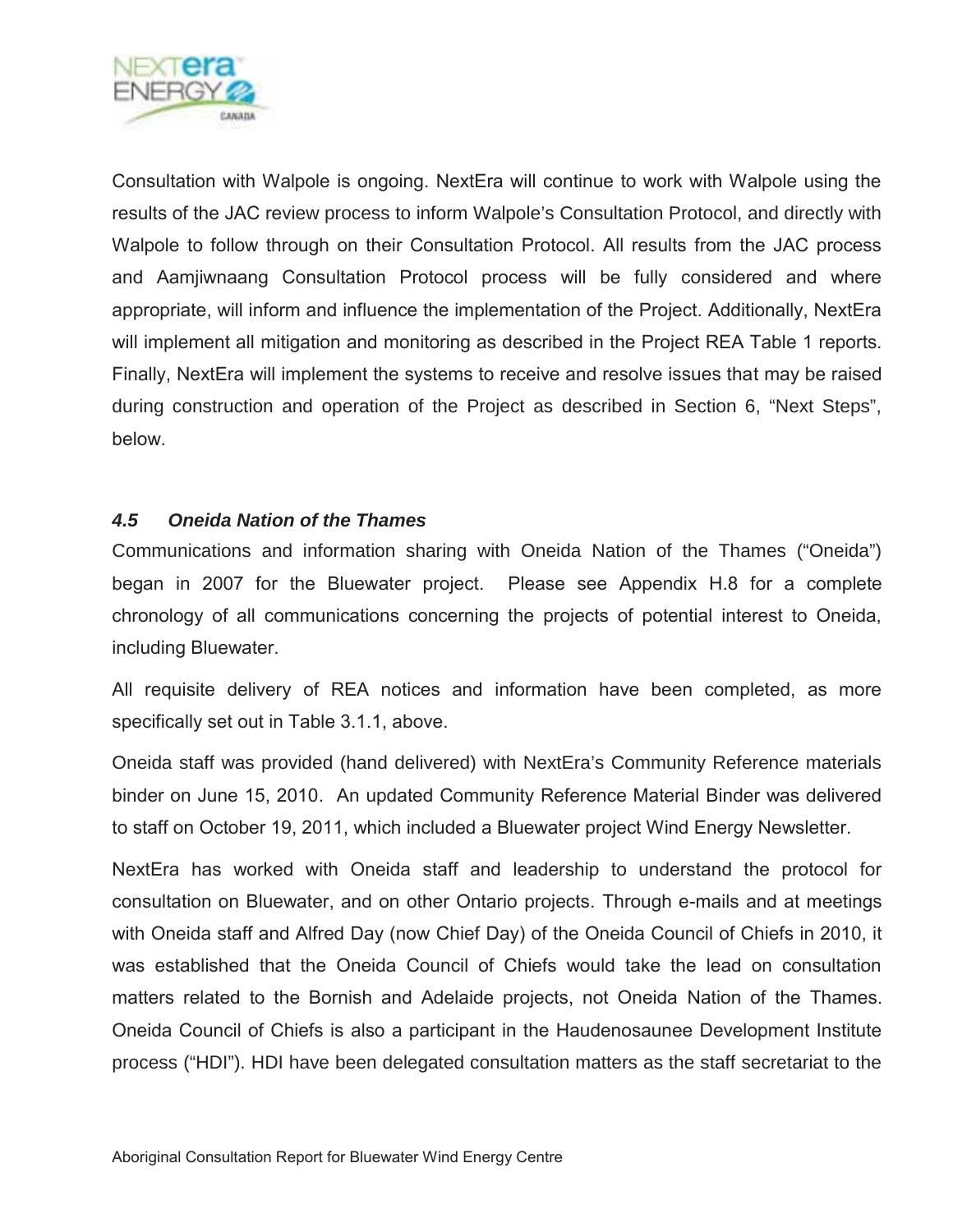Consultation with Walpole is ongoing. NextEra will continue to work with Walpole using the results of the JAC review process to inform Walpole's Consultation Protocol, and directly with Walpole to follow through on their Consultation Protocol. All results from the JAC process and Aamjiwnaang Consultation Protocol process will be fully considered and where appropriate, will inform and influence the implementation of the Project. Additionally, NextEra will implement all mitigation and monitoring as described in the Project REA Table 1 reports. Finally, NextEra will implement the systems to receive and resolve issues that may be raised during construction and operation of the Project as described in Section 6, "Next Steps", below.

### *4.5 Oneida Nation of the Thames*

Communications and information sharing with Oneida Nation of the Thames ("Oneida") began in 2007 for the Bluewater project. Please see Appendix H.8 for a complete chronology of all communications concerning the projects of potential interest to Oneida, including Bluewater.

All requisite delivery of REA notices and information have been completed, as more specifically set out in Table 3.1.1, above.

Oneida staff was provided (hand delivered) with NextEra's Community Reference materials binder on June 15, 2010. An updated Community Reference Material Binder was delivered to staff on October 19, 2011, which included a Bluewater project Wind Energy Newsletter.

NextEra has worked with Oneida staff and leadership to understand the protocol for consultation on Bluewater, and on other Ontario projects. Through e-mails and at meetings with Oneida staff and Alfred Day (now Chief Day) of the Oneida Council of Chiefs in 2010, it was established that the Oneida Council of Chiefs would take the lead on consultation matters related to the Bornish and Adelaide projects, not Oneida Nation of the Thames. Oneida Council of Chiefs is also a participant in the Haudenosaunee Development Institute process ("HDI"). HDI have been delegated consultation matters as the staff secretariat to the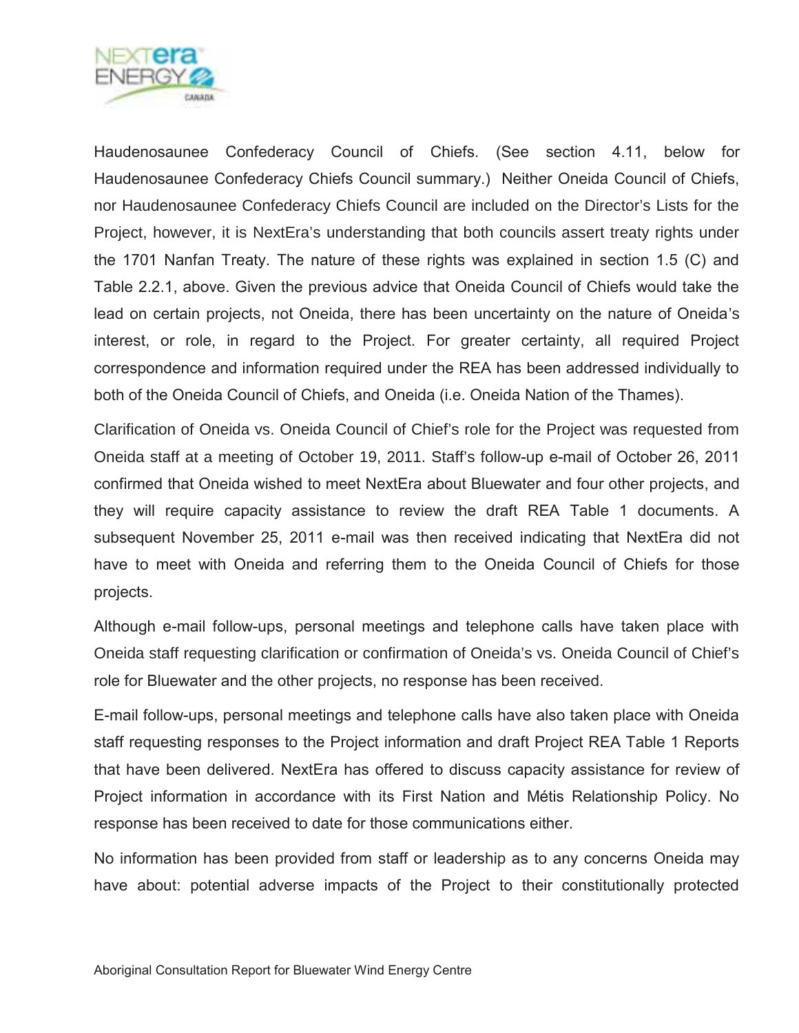Haudenosaunee Confederacy Council of Chiefs. (See section 4.11, below for Haudenosaunee Confederacy Chiefs Council summary.) Neither Oneida Council of Chiefs, nor Haudenosaunee Confederacy Chiefs Council are included on the Director's Lists for the Project, however, it is NextEra's understanding that both councils assert treaty rights under the 1701 Nanfan Treaty. The nature of these rights was explained in section 1.5 (C) and Table 2.2.1, above. Given the previous advice that Oneida Council of Chiefs would take the lead on certain projects, not Oneida, there has been uncertainty on the nature of Oneida's interest, or role, in regard to the Project. For greater certainty, all required Project correspondence and information required under the REA has been addressed individually to both of the Oneida Council of Chiefs, and Oneida (i.e. Oneida Nation of the Thames).

Clarification of Oneida vs. Oneida Council of Chief's role for the Project was requested from Oneida staff at a meeting of October 19, 2011. Staff's follow-up e-mail of October 26, 2011 confirmed that Oneida wished to meet NextEra about Bluewater and four other projects, and they will require capacity assistance to review the draft REA Table 1 documents. A subsequent November 25, 2011 e-mail was then received indicating that NextEra did not have to meet with Oneida and referring them to the Oneida Council of Chiefs for those projects.

Although e-mail follow-ups, personal meetings and telephone calls have taken place with Oneida staff requesting clarification or confirmation of Oneida's vs. Oneida Council of Chief's role for Bluewater and the other projects, no response has been received.

E-mail follow-ups, personal meetings and telephone calls have also taken place with Oneida staff requesting responses to the Project information and draft Project REA Table 1 Reports that have been delivered. NextEra has offered to discuss capacity assistance for review of Project information in accordance with its First Nation and Métis Relationship Policy. No response has been received to date for those communications either.

No information has been provided from staff or leadership as to any concerns Oneida may have about: potential adverse impacts of the Project to their constitutionally protected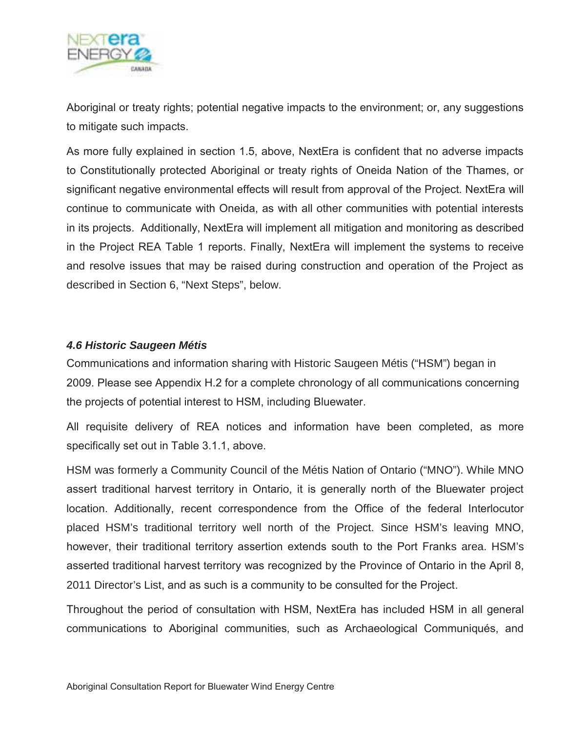Aboriginal or treaty rights; potential negative impacts to the environment; or, any suggestions to mitigate such impacts.

As more fully explained in section 1.5, above, NextEra is confident that no adverse impacts to Constitutionally protected Aboriginal or treaty rights of Oneida Nation of the Thames, or significant negative environmental effects will result from approval of the Project. NextEra will continue to communicate with Oneida, as with all other communities with potential interests in its projects. Additionally, NextEra will implement all mitigation and monitoring as described in the Project REA Table 1 reports. Finally, NextEra will implement the systems to receive and resolve issues that may be raised during construction and operation of the Project as described in Section 6, "Next Steps", below.

### *4.6 Historic Saugeen Métis*

Communications and information sharing with Historic Saugeen Métis ("HSM") began in 2009. Please see Appendix H.2 for a complete chronology of all communications concerning the projects of potential interest to HSM, including Bluewater.

All requisite delivery of REA notices and information have been completed, as more specifically set out in Table 3.1.1, above.

HSM was formerly a Community Council of the Métis Nation of Ontario ("MNO"). While MNO assert traditional harvest territory in Ontario, it is generally north of the Bluewater project location. Additionally, recent correspondence from the Office of the federal Interlocutor placed HSM's traditional territory well north of the Project. Since HSM's leaving MNO, however, their traditional territory assertion extends south to the Port Franks area. HSM's asserted traditional harvest territory was recognized by the Province of Ontario in the April 8, 2011 Director's List, and as such is a community to be consulted for the Project.

Throughout the period of consultation with HSM, NextEra has included HSM in all general communications to Aboriginal communities, such as Archaeological Communiqués, and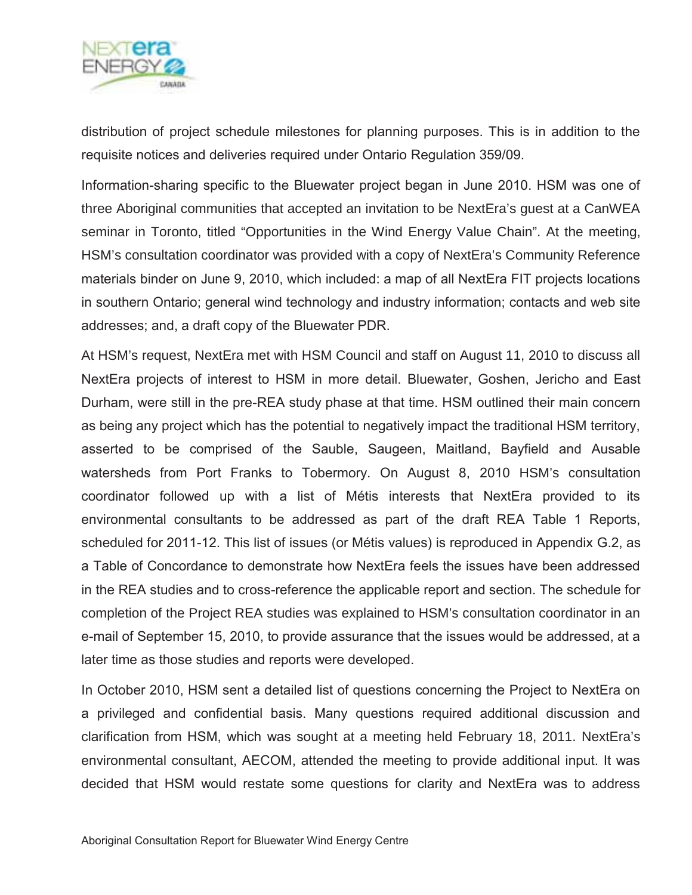distribution of project schedule milestones for planning purposes. This is in addition to the requisite notices and deliveries required under Ontario Regulation 359/09.

Information-sharing specific to the Bluewater project began in June 2010. HSM was one of three Aboriginal communities that accepted an invitation to be NextEra's guest at a CanWEA seminar in Toronto, titled "Opportunities in the Wind Energy Value Chain". At the meeting, HSM's consultation coordinator was provided with a copy of NextEra's Community Reference materials binder on June 9, 2010, which included: a map of all NextEra FIT projects locations in southern Ontario; general wind technology and industry information; contacts and web site addresses; and, a draft copy of the Bluewater PDR.

At HSM's request, NextEra met with HSM Council and staff on August 11, 2010 to discuss all NextEra projects of interest to HSM in more detail. Bluewater, Goshen, Jericho and East Durham, were still in the pre-REA study phase at that time. HSM outlined their main concern as being any project which has the potential to negatively impact the traditional HSM territory, asserted to be comprised of the Sauble, Saugeen, Maitland, Bayfield and Ausable watersheds from Port Franks to Tobermory. On August 8, 2010 HSM's consultation coordinator followed up with a list of Métis interests that NextEra provided to its environmental consultants to be addressed as part of the draft REA Table 1 Reports, scheduled for 2011-12. This list of issues (or Métis values) is reproduced in Appendix G.2, as a Table of Concordance to demonstrate how NextEra feels the issues have been addressed in the REA studies and to cross-reference the applicable report and section. The schedule for completion of the Project REA studies was explained to HSM's consultation coordinator in an e-mail of September 15, 2010, to provide assurance that the issues would be addressed, at a later time as those studies and reports were developed.

In October 2010, HSM sent a detailed list of questions concerning the Project to NextEra on a privileged and confidential basis. Many questions required additional discussion and clarification from HSM, which was sought at a meeting held February 18, 2011. NextEra's environmental consultant, AECOM, attended the meeting to provide additional input. It was decided that HSM would restate some questions for clarity and NextEra was to address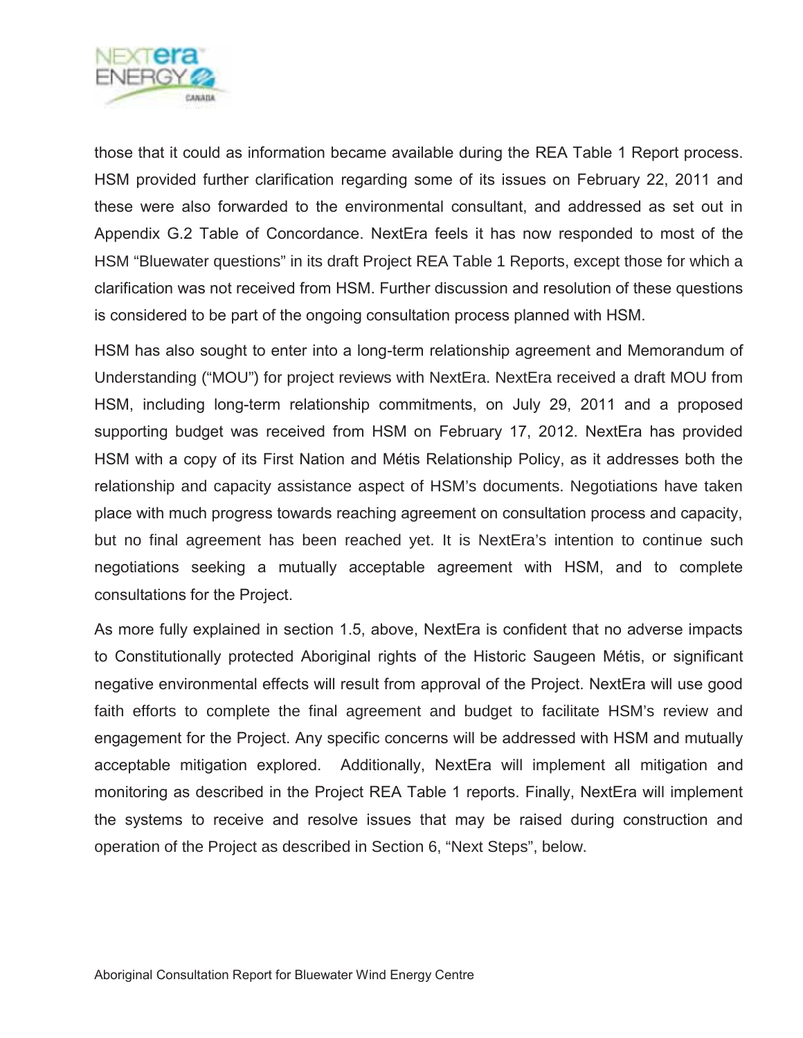those that it could as information became available during the REA Table 1 Report process. HSM provided further clarification regarding some of its issues on February 22, 2011 and these were also forwarded to the environmental consultant, and addressed as set out in Appendix G.2 Table of Concordance. NextEra feels it has now responded to most of the HSM "Bluewater questions" in its draft Project REA Table 1 Reports, except those for which a clarification was not received from HSM. Further discussion and resolution of these questions is considered to be part of the ongoing consultation process planned with HSM.

HSM has also sought to enter into a long-term relationship agreement and Memorandum of Understanding ("MOU") for project reviews with NextEra. NextEra received a draft MOU from HSM, including long-term relationship commitments, on July 29, 2011 and a proposed supporting budget was received from HSM on February 17, 2012. NextEra has provided HSM with a copy of its First Nation and Métis Relationship Policy, as it addresses both the relationship and capacity assistance aspect of HSM's documents. Negotiations have taken place with much progress towards reaching agreement on consultation process and capacity, but no final agreement has been reached yet. It is NextEra's intention to continue such negotiations seeking a mutually acceptable agreement with HSM, and to complete consultations for the Project.

As more fully explained in section 1.5, above, NextEra is confident that no adverse impacts to Constitutionally protected Aboriginal rights of the Historic Saugeen Métis, or significant negative environmental effects will result from approval of the Project. NextEra will use good faith efforts to complete the final agreement and budget to facilitate HSM's review and engagement for the Project. Any specific concerns will be addressed with HSM and mutually acceptable mitigation explored. Additionally, NextEra will implement all mitigation and monitoring as described in the Project REA Table 1 reports. Finally, NextEra will implement the systems to receive and resolve issues that may be raised during construction and operation of the Project as described in Section 6, "Next Steps", below.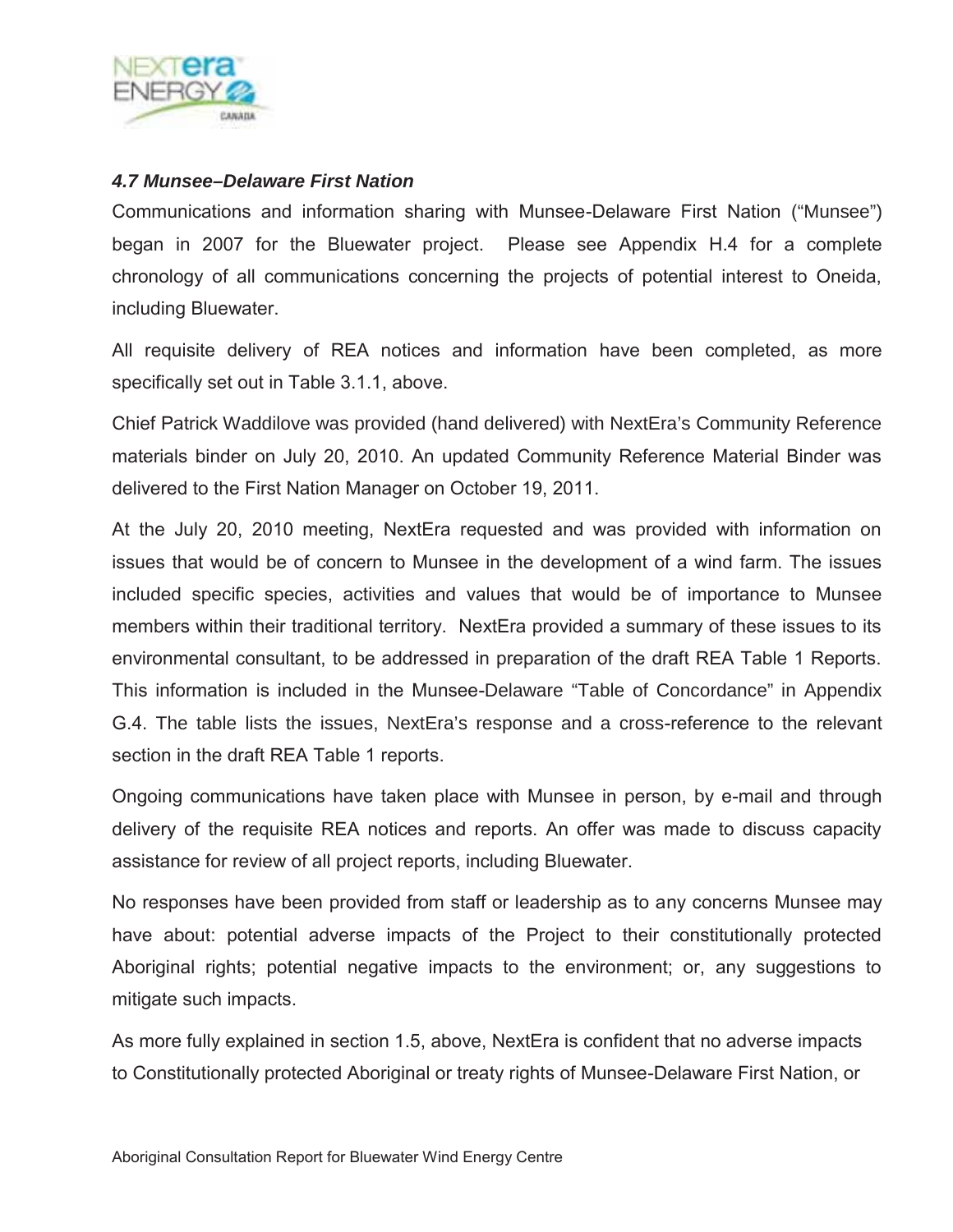### *4.7 Munsee–Delaware First Nation*

Communications and information sharing with Munsee-Delaware First Nation ("Munsee") began in 2007 for the Bluewater project. Please see Appendix H.4 for a complete chronology of all communications concerning the projects of potential interest to Oneida, including Bluewater.

All requisite delivery of REA notices and information have been completed, as more specifically set out in Table 3.1.1, above.

Chief Patrick Waddilove was provided (hand delivered) with NextEra's Community Reference materials binder on July 20, 2010. An updated Community Reference Material Binder was delivered to the First Nation Manager on October 19, 2011.

At the July 20, 2010 meeting, NextEra requested and was provided with information on issues that would be of concern to Munsee in the development of a wind farm. The issues included specific species, activities and values that would be of importance to Munsee members within their traditional territory. NextEra provided a summary of these issues to its environmental consultant, to be addressed in preparation of the draft REA Table 1 Reports. This information is included in the Munsee-Delaware "Table of Concordance" in Appendix G.4. The table lists the issues, NextEra's response and a cross-reference to the relevant section in the draft REA Table 1 reports.

Ongoing communications have taken place with Munsee in person, by e-mail and through delivery of the requisite REA notices and reports. An offer was made to discuss capacity assistance for review of all project reports, including Bluewater.

No responses have been provided from staff or leadership as to any concerns Munsee may have about: potential adverse impacts of the Project to their constitutionally protected Aboriginal rights; potential negative impacts to the environment; or, any suggestions to mitigate such impacts.

As more fully explained in section 1.5, above, NextEra is confident that no adverse impacts to Constitutionally protected Aboriginal or treaty rights of Munsee-Delaware First Nation, or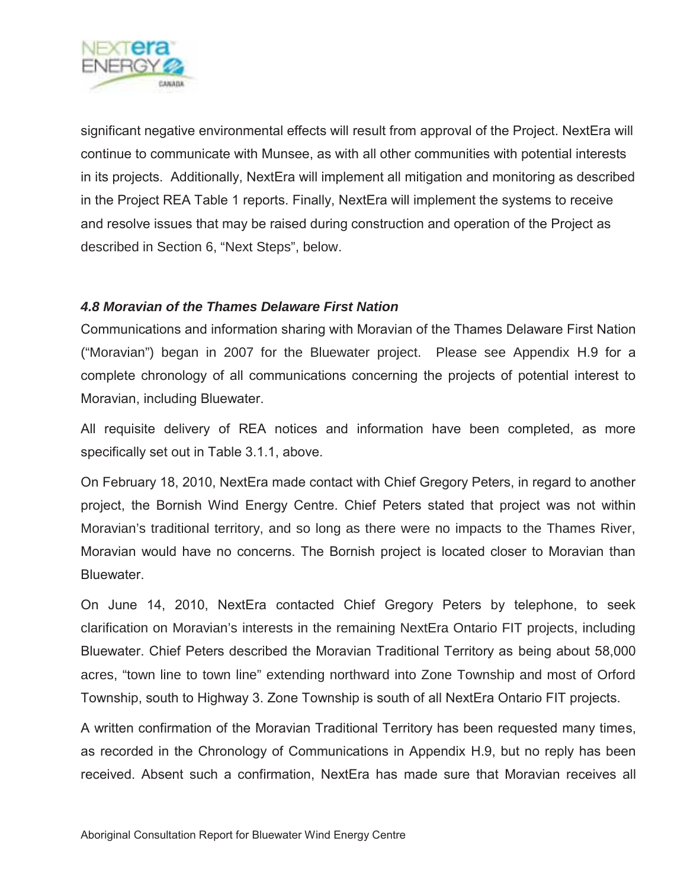significant negative environmental effects will result from approval of the Project. NextEra will continue to communicate with Munsee, as with all other communities with potential interests in its projects. Additionally, NextEra will implement all mitigation and monitoring as described in the Project REA Table 1 reports. Finally, NextEra will implement the systems to receive and resolve issues that may be raised during construction and operation of the Project as described in Section 6, "Next Steps", below.

### *4.8 Moravian of the Thames Delaware First Nation*

Communications and information sharing with Moravian of the Thames Delaware First Nation ("Moravian") began in 2007 for the Bluewater project. Please see Appendix H.9 for a complete chronology of all communications concerning the projects of potential interest to Moravian, including Bluewater.

All requisite delivery of REA notices and information have been completed, as more specifically set out in Table 3.1.1, above.

On February 18, 2010, NextEra made contact with Chief Gregory Peters, in regard to another project, the Bornish Wind Energy Centre. Chief Peters stated that project was not within Moravian's traditional territory, and so long as there were no impacts to the Thames River, Moravian would have no concerns. The Bornish project is located closer to Moravian than Bluewater.

On June 14, 2010, NextEra contacted Chief Gregory Peters by telephone, to seek clarification on Moravian's interests in the remaining NextEra Ontario FIT projects, including Bluewater. Chief Peters described the Moravian Traditional Territory as being about 58,000 acres, "town line to town line" extending northward into Zone Township and most of Orford Township, south to Highway 3. Zone Township is south of all NextEra Ontario FIT projects.

A written confirmation of the Moravian Traditional Territory has been requested many times, as recorded in the Chronology of Communications in Appendix H.9, but no reply has been received. Absent such a confirmation, NextEra has made sure that Moravian receives all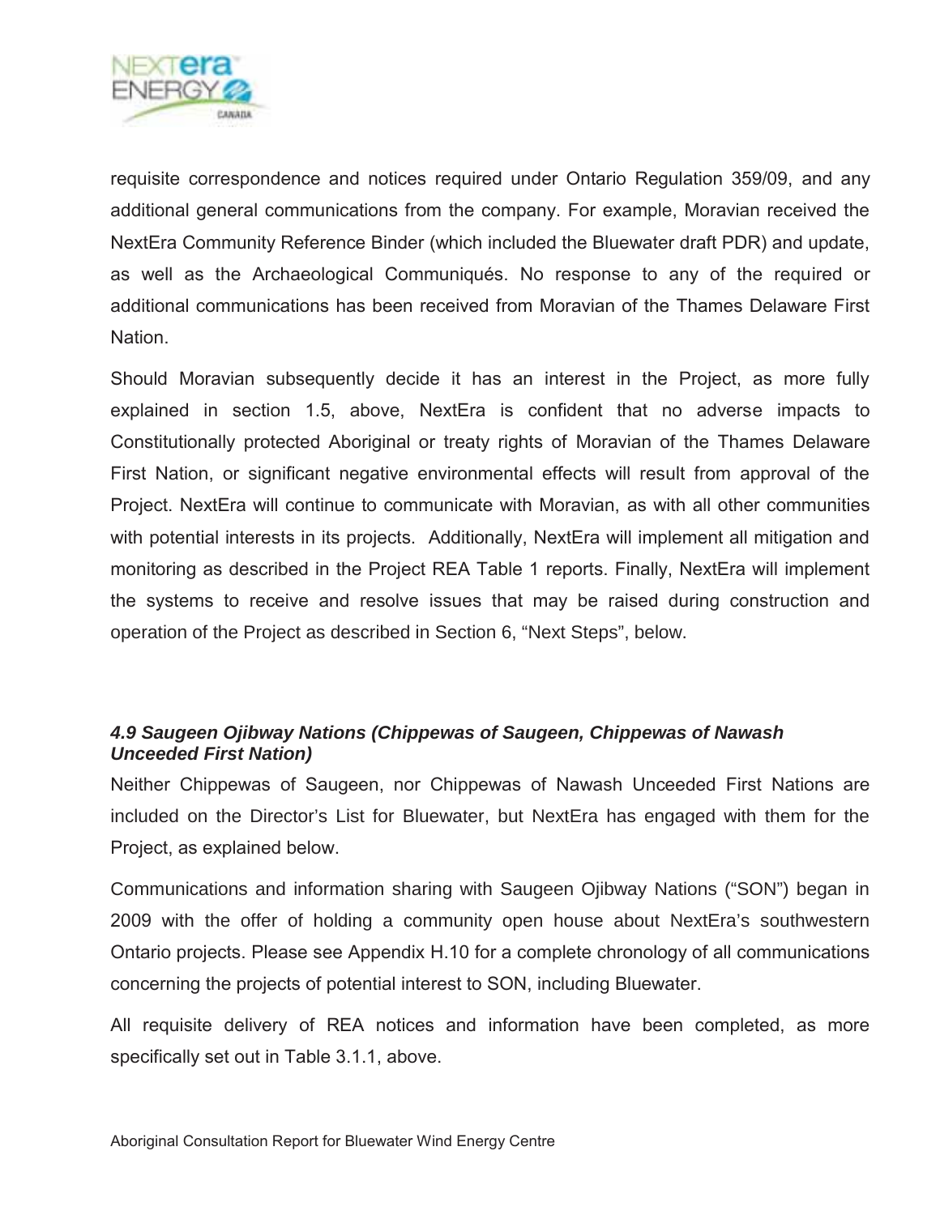requisite correspondence and notices required under Ontario Regulation 359/09, and any additional general communications from the company. For example, Moravian received the NextEra Community Reference Binder (which included the Bluewater draft PDR) and update, as well as the Archaeological Communiqués. No response to any of the required or additional communications has been received from Moravian of the Thames Delaware First Nation.

Should Moravian subsequently decide it has an interest in the Project, as more fully explained in section 1.5, above, NextEra is confident that no adverse impacts to Constitutionally protected Aboriginal or treaty rights of Moravian of the Thames Delaware First Nation, or significant negative environmental effects will result from approval of the Project. NextEra will continue to communicate with Moravian, as with all other communities with potential interests in its projects. Additionally, NextEra will implement all mitigation and monitoring as described in the Project REA Table 1 reports. Finally, NextEra will implement the systems to receive and resolve issues that may be raised during construction and operation of the Project as described in Section 6, "Next Steps", below.

### *4.9 Saugeen Ojibway Nations (Chippewas of Saugeen, Chippewas of Nawash Unceeded First Nation)*

Neither Chippewas of Saugeen, nor Chippewas of Nawash Unceeded First Nations are included on the Director's List for Bluewater, but NextEra has engaged with them for the Project, as explained below.

Communications and information sharing with Saugeen Ojibway Nations ("SON") began in 2009 with the offer of holding a community open house about NextEra's southwestern Ontario projects. Please see Appendix H.10 for a complete chronology of all communications concerning the projects of potential interest to SON, including Bluewater.

All requisite delivery of REA notices and information have been completed, as more specifically set out in Table 3.1.1, above.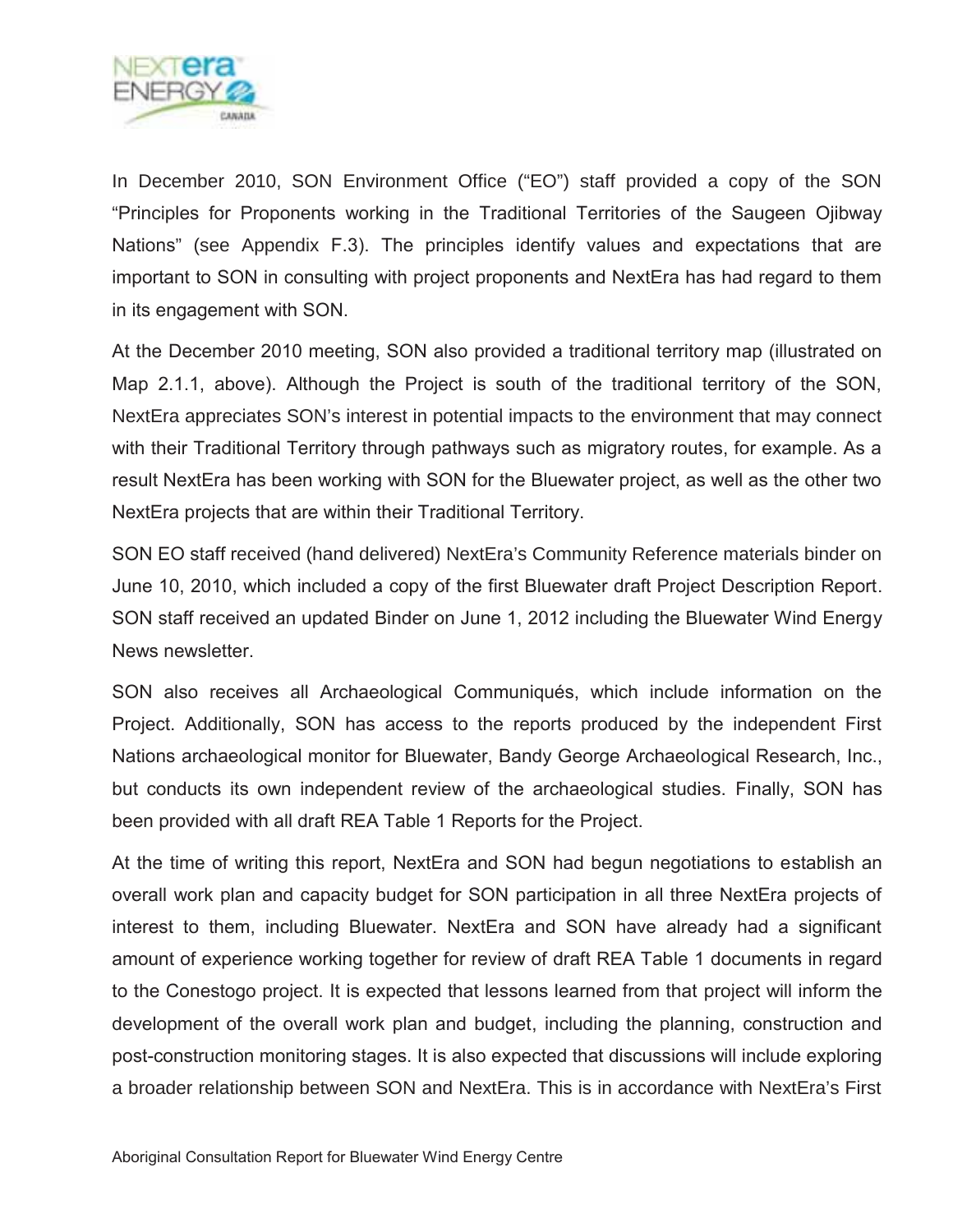In December 2010, SON Environment Office ("EO") staff provided a copy of the SON "Principles for Proponents working in the Traditional Territories of the Saugeen Ojibway Nations" (see Appendix F.3). The principles identify values and expectations that are important to SON in consulting with project proponents and NextEra has had regard to them in its engagement with SON.

At the December 2010 meeting, SON also provided a traditional territory map (illustrated on Map 2.1.1, above). Although the Project is south of the traditional territory of the SON, NextEra appreciates SON's interest in potential impacts to the environment that may connect with their Traditional Territory through pathways such as migratory routes, for example. As a result NextEra has been working with SON for the Bluewater project, as well as the other two NextEra projects that are within their Traditional Territory.

SON EO staff received (hand delivered) NextEra's Community Reference materials binder on June 10, 2010, which included a copy of the first Bluewater draft Project Description Report. SON staff received an updated Binder on June 1, 2012 including the Bluewater Wind Energy News newsletter.

SON also receives all Archaeological Communiqués, which include information on the Project. Additionally, SON has access to the reports produced by the independent First Nations archaeological monitor for Bluewater, Bandy George Archaeological Research, Inc., but conducts its own independent review of the archaeological studies. Finally, SON has been provided with all draft REA Table 1 Reports for the Project.

At the time of writing this report, NextEra and SON had begun negotiations to establish an overall work plan and capacity budget for SON participation in all three NextEra projects of interest to them, including Bluewater. NextEra and SON have already had a significant amount of experience working together for review of draft REA Table 1 documents in regard to the Conestogo project. It is expected that lessons learned from that project will inform the development of the overall work plan and budget, including the planning, construction and post-construction monitoring stages. It is also expected that discussions will include exploring a broader relationship between SON and NextEra. This is in accordance with NextEra's First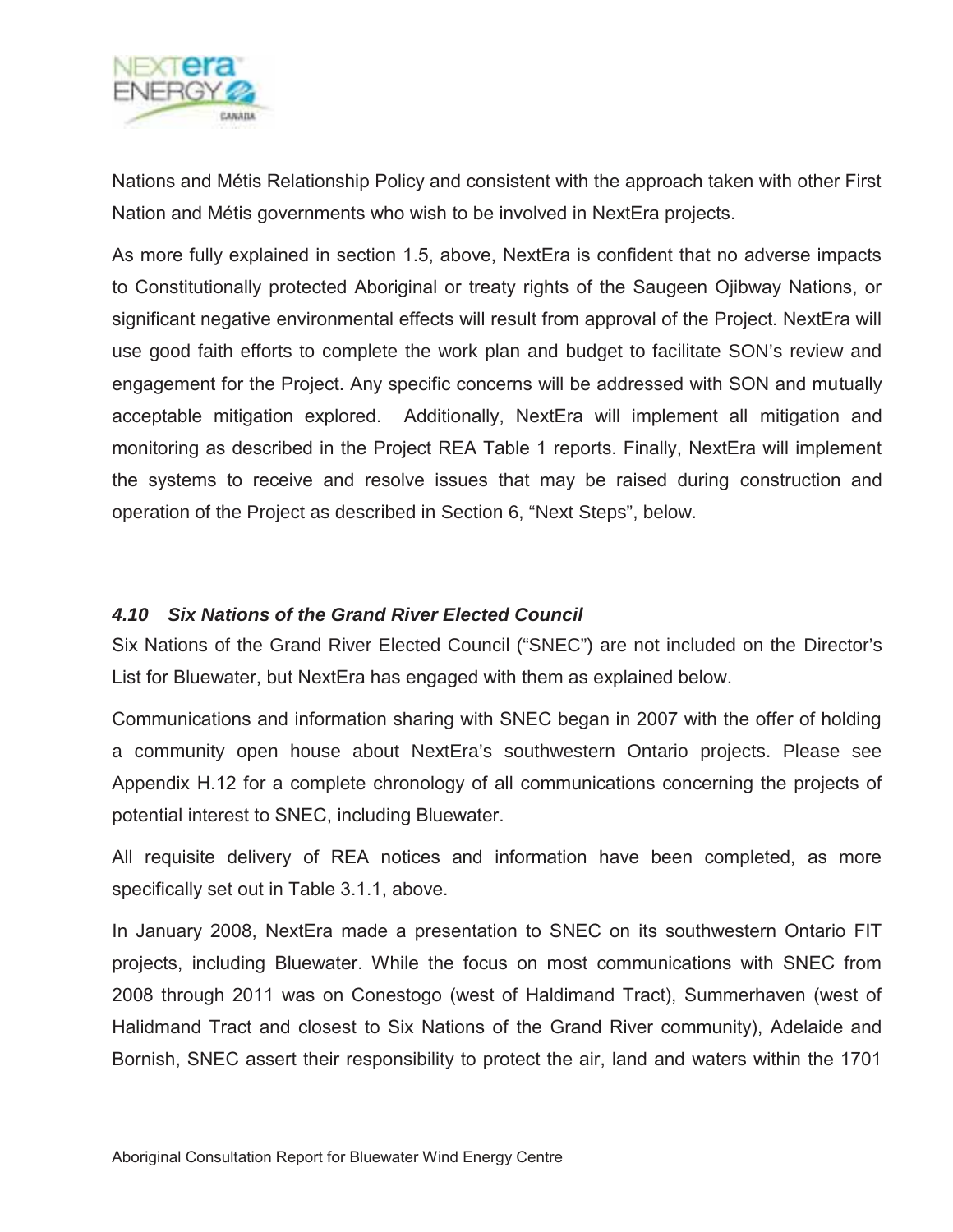Nations and Métis Relationship Policy and consistent with the approach taken with other First Nation and Métis governments who wish to be involved in NextEra projects.

As more fully explained in section 1.5, above, NextEra is confident that no adverse impacts to Constitutionally protected Aboriginal or treaty rights of the Saugeen Ojibway Nations, or significant negative environmental effects will result from approval of the Project. NextEra will use good faith efforts to complete the work plan and budget to facilitate SON's review and engagement for the Project. Any specific concerns will be addressed with SON and mutually acceptable mitigation explored. Additionally, NextEra will implement all mitigation and monitoring as described in the Project REA Table 1 reports. Finally, NextEra will implement the systems to receive and resolve issues that may be raised during construction and operation of the Project as described in Section 6, "Next Steps", below.

### *4.10 Six Nations of the Grand River Elected Council*

Six Nations of the Grand River Elected Council ("SNEC") are not included on the Director's List for Bluewater, but NextEra has engaged with them as explained below.

Communications and information sharing with SNEC began in 2007 with the offer of holding a community open house about NextEra's southwestern Ontario projects. Please see Appendix H.12 for a complete chronology of all communications concerning the projects of potential interest to SNEC, including Bluewater.

All requisite delivery of REA notices and information have been completed, as more specifically set out in Table 3.1.1, above.

In January 2008, NextEra made a presentation to SNEC on its southwestern Ontario FIT projects, including Bluewater. While the focus on most communications with SNEC from 2008 through 2011 was on Conestogo (west of Haldimand Tract), Summerhaven (west of Halidmand Tract and closest to Six Nations of the Grand River community), Adelaide and Bornish, SNEC assert their responsibility to protect the air, land and waters within the 1701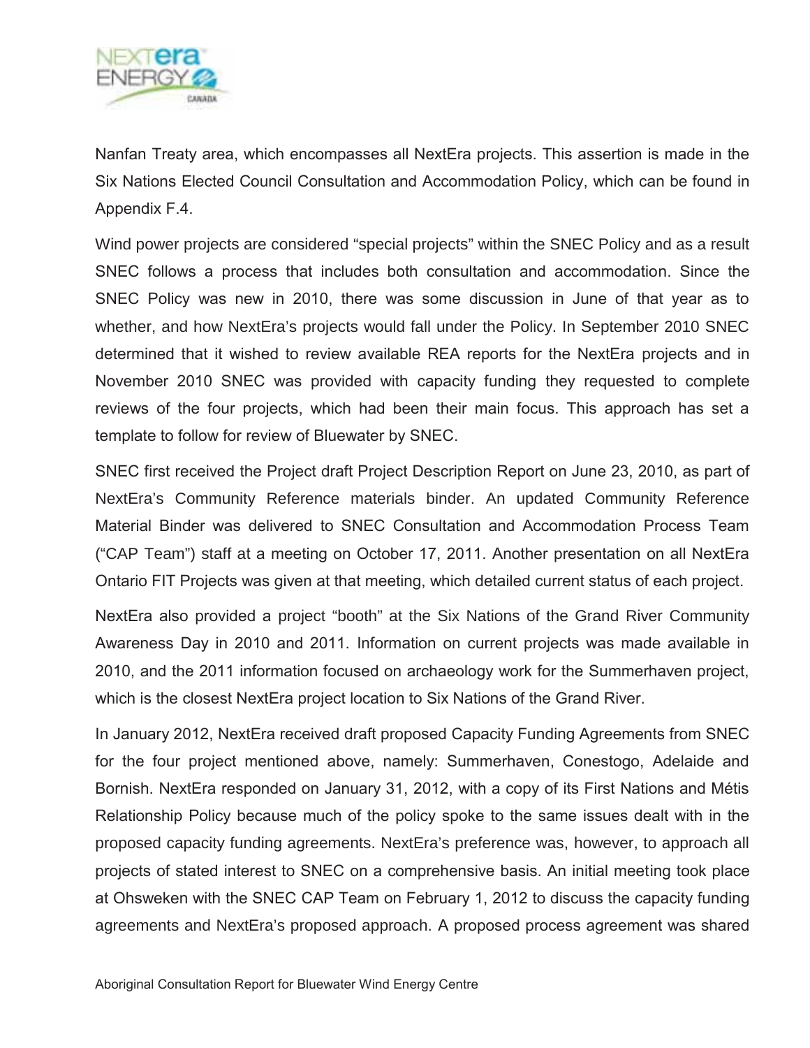Nanfan Treaty area, which encompasses all NextEra projects. This assertion is made in the Six Nations Elected Council Consultation and Accommodation Policy, which can be found in Appendix F.4.

Wind power projects are considered "special projects" within the SNEC Policy and as a result SNEC follows a process that includes both consultation and accommodation. Since the SNEC Policy was new in 2010, there was some discussion in June of that year as to whether, and how NextEra's projects would fall under the Policy. In September 2010 SNEC determined that it wished to review available REA reports for the NextEra projects and in November 2010 SNEC was provided with capacity funding they requested to complete reviews of the four projects, which had been their main focus. This approach has set a template to follow for review of Bluewater by SNEC.

SNEC first received the Project draft Project Description Report on June 23, 2010, as part of NextEra's Community Reference materials binder. An updated Community Reference Material Binder was delivered to SNEC Consultation and Accommodation Process Team ("CAP Team") staff at a meeting on October 17, 2011. Another presentation on all NextEra Ontario FIT Projects was given at that meeting, which detailed current status of each project.

NextEra also provided a project "booth" at the Six Nations of the Grand River Community Awareness Day in 2010 and 2011. Information on current projects was made available in 2010, and the 2011 information focused on archaeology work for the Summerhaven project, which is the closest NextEra project location to Six Nations of the Grand River.

In January 2012, NextEra received draft proposed Capacity Funding Agreements from SNEC for the four project mentioned above, namely: Summerhaven, Conestogo, Adelaide and Bornish. NextEra responded on January 31, 2012, with a copy of its First Nations and Métis Relationship Policy because much of the policy spoke to the same issues dealt with in the proposed capacity funding agreements. NextEra's preference was, however, to approach all projects of stated interest to SNEC on a comprehensive basis. An initial meeting took place at Ohsweken with the SNEC CAP Team on February 1, 2012 to discuss the capacity funding agreements and NextEra's proposed approach. A proposed process agreement was shared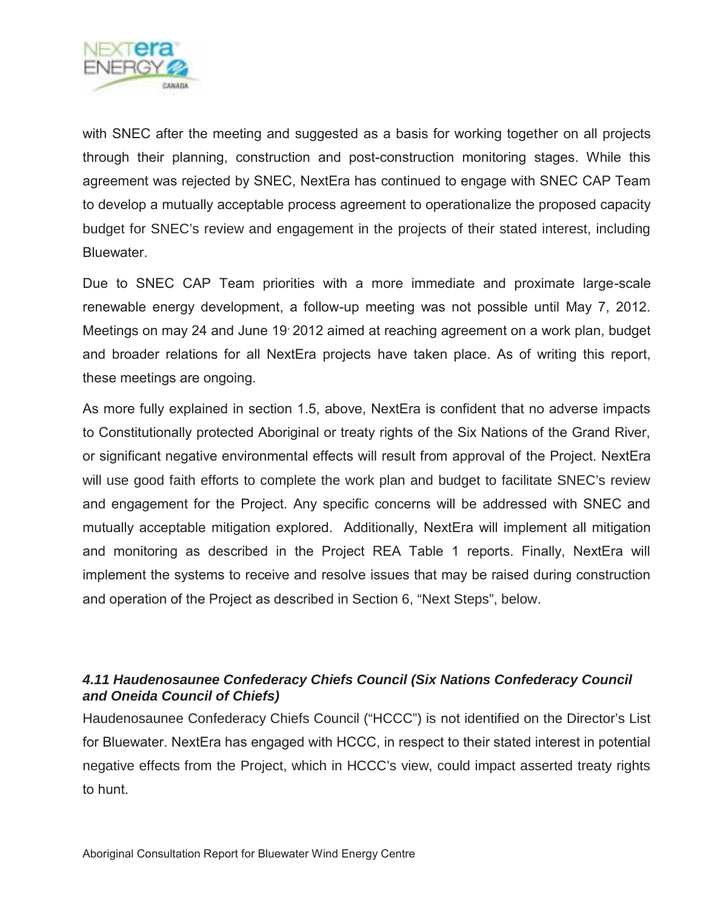with SNEC after the meeting and suggested as a basis for working together on all projects through their planning, construction and post-construction monitoring stages. While this agreement was rejected by SNEC, NextEra has continued to engage with SNEC CAP Team to develop a mutually acceptable process agreement to operationalize the proposed capacity budget for SNEC's review and engagement in the projects of their stated interest, including Bluewater.

Due to SNEC CAP Team priorities with a more immediate and proximate large-scale renewable energy development, a follow-up meeting was not possible until May 7, 2012. Meetings on may 24 and June 19, 2012 aimed at reaching agreement on a work plan, budget and broader relations for all NextEra projects have taken place. As of writing this report, these meetings are ongoing.

As more fully explained in section 1.5, above, NextEra is confident that no adverse impacts to Constitutionally protected Aboriginal or treaty rights of the Six Nations of the Grand River, or significant negative environmental effects will result from approval of the Project. NextEra will use good faith efforts to complete the work plan and budget to facilitate SNEC's review and engagement for the Project. Any specific concerns will be addressed with SNEC and mutually acceptable mitigation explored. Additionally, NextEra will implement all mitigation and monitoring as described in the Project REA Table 1 reports. Finally, NextEra will implement the systems to receive and resolve issues that may be raised during construction and operation of the Project as described in Section 6, "Next Steps", below.

### *4.11 Haudenosaunee Confederacy Chiefs Council (Six Nations Confederacy Council and Oneida Council of Chiefs)*

Haudenosaunee Confederacy Chiefs Council ("HCCC") is not identified on the Director's List for Bluewater. NextEra has engaged with HCCC, in respect to their stated interest in potential negative effects from the Project, which in HCCC's view, could impact asserted treaty rights to hunt.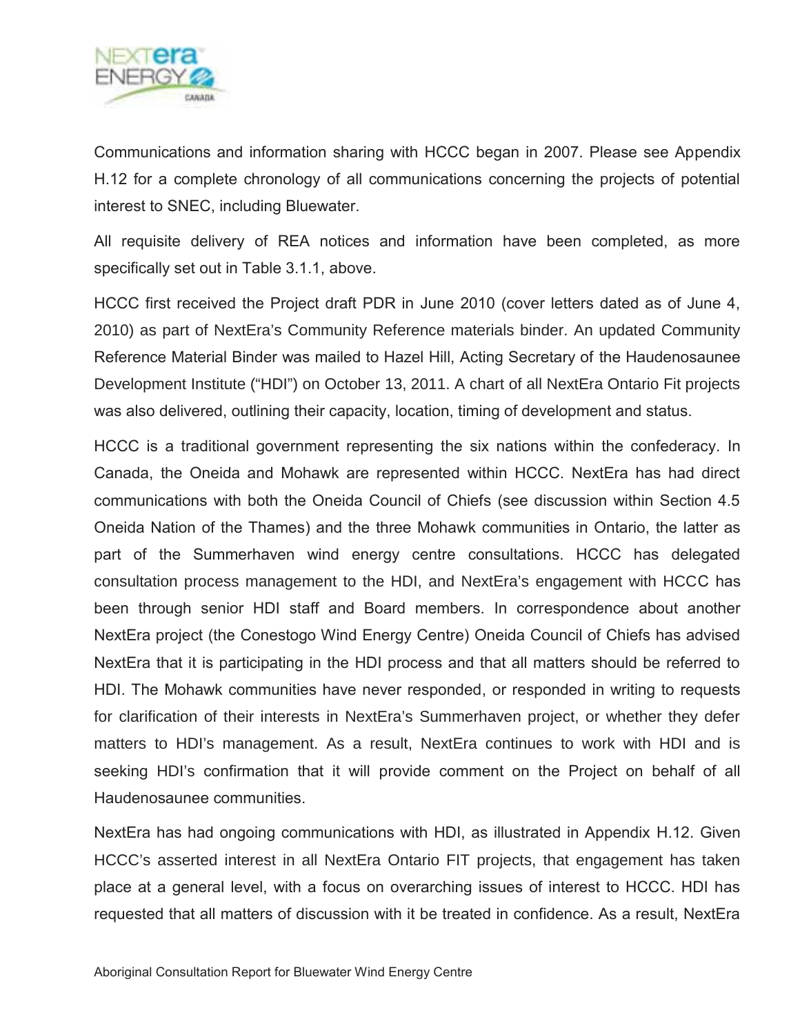Communications and information sharing with HCCC began in 2007. Please see Appendix H.12 for a complete chronology of all communications concerning the projects of potential interest to SNEC, including Bluewater.

All requisite delivery of REA notices and information have been completed, as more specifically set out in Table 3.1.1, above.

HCCC first received the Project draft PDR in June 2010 (cover letters dated as of June 4, 2010) as part of NextEra's Community Reference materials binder. An updated Community Reference Material Binder was mailed to Hazel Hill, Acting Secretary of the Haudenosaunee Development Institute ("HDI") on October 13, 2011. A chart of all NextEra Ontario Fit projects was also delivered, outlining their capacity, location, timing of development and status.

HCCC is a traditional government representing the six nations within the confederacy. In Canada, the Oneida and Mohawk are represented within HCCC. NextEra has had direct communications with both the Oneida Council of Chiefs (see discussion within Section 4.5 Oneida Nation of the Thames) and the three Mohawk communities in Ontario, the latter as part of the Summerhaven wind energy centre consultations. HCCC has delegated consultation process management to the HDI, and NextEra's engagement with HCCC has been through senior HDI staff and Board members. In correspondence about another NextEra project (the Conestogo Wind Energy Centre) Oneida Council of Chiefs has advised NextEra that it is participating in the HDI process and that all matters should be referred to HDI. The Mohawk communities have never responded, or responded in writing to requests for clarification of their interests in NextEra's Summerhaven project, or whether they defer matters to HDI's management. As a result, NextEra continues to work with HDI and is seeking HDI's confirmation that it will provide comment on the Project on behalf of all Haudenosaunee communities.

NextEra has had ongoing communications with HDI, as illustrated in Appendix H.12. Given HCCC's asserted interest in all NextEra Ontario FIT projects, that engagement has taken place at a general level, with a focus on overarching issues of interest to HCCC. HDI has requested that all matters of discussion with it be treated in confidence. As a result, NextEra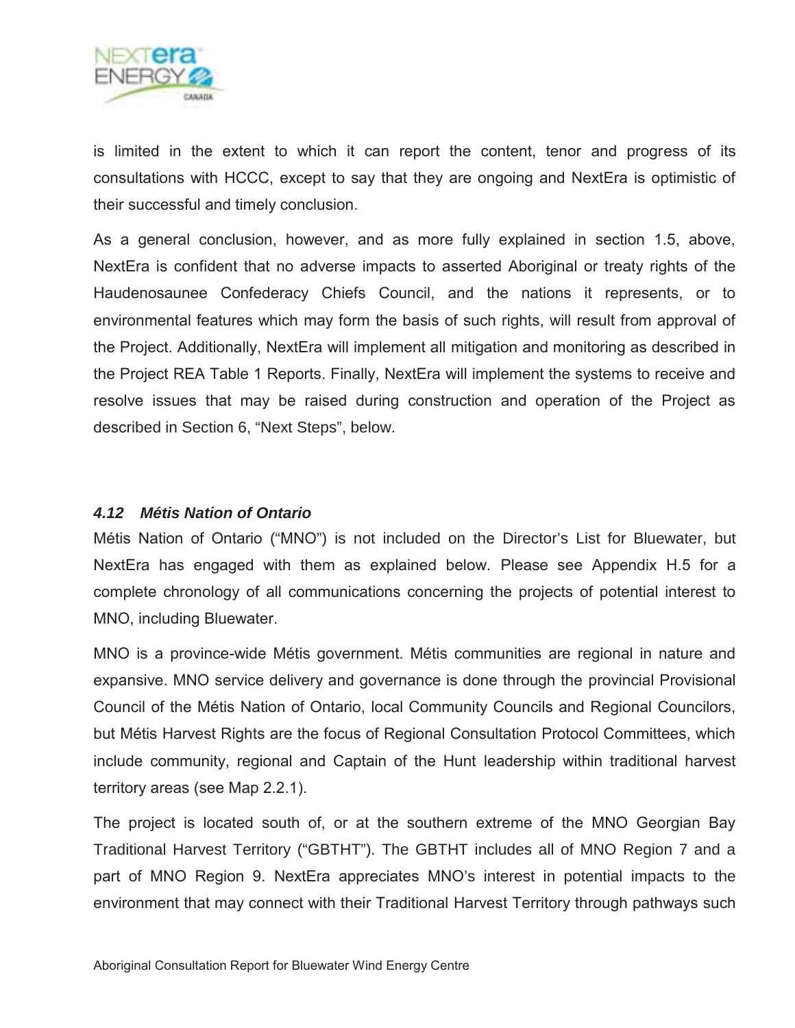is limited in the extent to which it can report the content, tenor and progress of its consultations with HCCC, except to say that they are ongoing and NextEra is optimistic of their successful and timely conclusion.

As a general conclusion, however, and as more fully explained in section 1.5, above, NextEra is confident that no adverse impacts to asserted Aboriginal or treaty rights of the Haudenosaunee Confederacy Chiefs Council, and the nations it represents, or to environmental features which may form the basis of such rights, will result from approval of the Project. Additionally, NextEra will implement all mitigation and monitoring as described in the Project REA Table 1 Reports. Finally, NextEra will implement the systems to receive and resolve issues that may be raised during construction and operation of the Project as described in Section 6, "Next Steps", below.

### *4.12 Métis Nation of Ontario*

Métis Nation of Ontario ("MNO") is not included on the Director's List for Bluewater, but NextEra has engaged with them as explained below. Please see Appendix H.5 for a complete chronology of all communications concerning the projects of potential interest to MNO, including Bluewater.

MNO is a province-wide Métis government. Métis communities are regional in nature and expansive. MNO service delivery and governance is done through the provincial Provisional Council of the Métis Nation of Ontario, local Community Councils and Regional Councilors, but Métis Harvest Rights are the focus of Regional Consultation Protocol Committees, which include community, regional and Captain of the Hunt leadership within traditional harvest territory areas (see Map 2.2.1).

The project is located south of, or at the southern extreme of the MNO Georgian Bay Traditional Harvest Territory ("GBTHT"). The GBTHT includes all of MNO Region 7 and a part of MNO Region 9. NextEra appreciates MNO's interest in potential impacts to the environment that may connect with their Traditional Harvest Territory through pathways such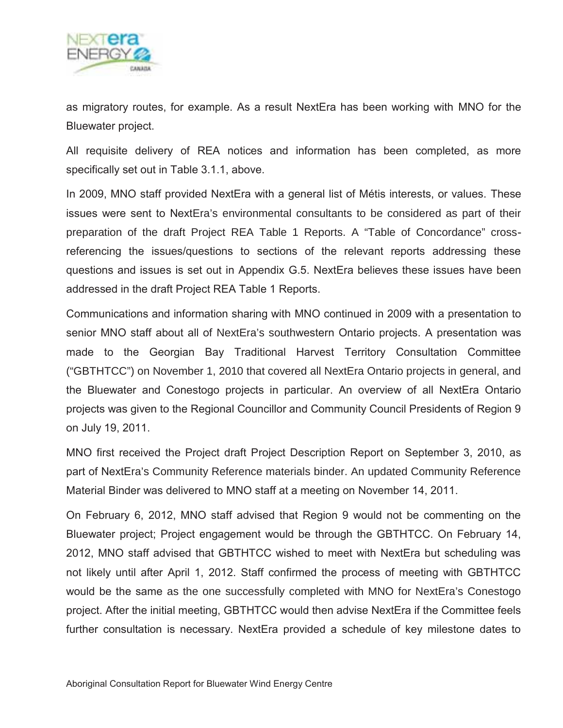as migratory routes, for example. As a result NextEra has been working with MNO for the Bluewater project.

All requisite delivery of REA notices and information has been completed, as more specifically set out in Table 3.1.1, above.

In 2009, MNO staff provided NextEra with a general list of Métis interests, or values. These issues were sent to NextEra's environmental consultants to be considered as part of their preparation of the draft Project REA Table 1 Reports. A "Table of Concordance" cross-referencing the issues/questions to sections of the relevant reports addressing these questions and issues is set out in Appendix G.5. NextEra believes these issues have been addressed in the draft Project REA Table 1 Reports.

Communications and information sharing with MNO continued in 2009 with a presentation to senior MNO staff about all of NextEra's southwestern Ontario projects. A presentation was made to the Georgian Bay Traditional Harvest Territory Consultation Committee ("GBTHTCC") on November 1, 2010 that covered all NextEra Ontario projects in general, and the Bluewater and Conestogo projects in particular. An overview of all NextEra Ontario projects was given to the Regional Councillor and Community Council Presidents of Region 9 on July 19, 2011.

MNO first received the Project draft Project Description Report on September 3, 2010, as part of NextEra's Community Reference materials binder. An updated Community Reference Material Binder was delivered to MNO staff at a meeting on November 14, 2011.

On February 6, 2012, MNO staff advised that Region 9 would not be commenting on the Bluewater project; Project engagement would be through the GBTHTCC. On February 14, 2012, MNO staff advised that GBTHTCC wished to meet with NextEra but scheduling was not likely until after April 1, 2012. Staff confirmed the process of meeting with GBTHTCC would be the same as the one successfully completed with MNO for NextEra's Conestogo project. After the initial meeting, GBTHTCC would then advise NextEra if the Committee feels further consultation is necessary. NextEra provided a schedule of key milestone dates to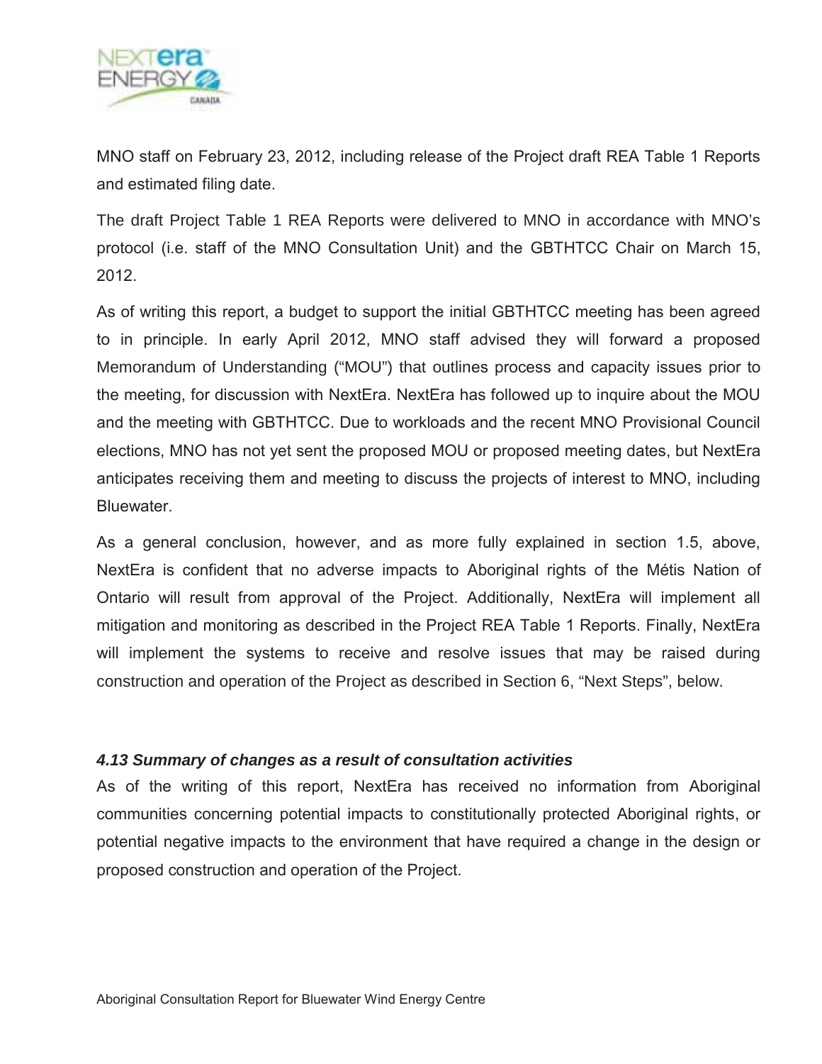MNO staff on February 23, 2012, including release of the Project draft REA Table 1 Reports and estimated filing date.

The draft Project Table 1 REA Reports were delivered to MNO in accordance with MNO's protocol (i.e. staff of the MNO Consultation Unit) and the GBTHTCC Chair on March 15, 2012.

As of writing this report, a budget to support the initial GBTHTCC meeting has been agreed to in principle. In early April 2012, MNO staff advised they will forward a proposed Memorandum of Understanding ("MOU") that outlines process and capacity issues prior to the meeting, for discussion with NextEra. NextEra has followed up to inquire about the MOU and the meeting with GBTHTCC. Due to workloads and the recent MNO Provisional Council elections, MNO has not yet sent the proposed MOU or proposed meeting dates, but NextEra anticipates receiving them and meeting to discuss the projects of interest to MNO, including Bluewater.

As a general conclusion, however, and as more fully explained in section 1.5, above, NextEra is confident that no adverse impacts to Aboriginal rights of the Métis Nation of Ontario will result from approval of the Project. Additionally, NextEra will implement all mitigation and monitoring as described in the Project REA Table 1 Reports. Finally, NextEra will implement the systems to receive and resolve issues that may be raised during construction and operation of the Project as described in Section 6, "Next Steps", below.

### *4.13 Summary of changes as a result of consultation activities*

As of the writing of this report, NextEra has received no information from Aboriginal communities concerning potential impacts to constitutionally protected Aboriginal rights, or potential negative impacts to the environment that have required a change in the design or proposed construction and operation of the Project.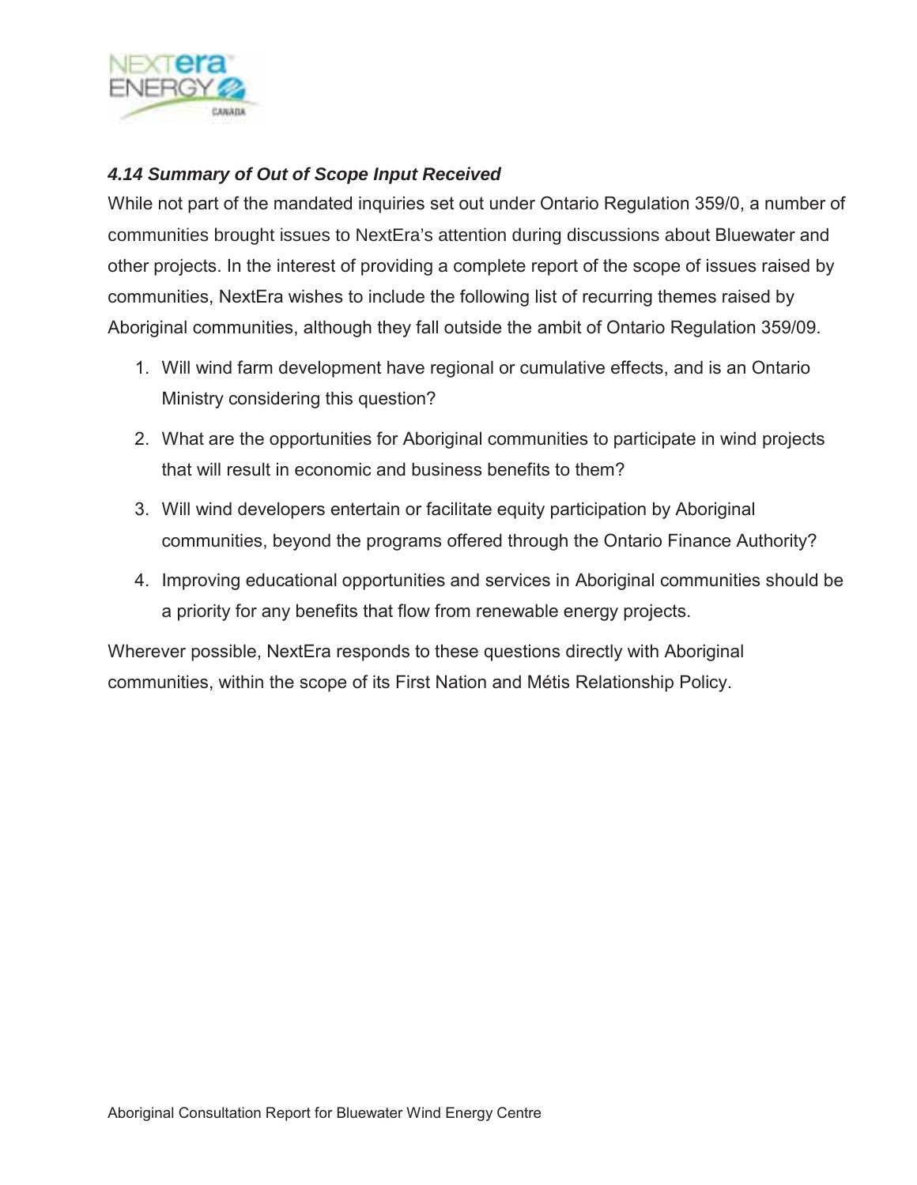### *4.14 Summary of Out of Scope Input Received*

While not part of the mandated inquiries set out under Ontario Regulation 359/0, a number of communities brought issues to NextEra's attention during discussions about Bluewater and other projects. In the interest of providing a complete report of the scope of issues raised by communities, NextEra wishes to include the following list of recurring themes raised by Aboriginal communities, although they fall outside the ambit of Ontario Regulation 359/09.

1. Will wind farm development have regional or cumulative effects, and is an Ontario Ministry considering this question?
2. What are the opportunities for Aboriginal communities to participate in wind projects that will result in economic and business benefits to them?
3. Will wind developers entertain or facilitate equity participation by Aboriginal communities, beyond the programs offered through the Ontario Finance Authority?
4. Improving educational opportunities and services in Aboriginal communities should be a priority for any benefits that flow from renewable energy projects.

Wherever possible, NextEra responds to these questions directly with Aboriginal communities, within the scope of its First Nation and Métis Relationship Policy.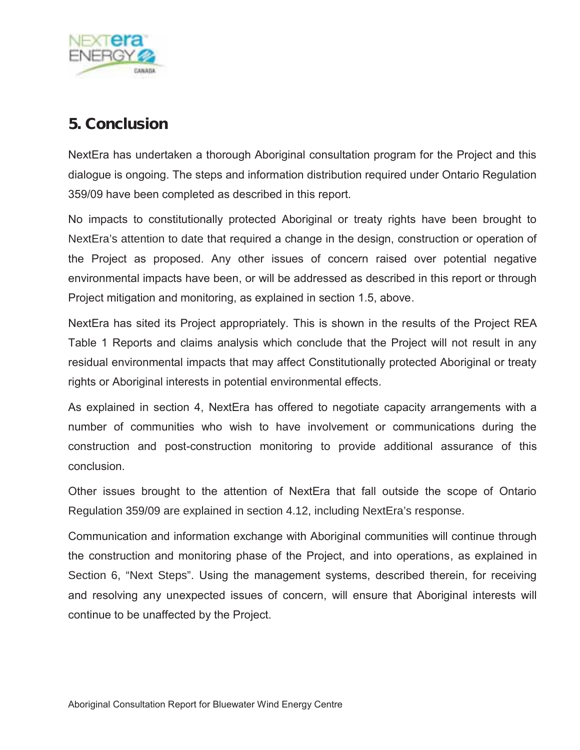## 5. Conclusion

NextEra has undertaken a thorough Aboriginal consultation program for the Project and this dialogue is ongoing. The steps and information distribution required under Ontario Regulation 359/09 have been completed as described in this report.

No impacts to constitutionally protected Aboriginal or treaty rights have been brought to NextEra's attention to date that required a change in the design, construction or operation of the Project as proposed. Any other issues of concern raised over potential negative environmental impacts have been, or will be addressed as described in this report or through Project mitigation and monitoring, as explained in section 1.5, above.

NextEra has sited its Project appropriately. This is shown in the results of the Project REA Table 1 Reports and claims analysis which conclude that the Project will not result in any residual environmental impacts that may affect Constitutionally protected Aboriginal or treaty rights or Aboriginal interests in potential environmental effects.

As explained in section 4, NextEra has offered to negotiate capacity arrangements with a number of communities who wish to have involvement or communications during the construction and post-construction monitoring to provide additional assurance of this conclusion.

Other issues brought to the attention of NextEra that fall outside the scope of Ontario Regulation 359/09 are explained in section 4.12, including NextEra's response.

Communication and information exchange with Aboriginal communities will continue through the construction and monitoring phase of the Project, and into operations, as explained in Section 6, "Next Steps". Using the management systems, described therein, for receiving and resolving any unexpected issues of concern, will ensure that Aboriginal interests will continue to be unaffected by the Project.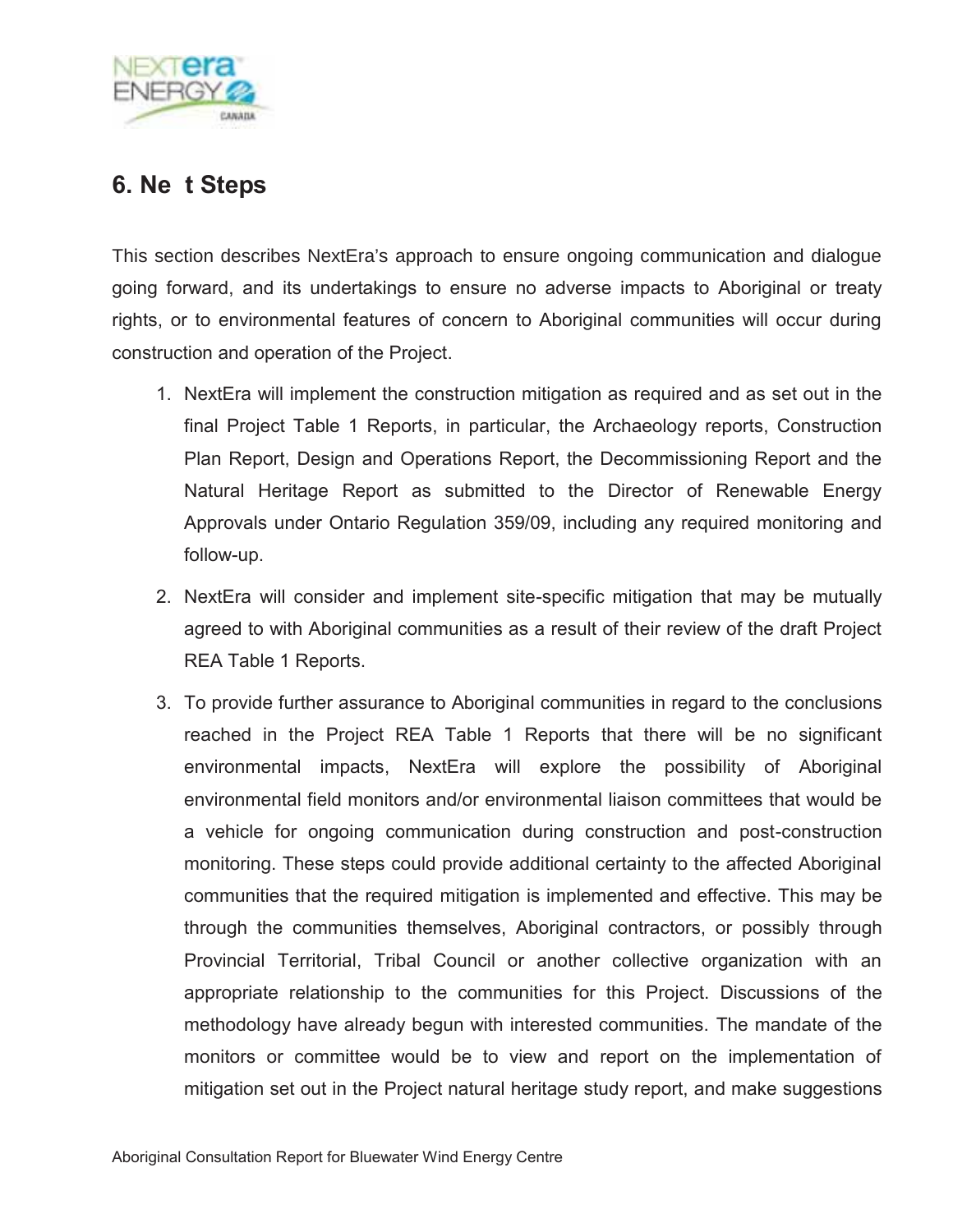## 6. Ne t Steps

This section describes NextEra's approach to ensure ongoing communication and dialogue going forward, and its undertakings to ensure no adverse impacts to Aboriginal or treaty rights, or to environmental features of concern to Aboriginal communities will occur during construction and operation of the Project.

1. NextEra will implement the construction mitigation as required and as set out in the final Project Table 1 Reports, in particular, the Archaeology reports, Construction Plan Report, Design and Operations Report, the Decommissioning Report and the Natural Heritage Report as submitted to the Director of Renewable Energy Approvals under Ontario Regulation 359/09, including any required monitoring and follow-up.
2. NextEra will consider and implement site-specific mitigation that may be mutually agreed to with Aboriginal communities as a result of their review of the draft Project REA Table 1 Reports.
3. To provide further assurance to Aboriginal communities in regard to the conclusions reached in the Project REA Table 1 Reports that there will be no significant environmental impacts, NextEra will explore the possibility of Aboriginal environmental field monitors and/or environmental liaison committees that would be a vehicle for ongoing communication during construction and post-construction monitoring. These steps could provide additional certainty to the affected Aboriginal communities that the required mitigation is implemented and effective. This may be through the communities themselves, Aboriginal contractors, or possibly through Provincial Territorial, Tribal Council or another collective organization with an appropriate relationship to the communities for this Project. Discussions of the methodology have already begun with interested communities. The mandate of the monitors or committee would be to view and report on the implementation of mitigation set out in the Project natural heritage study report, and make suggestions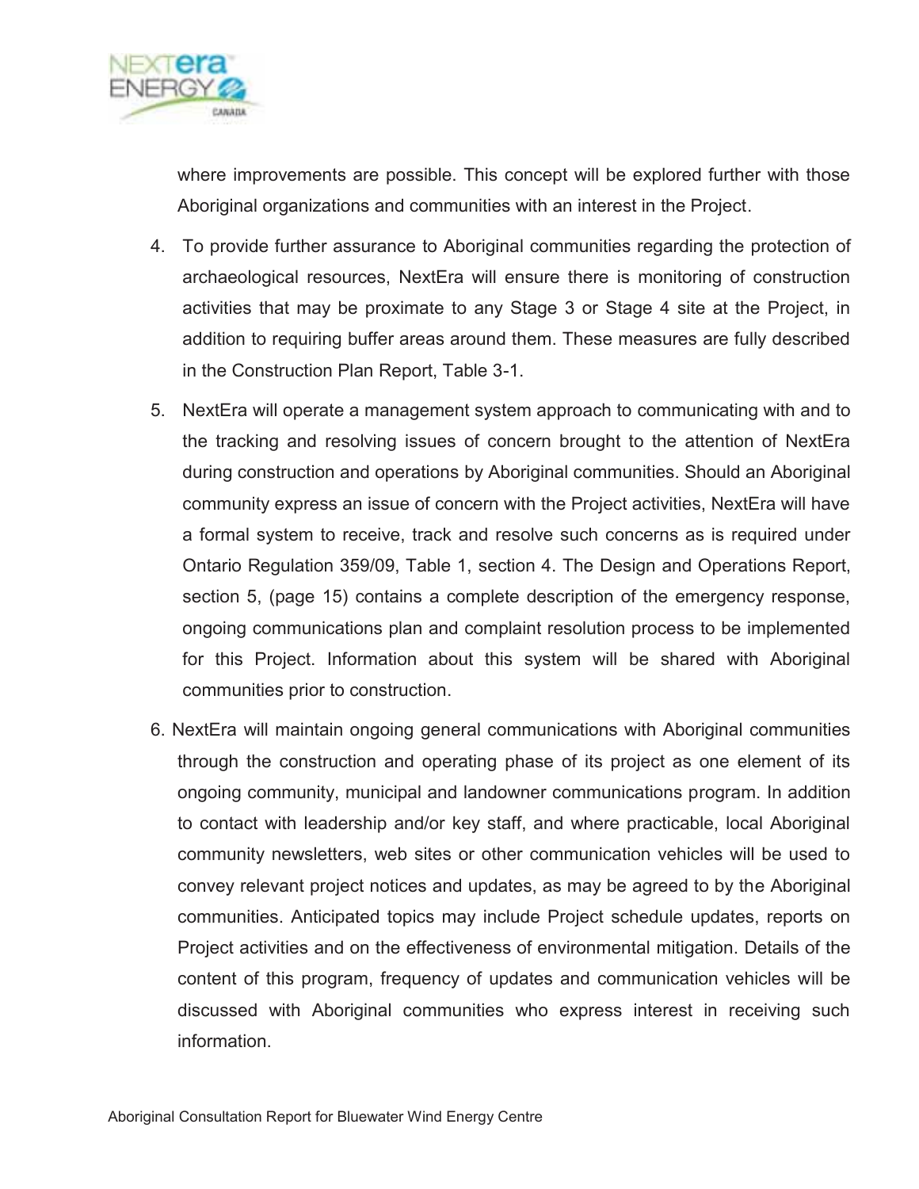where improvements are possible. This concept will be explored further with those Aboriginal organizations and communities with an interest in the Project.

4. To provide further assurance to Aboriginal communities regarding the protection of archaeological resources, NextEra will ensure there is monitoring of construction activities that may be proximate to any Stage 3 or Stage 4 site at the Project, in addition to requiring buffer areas around them. These measures are fully described in the Construction Plan Report, Table 3-1.

5. NextEra will operate a management system approach to communicating with and to the tracking and resolving issues of concern brought to the attention of NextEra during construction and operations by Aboriginal communities. Should an Aboriginal community express an issue of concern with the Project activities, NextEra will have a formal system to receive, track and resolve such concerns as is required under Ontario Regulation 359/09, Table 1, section 4. The Design and Operations Report, section 5, (page 15) contains a complete description of the emergency response, ongoing communications plan and complaint resolution process to be implemented for this Project. Information about this system will be shared with Aboriginal communities prior to construction.

6. NextEra will maintain ongoing general communications with Aboriginal communities through the construction and operating phase of its project as one element of its ongoing community, municipal and landowner communications program. In addition to contact with leadership and/or key staff, and where practicable, local Aboriginal community newsletters, web sites or other communication vehicles will be used to convey relevant project notices and updates, as may be agreed to by the Aboriginal communities. Anticipated topics may include Project schedule updates, reports on Project activities and on the effectiveness of environmental mitigation. Details of the content of this program, frequency of updates and communication vehicles will be discussed with Aboriginal communities who express interest in receiving such information.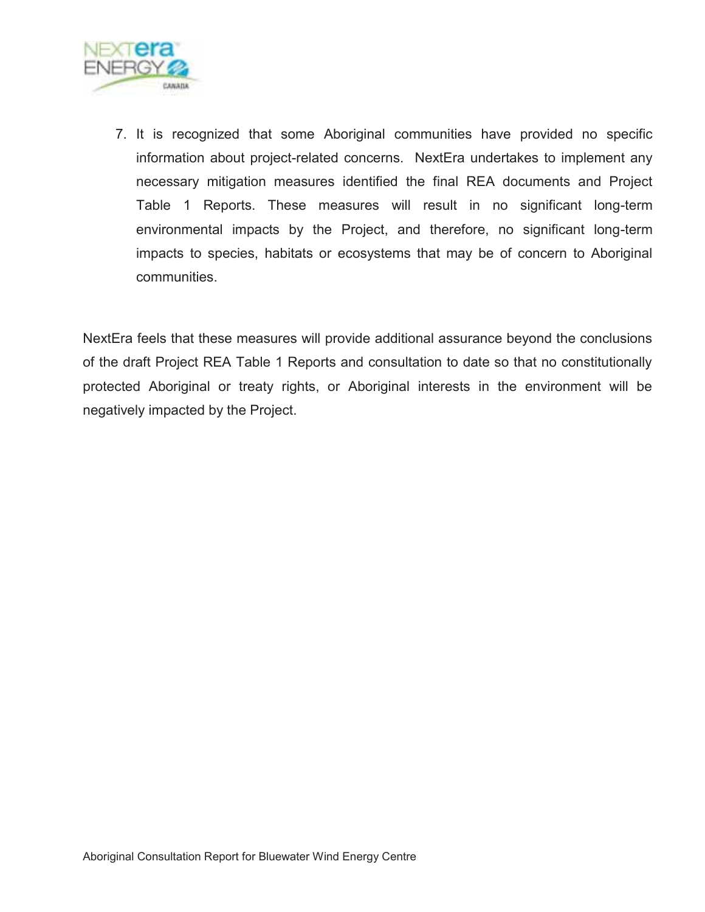7. It is recognized that some Aboriginal communities have provided no specific information about project-related concerns. NextEra undertakes to implement any necessary mitigation measures identified the final REA documents and Project Table 1 Reports. These measures will result in no significant long-term environmental impacts by the Project, and therefore, no significant long-term impacts to species, habitats or ecosystems that may be of concern to Aboriginal communities.

NextEra feels that these measures will provide additional assurance beyond the conclusions of the draft Project REA Table 1 Reports and consultation to date so that no constitutionally protected Aboriginal or treaty rights, or Aboriginal interests in the environment will be negatively impacted by the Project.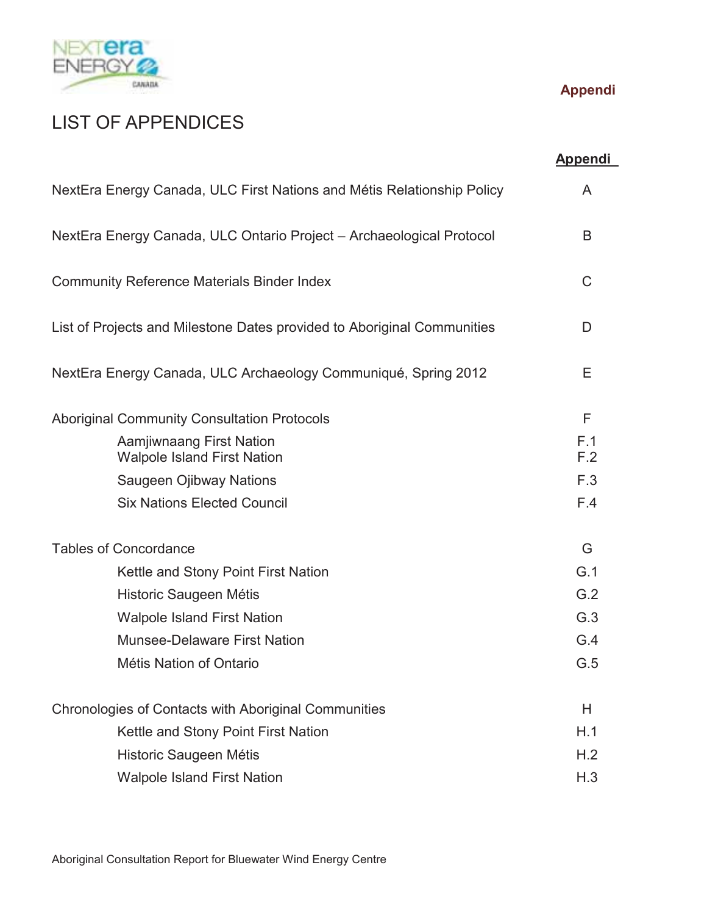Appendi

# LIST OF APPENDICES

| | Appendi |
|---|---|
| NextEra Energy Canada, ULC First Nations and Métis Relationship Policy | A |
| NextEra Energy Canada, ULC Ontario Project – Archaeological Protocol | B |
| Community Reference Materials Binder Index | C |
| List of Projects and Milestone Dates provided to Aboriginal Communities | D |
| NextEra Energy Canada, ULC Archaeology Communiqué, Spring 2012 | E |
| Aboriginal Community Consultation Protocols | F |
| Aamjiwnaang First Nation | F.1 |
| Walpole Island First Nation | F.2 |
| Saugeen Ojibway Nations | F.3 |
| Six Nations Elected Council | F.4 |
| Tables of Concordance | G |
| Kettle and Stony Point First Nation | G.1 |
| Historic Saugeen Métis | G.2 |
| Walpole Island First Nation | G.3 |
| Munsee-Delaware First Nation | G.4 |
| Métis Nation of Ontario | G.5 |
| Chronologies of Contacts with Aboriginal Communities | H |
| Kettle and Stony Point First Nation | H.1 |
| Historic Saugeen Métis | H.2 |
| Walpole Island First Nation | H.3 |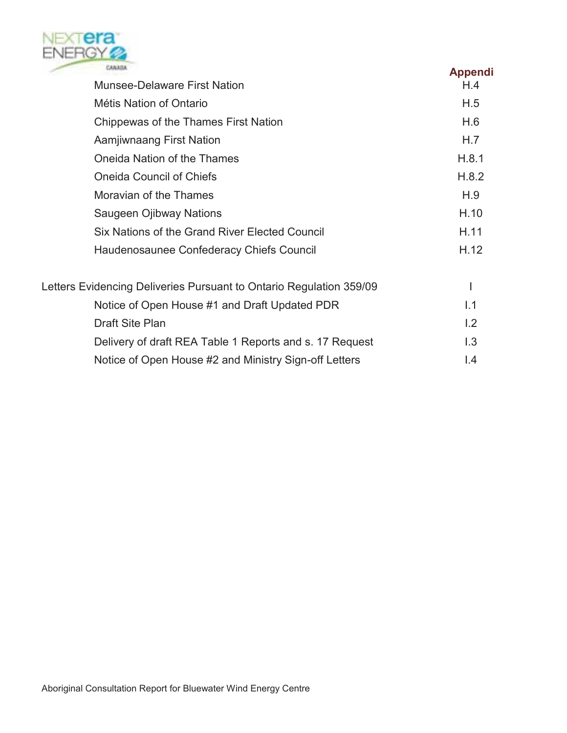| | Appendi |
|---|---|
| Munsee-Delaware First Nation | H.4 |
| Métis Nation of Ontario | H.5 |
| Chippewas of the Thames First Nation | H.6 |
| Aamjiwnaang First Nation | H.7 |
| Oneida Nation of the Thames | H.8.1 |
| Oneida Council of Chiefs | H.8.2 |
| Moravian of the Thames | H.9 |
| Saugeen Ojibway Nations | H.10 |
| Six Nations of the Grand River Elected Council | H.11 |
| Haudenosaunee Confederacy Chiefs Council | H.12 |
| Letters Evidencing Deliveries Pursuant to Ontario Regulation 359/09 | I |
| Notice of Open House #1 and Draft Updated PDR | I.1 |
| Draft Site Plan | I.2 |
| Delivery of draft REA Table 1 Reports and s. 17 Request | I.3 |
| Notice of Open House #2 and Ministry Sign-off Letters | I.4 |